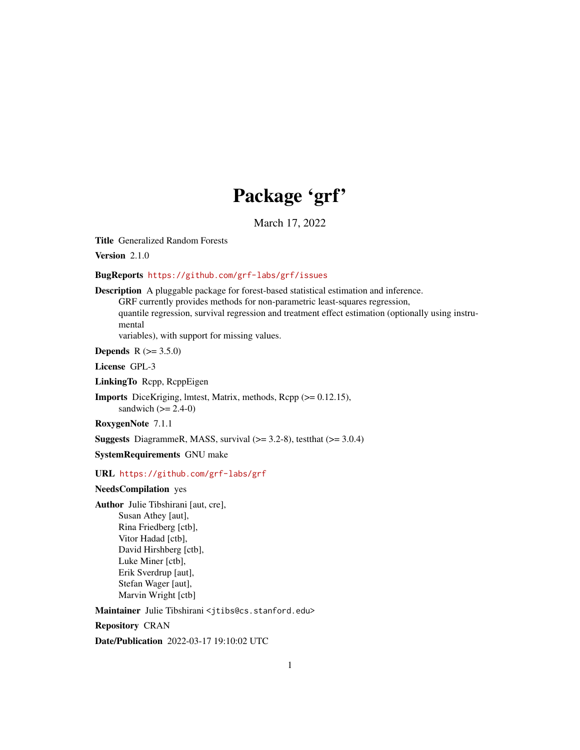# Package 'grf'

March 17, 2022

**Title** Generalized Random Forests

**Version** 2.1.0

**BugReports** https://github.com/grf-labs/grf/issues

**Description** A pluggable package for forest-based statistical estimation and inference. GRF currently provides methods for non-parametric least-squares regression, quantile regression, survival regression and treatment effect estimation (optionally using instrumental variables), with support for missing values.

**Depends** R (>= 3.5.0)

**License** GPL-3

**LinkingTo** Rcpp, RcppEigen

**Imports** DiceKriging, lmtest, Matrix, methods, Rcpp (>= 0.12.15), sandwich (>= 2.4-0)

**RoxygenNote** 7.1.1

**Suggests** DiagrammeR, MASS, survival (>= 3.2-8), testthat (>= 3.0.4)

**SystemRequirements** GNU make

**URL** https://github.com/grf-labs/grf

**NeedsCompilation** yes

**Author** Julie Tibshirani [aut, cre],
Susan Athey [aut],
Rina Friedberg [ctb],
Vitor Hadad [ctb],
David Hirshberg [ctb],
Luke Miner [ctb],
Erik Sverdrup [aut],
Stefan Wager [aut],
Marvin Wright [ctb]

**Maintainer** Julie Tibshirani <jtibs@cs.stanford.edu>

**Repository** CRAN

**Date/Publication** 2022-03-17 19:10:02 UTC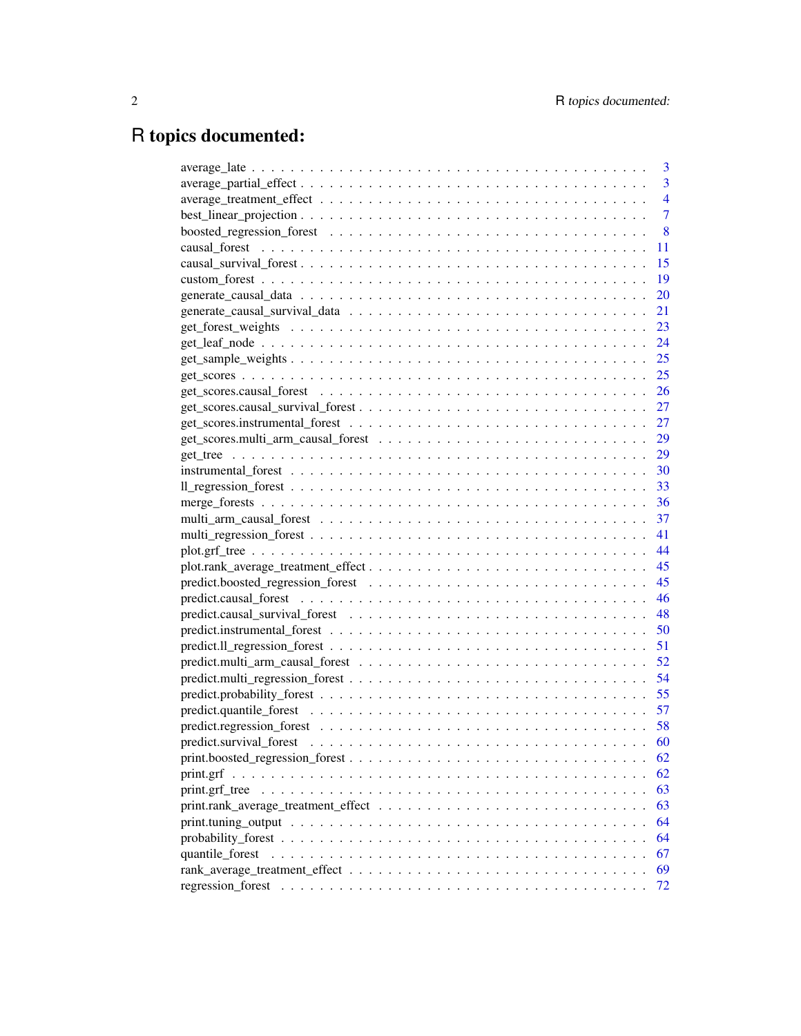# R topics documented:

| | |
|---|---|
| average_late | 3 |
| average_partial_effect | 3 |
| average_treatment_effect | 4 |
| best_linear_projection | 7 |
| boosted_regression_forest | 8 |
| causal_forest | 11 |
| causal_survival_forest | 15 |
| custom_forest | 19 |
| generate_causal_data | 20 |
| generate_causal_survival_data | 21 |
| get_forest_weights | 23 |
| get_leaf_node | 24 |
| get_sample_weights | 25 |
| get_scores | 25 |
| get_scores.causal_forest | 26 |
| get_scores.causal_survival_forest | 27 |
| get_scores.instrumental_forest | 27 |
| get_scores.multi_arm_causal_forest | 29 |
| get_tree | 29 |
| instrumental_forest | 30 |
| ll_regression_forest | 33 |
| merge_forests | 36 |
| multi_arm_causal_forest | 37 |
| multi_regression_forest | 41 |
| plot.grf_tree | 44 |
| plot.rank_average_treatment_effect | 45 |
| predict.boosted_regression_forest | 45 |
| predict.causal_forest | 46 |
| predict.causal_survival_forest | 48 |
| predict.instrumental_forest | 50 |
| predict.ll_regression_forest | 51 |
| predict.multi_arm_causal_forest | 52 |
| predict.multi_regression_forest | 54 |
| predict.probability_forest | 55 |
| predict.quantile_forest | 57 |
| predict.regression_forest | 58 |
| predict.survival_forest | 60 |
| print.boosted_regression_forest | 62 |
| print.grf | 62 |
| print.grf_tree | 63 |
| print.rank_average_treatment_effect | 63 |
| print.tuning_output | 64 |
| probability_forest | 64 |
| quantile_forest | 67 |
| rank_average_treatment_effect | 69 |
| regression_forest | 72 |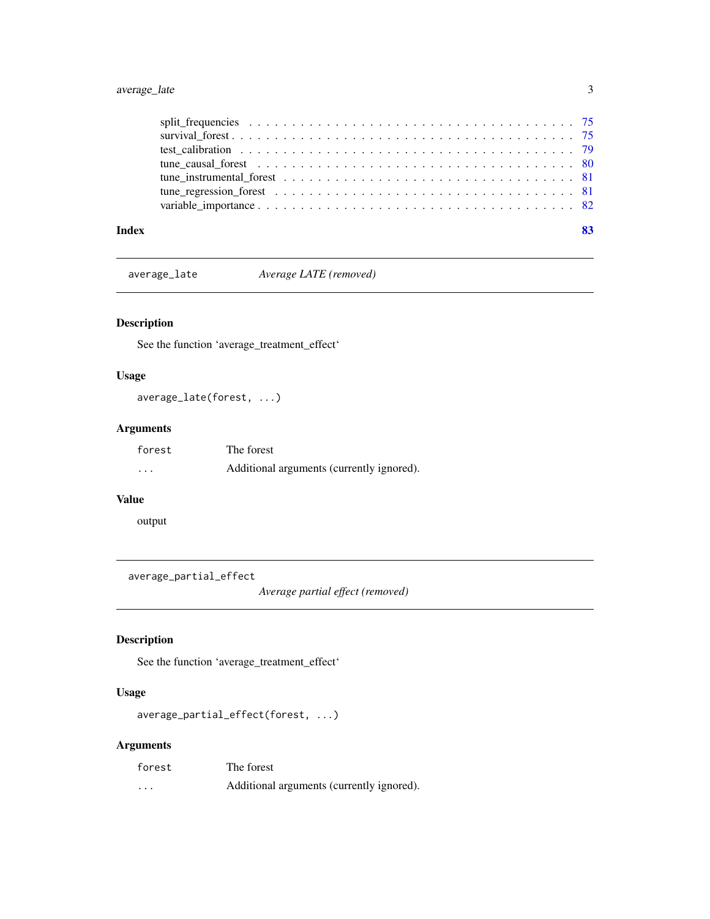split_frequencies . . . . . . . . . . . . . . . . . . . . . . . . . . . . . . . . . . . . 75
survival_forest . . . . . . . . . . . . . . . . . . . . . . . . . . . . . . . . . . . . . 75
test_calibration . . . . . . . . . . . . . . . . . . . . . . . . . . . . . . . . . . . . 79
tune_causal_forest . . . . . . . . . . . . . . . . . . . . . . . . . . . . . . . . . . . 80
tune_instrumental_forest . . . . . . . . . . . . . . . . . . . . . . . . . . . . . . . 81
tune_regression_forest . . . . . . . . . . . . . . . . . . . . . . . . . . . . . . . . 81
variable_importance . . . . . . . . . . . . . . . . . . . . . . . . . . . . . . . . . . 82

**Index** **83**

---

`average_late` *Average LATE (removed)*

---

### Description

See the function 'average_treatment_effect'

### Usage

```
average_late(forest, ...)
```

### Arguments

| | |
|---|---|
| `forest` | The forest |
| `...` | Additional arguments (currently ignored). |

### Value

output

---

`average_partial_effect` *Average partial effect (removed)*

---

### Description

See the function 'average_treatment_effect'

### Usage

```
average_partial_effect(forest, ...)
```

### Arguments

| | |
|---|---|
| `forest` | The forest |
| `...` | Additional arguments (currently ignored). |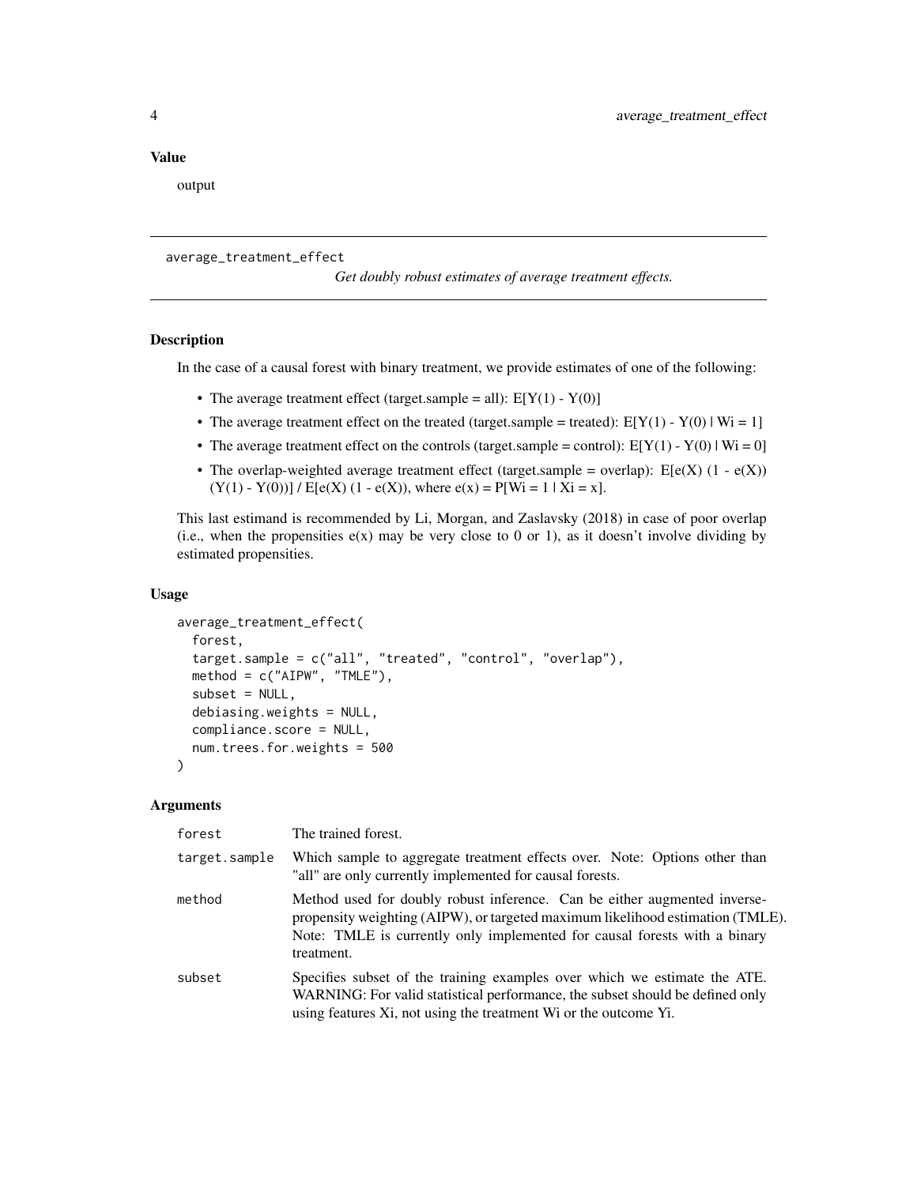## Value

output

---

`average_treatment_effect` *Get doubly robust estimates of average treatment effects.*

---

### Description

In the case of a causal forest with binary treatment, we provide estimates of one of the following:

- The average treatment effect (target.sample = all): E[Y(1) - Y(0)]
- The average treatment effect on the treated (target.sample = treated): E[Y(1) - Y(0) | Wi = 1]
- The average treatment effect on the controls (target.sample = control): E[Y(1) - Y(0) | Wi = 0]
- The overlap-weighted average treatment effect (target.sample = overlap): E[e(X) (1 - e(X)) (Y(1) - Y(0))] / E[e(X) (1 - e(X)), where e(x) = P[Wi = 1 | Xi = x].

This last estimand is recommended by Li, Morgan, and Zaslavsky (2018) in case of poor overlap (i.e., when the propensities e(x) may be very close to 0 or 1), as it doesn't involve dividing by estimated propensities.

### Usage

```
average_treatment_effect(
  forest,
  target.sample = c("all", "treated", "control", "overlap"),
  method = c("AIPW", "TMLE"),
  subset = NULL,
  debiasing.weights = NULL,
  compliance.score = NULL,
  num.trees.for.weights = 500
)
```

### Arguments

| | |
|---|---|
| `forest` | The trained forest. |
| `target.sample` | Which sample to aggregate treatment effects over. Note: Options other than "all" are only currently implemented for causal forests. |
| `method` | Method used for doubly robust inference. Can be either augmented inverse-propensity weighting (AIPW), or targeted maximum likelihood estimation (TMLE). Note: TMLE is currently only implemented for causal forests with a binary treatment. |
| `subset` | Specifies subset of the training examples over which we estimate the ATE. WARNING: For valid statistical performance, the subset should be defined only using features Xi, not using the treatment Wi or the outcome Yi. |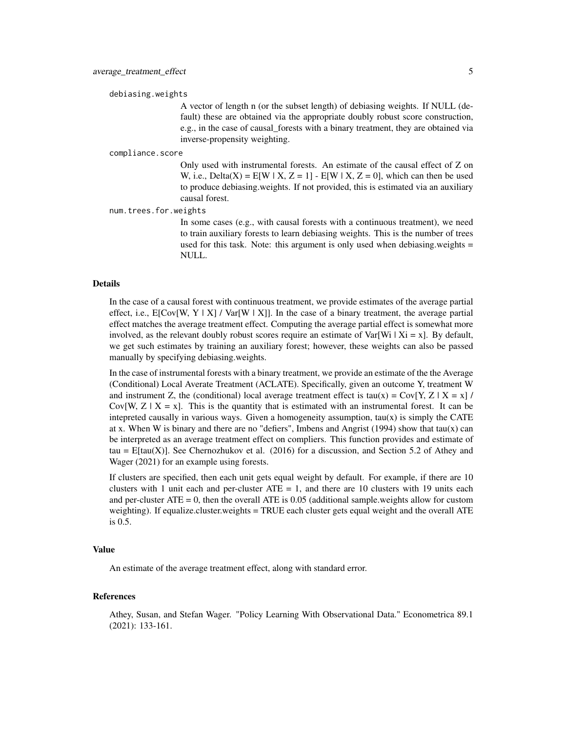`debiasing.weights`
: A vector of length n (or the subset length) of debiasing weights. If NULL (default) these are obtained via the appropriate doubly robust score construction, e.g., in the case of causal_forests with a binary treatment, they are obtained via inverse-propensity weighting.

`compliance.score`
: Only used with instrumental forests. An estimate of the causal effect of Z on W, i.e., Delta(X) = E[W | X, Z = 1] - E[W | X, Z = 0], which can then be used to produce debiasing.weights. If not provided, this is estimated via an auxiliary causal forest.

`num.trees.for.weights`
: In some cases (e.g., with causal forests with a continuous treatment), we need to train auxiliary forests to learn debiasing weights. This is the number of trees used for this task. Note: this argument is only used when debiasing.weights = NULL.

### Details

In the case of a causal forest with continuous treatment, we provide estimates of the average partial effect, i.e., E[Cov[W, Y | X] / Var[W | X]]. In the case of a binary treatment, the average partial effect matches the average treatment effect. Computing the average partial effect is somewhat more involved, as the relevant doubly robust scores require an estimate of Var[Wi | Xi = x]. By default, we get such estimates by training an auxiliary forest; however, these weights can also be passed manually by specifying debiasing.weights.

In the case of instrumental forests with a binary treatment, we provide an estimate of the the Average (Conditional) Local Averate Treatment (ACLATE). Specifically, given an outcome Y, treatment W and instrument Z, the (conditional) local average treatment effect is tau(x) = Cov[Y, Z | X = x] / Cov[W, Z | X = x]. This is the quantity that is estimated with an instrumental forest. It can be intepreted causally in various ways. Given a homogeneity assumption, tau(x) is simply the CATE at x. When W is binary and there are no "defiers", Imbens and Angrist (1994) show that tau(x) can be interpreted as an average treatment effect on compliers. This function provides and estimate of tau = E[tau(X)]. See Chernozhukov et al. (2016) for a discussion, and Section 5.2 of Athey and Wager (2021) for an example using forests.

If clusters are specified, then each unit gets equal weight by default. For example, if there are 10 clusters with 1 unit each and per-cluster ATE = 1, and there are 10 clusters with 19 units each and per-cluster ATE = 0, then the overall ATE is 0.05 (additional sample.weights allow for custom weighting). If equalize.cluster.weights = TRUE each cluster gets equal weight and the overall ATE is 0.5.

### Value

An estimate of the average treatment effect, along with standard error.

### References

Athey, Susan, and Stefan Wager. "Policy Learning With Observational Data." Econometrica 89.1 (2021): 133-161.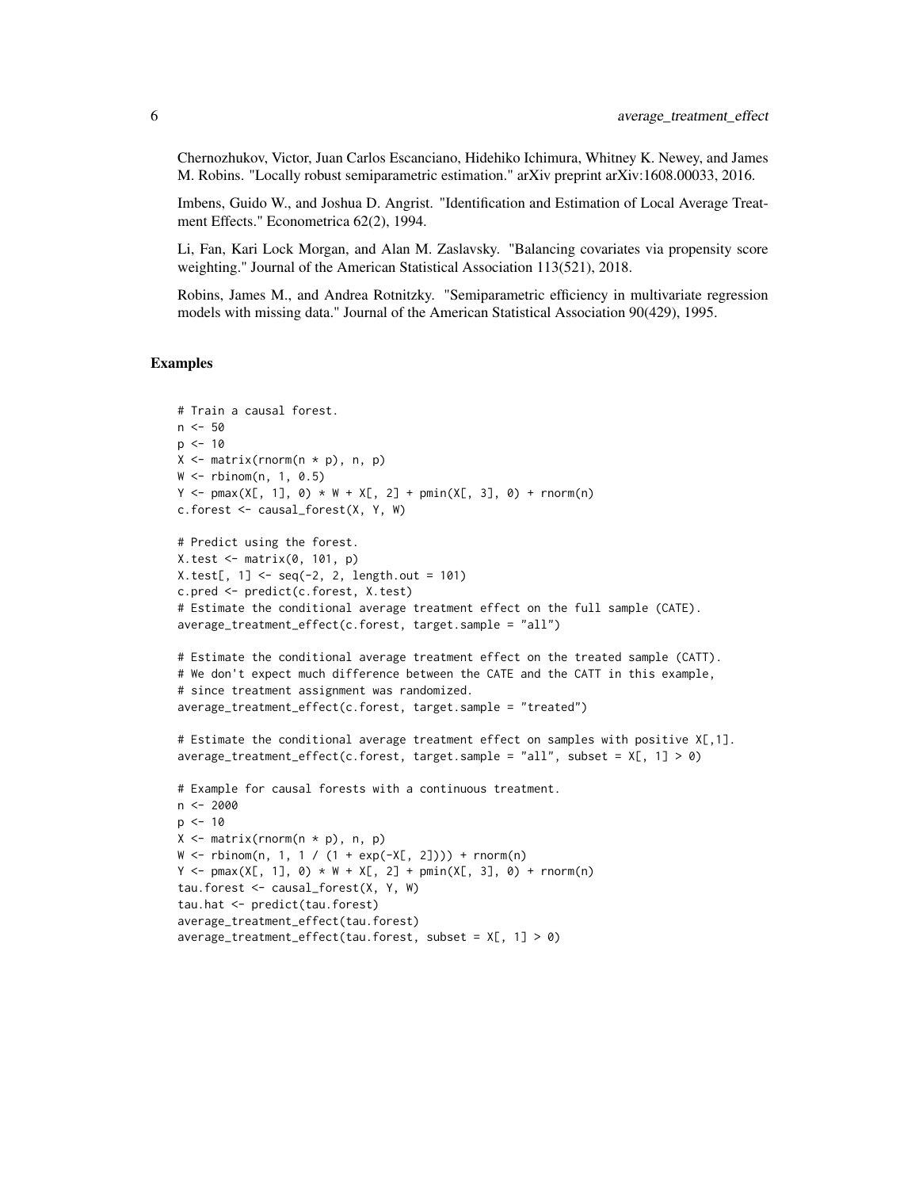Chernozhukov, Victor, Juan Carlos Escanciano, Hidehiko Ichimura, Whitney K. Newey, and James M. Robins. "Locally robust semiparametric estimation." arXiv preprint arXiv:1608.00033, 2016.

Imbens, Guido W., and Joshua D. Angrist. "Identification and Estimation of Local Average Treatment Effects." Econometrica 62(2), 1994.

Li, Fan, Kari Lock Morgan, and Alan M. Zaslavsky. "Balancing covariates via propensity score weighting." Journal of the American Statistical Association 113(521), 2018.

Robins, James M., and Andrea Rotnitzky. "Semiparametric efficiency in multivariate regression models with missing data." Journal of the American Statistical Association 90(429), 1995.

### Examples

```
# Train a causal forest.
n <- 50
p <- 10
X <- matrix(rnorm(n * p), n, p)
W <- rbinom(n, 1, 0.5)
Y <- pmax(X[, 1], 0) * W + X[, 2] + pmin(X[, 3], 0) + rnorm(n)
c.forest <- causal_forest(X, Y, W)

# Predict using the forest.
X.test <- matrix(0, 101, p)
X.test[, 1] <- seq(-2, 2, length.out = 101)
c.pred <- predict(c.forest, X.test)
# Estimate the conditional average treatment effect on the full sample (CATE).
average_treatment_effect(c.forest, target.sample = "all")

# Estimate the conditional average treatment effect on the treated sample (CATT).
# We don't expect much difference between the CATE and the CATT in this example,
# since treatment assignment was randomized.
average_treatment_effect(c.forest, target.sample = "treated")

# Estimate the conditional average treatment effect on samples with positive X[,1].
average_treatment_effect(c.forest, target.sample = "all", subset = X[, 1] > 0)

# Example for causal forests with a continuous treatment.
n <- 2000
p <- 10
X <- matrix(rnorm(n * p), n, p)
W <- rbinom(n, 1, 1 / (1 + exp(-X[, 2]))) + rnorm(n)
Y <- pmax(X[, 1], 0) * W + X[, 2] + pmin(X[, 3], 0) + rnorm(n)
tau.forest <- causal_forest(X, Y, W)
tau.hat <- predict(tau.forest)
average_treatment_effect(tau.forest)
average_treatment_effect(tau.forest, subset = X[, 1] > 0)
```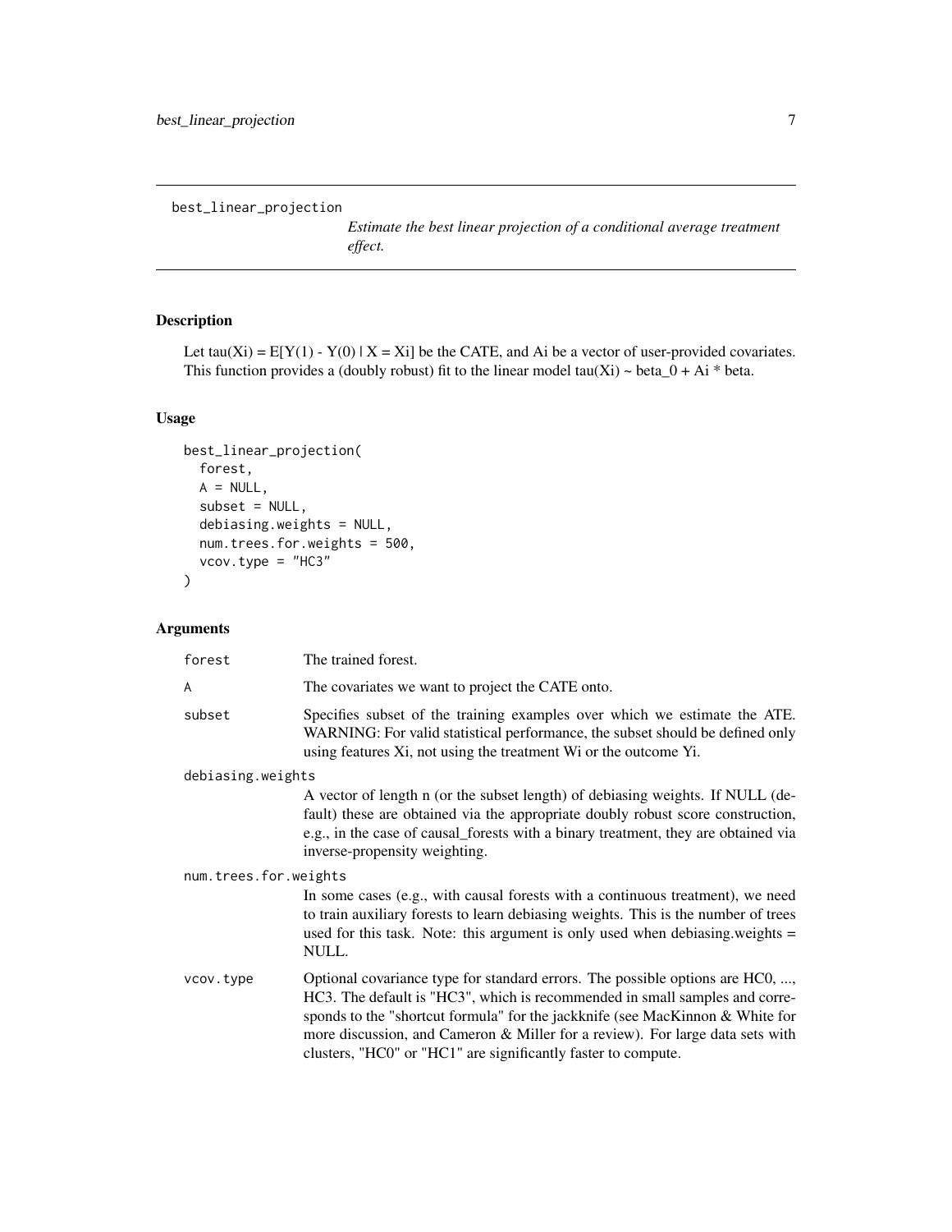# best_linear_projection

*Estimate the best linear projection of a conditional average treatment effect.*

## Description

Let tau(Xi) = E[Y(1) - Y(0) | X = Xi] be the CATE, and Ai be a vector of user-provided covariates. This function provides a (doubly robust) fit to the linear model tau(Xi) ~ beta_0 + Ai * beta.

## Usage

```
best_linear_projection(
  forest,
  A = NULL,
  subset = NULL,
  debiasing.weights = NULL,
  num.trees.for.weights = 500,
  vcov.type = "HC3"
)
```

## Arguments

| Argument | Description |
|---|---|
| `forest` | The trained forest. |
| `A` | The covariates we want to project the CATE onto. |
| `subset` | Specifies subset of the training examples over which we estimate the ATE. WARNING: For valid statistical performance, the subset should be defined only using features Xi, not using the treatment Wi or the outcome Yi. |
| `debiasing.weights` | A vector of length n (or the subset length) of debiasing weights. If NULL (default) these are obtained via the appropriate doubly robust score construction, e.g., in the case of causal_forests with a binary treatment, they are obtained via inverse-propensity weighting. |
| `num.trees.for.weights` | In some cases (e.g., with causal forests with a continuous treatment), we need to train auxiliary forests to learn debiasing weights. This is the number of trees used for this task. Note: this argument is only used when debiasing.weights = NULL. |
| `vcov.type` | Optional covariance type for standard errors. The possible options are HC0, ..., HC3. The default is "HC3", which is recommended in small samples and corresponds to the "shortcut formula" for the jackknife (see MacKinnon & White for more discussion, and Cameron & Miller for a review). For large data sets with clusters, "HC0" or "HC1" are significantly faster to compute. |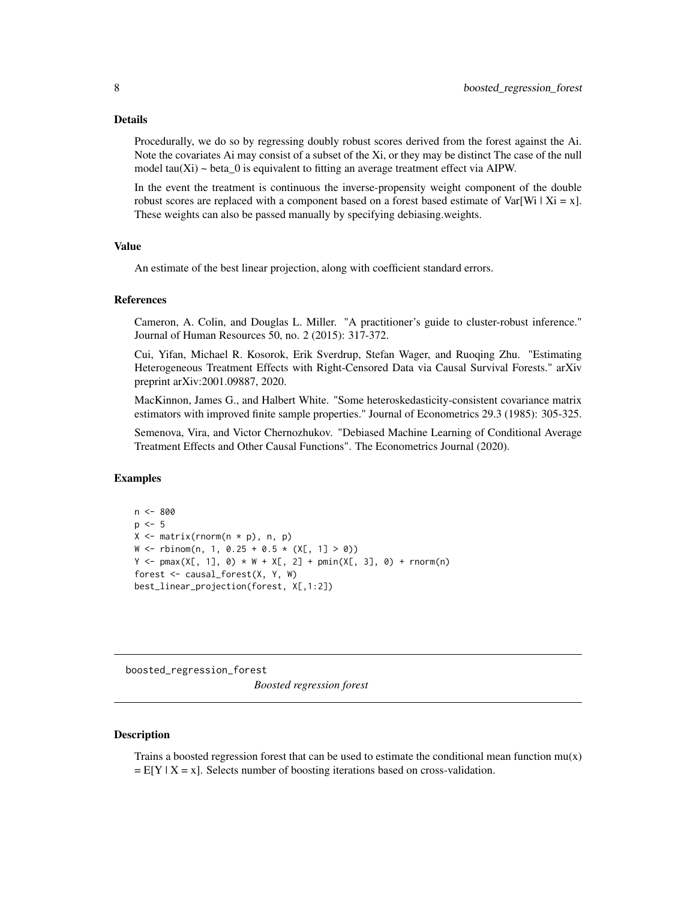### Details

Procedurally, we do so by regressing doubly robust scores derived from the forest against the Ai. Note the covariates Ai may consist of a subset of the Xi, or they may be distinct The case of the null model tau(Xi) ~ beta_0 is equivalent to fitting an average treatment effect via AIPW.

In the event the treatment is continuous the inverse-propensity weight component of the double robust scores are replaced with a component based on a forest based estimate of Var[Wi | Xi = x]. These weights can also be passed manually by specifying debiasing.weights.

### Value

An estimate of the best linear projection, along with coefficient standard errors.

### References

Cameron, A. Colin, and Douglas L. Miller. "A practitioner's guide to cluster-robust inference." Journal of Human Resources 50, no. 2 (2015): 317-372.

Cui, Yifan, Michael R. Kosorok, Erik Sverdrup, Stefan Wager, and Ruoqing Zhu. "Estimating Heterogeneous Treatment Effects with Right-Censored Data via Causal Survival Forests." arXiv preprint arXiv:2001.09887, 2020.

MacKinnon, James G., and Halbert White. "Some heteroskedasticity-consistent covariance matrix estimators with improved finite sample properties." Journal of Econometrics 29.3 (1985): 305-325.

Semenova, Vira, and Victor Chernozhukov. "Debiased Machine Learning of Conditional Average Treatment Effects and Other Causal Functions". The Econometrics Journal (2020).

### Examples

```
n <- 800
p <- 5
X <- matrix(rnorm(n * p), n, p)
W <- rbinom(n, 1, 0.25 + 0.5 * (X[, 1] > 0))
Y <- pmax(X[, 1], 0) * W + X[, 2] + pmin(X[, 3], 0) + rnorm(n)
forest <- causal_forest(X, Y, W)
best_linear_projection(forest, X[,1:2])
```

---

## boosted_regression_forest — *Boosted regression forest*

### Description

Trains a boosted regression forest that can be used to estimate the conditional mean function mu(x) = E[Y | X = x]. Selects number of boosting iterations based on cross-validation.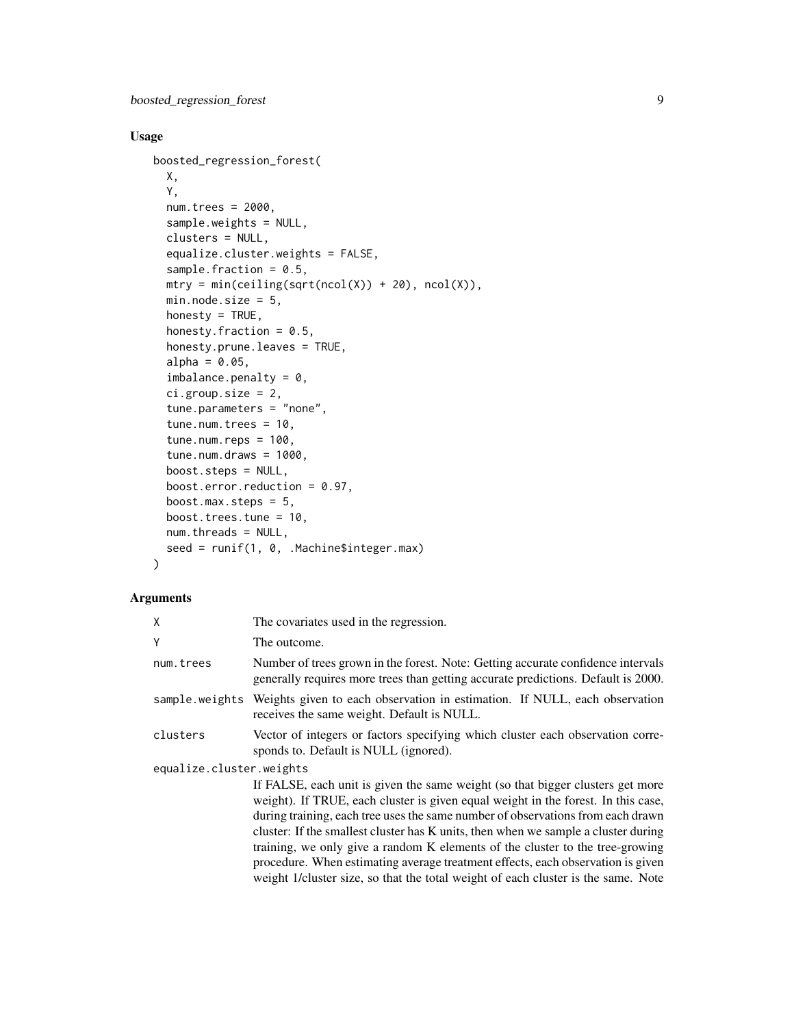## Usage

```
boosted_regression_forest(
  X,
  Y,
  num.trees = 2000,
  sample.weights = NULL,
  clusters = NULL,
  equalize.cluster.weights = FALSE,
  sample.fraction = 0.5,
  mtry = min(ceiling(sqrt(ncol(X)) + 20), ncol(X)),
  min.node.size = 5,
  honesty = TRUE,
  honesty.fraction = 0.5,
  honesty.prune.leaves = TRUE,
  alpha = 0.05,
  imbalance.penalty = 0,
  ci.group.size = 2,
  tune.parameters = "none",
  tune.num.trees = 10,
  tune.num.reps = 100,
  tune.num.draws = 1000,
  boost.steps = NULL,
  boost.error.reduction = 0.97,
  boost.max.steps = 5,
  boost.trees.tune = 10,
  num.threads = NULL,
  seed = runif(1, 0, .Machine$integer.max)
)
```

## Arguments

`X` The covariates used in the regression.

`Y` The outcome.

`num.trees` Number of trees grown in the forest. Note: Getting accurate confidence intervals generally requires more trees than getting accurate predictions. Default is 2000.

`sample.weights` Weights given to each observation in estimation. If NULL, each observation receives the same weight. Default is NULL.

`clusters` Vector of integers or factors specifying which cluster each observation corresponds to. Default is NULL (ignored).

`equalize.cluster.weights`
If FALSE, each unit is given the same weight (so that bigger clusters get more weight). If TRUE, each cluster is given equal weight in the forest. In this case, during training, each tree uses the same number of observations from each drawn cluster: If the smallest cluster has K units, then when we sample a cluster during training, we only give a random K elements of the cluster to the tree-growing procedure. When estimating average treatment effects, each observation is given weight 1/cluster size, so that the total weight of each cluster is the same. Note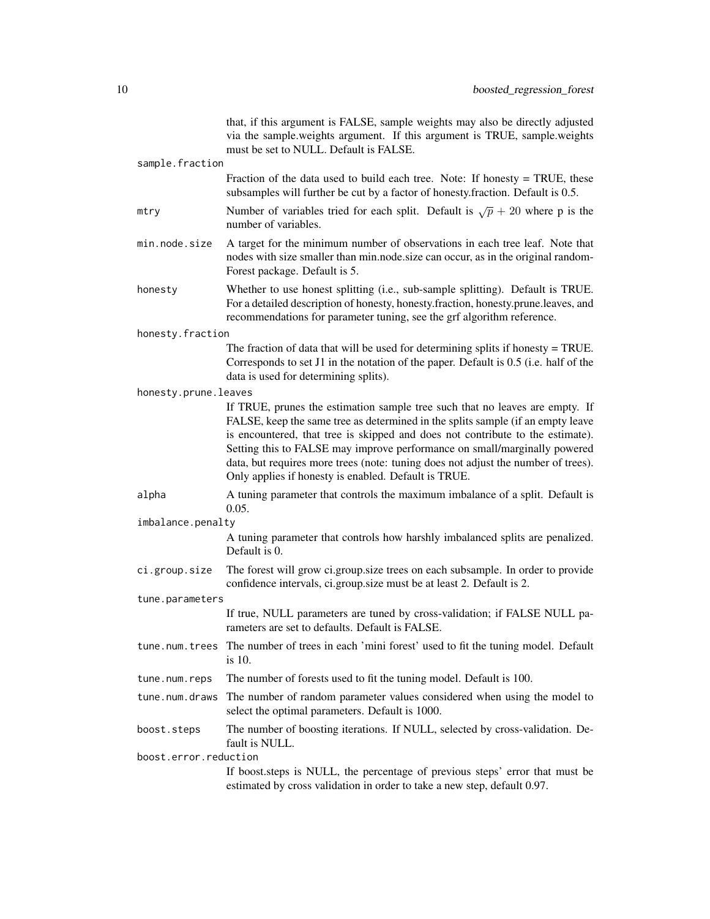that, if this argument is FALSE, sample weights may also be directly adjusted via the sample.weights argument. If this argument is TRUE, sample.weights must be set to NULL. Default is FALSE.

`sample.fraction`
: Fraction of the data used to build each tree. Note: If honesty = TRUE, these subsamples will further be cut by a factor of honesty.fraction. Default is 0.5.

`mtry`
: Number of variables tried for each split. Default is $\sqrt{p} + 20$ where p is the number of variables.

`min.node.size`
: A target for the minimum number of observations in each tree leaf. Note that nodes with size smaller than min.node.size can occur, as in the original randomForest package. Default is 5.

`honesty`
: Whether to use honest splitting (i.e., sub-sample splitting). Default is TRUE. For a detailed description of honesty, honesty.fraction, honesty.prune.leaves, and recommendations for parameter tuning, see the grf algorithm reference.

`honesty.fraction`
: The fraction of data that will be used for determining splits if honesty = TRUE. Corresponds to set J1 in the notation of the paper. Default is 0.5 (i.e. half of the data is used for determining splits).

`honesty.prune.leaves`
: If TRUE, prunes the estimation sample tree such that no leaves are empty. If FALSE, keep the same tree as determined in the splits sample (if an empty leave is encountered, that tree is skipped and does not contribute to the estimate). Setting this to FALSE may improve performance on small/marginally powered data, but requires more trees (note: tuning does not adjust the number of trees). Only applies if honesty is enabled. Default is TRUE.

`alpha`
: A tuning parameter that controls the maximum imbalance of a split. Default is 0.05.

`imbalance.penalty`
: A tuning parameter that controls how harshly imbalanced splits are penalized. Default is 0.

`ci.group.size`
: The forest will grow ci.group.size trees on each subsample. In order to provide confidence intervals, ci.group.size must be at least 2. Default is 2.

`tune.parameters`
: If true, NULL parameters are tuned by cross-validation; if FALSE NULL parameters are set to defaults. Default is FALSE.

`tune.num.trees`
: The number of trees in each 'mini forest' used to fit the tuning model. Default is 10.

`tune.num.reps`
: The number of forests used to fit the tuning model. Default is 100.

`tune.num.draws`
: The number of random parameter values considered when using the model to select the optimal parameters. Default is 1000.

`boost.steps`
: The number of boosting iterations. If NULL, selected by cross-validation. Default is NULL.

`boost.error.reduction`
: If boost.steps is NULL, the percentage of previous steps' error that must be estimated by cross validation in order to take a new step, default 0.97.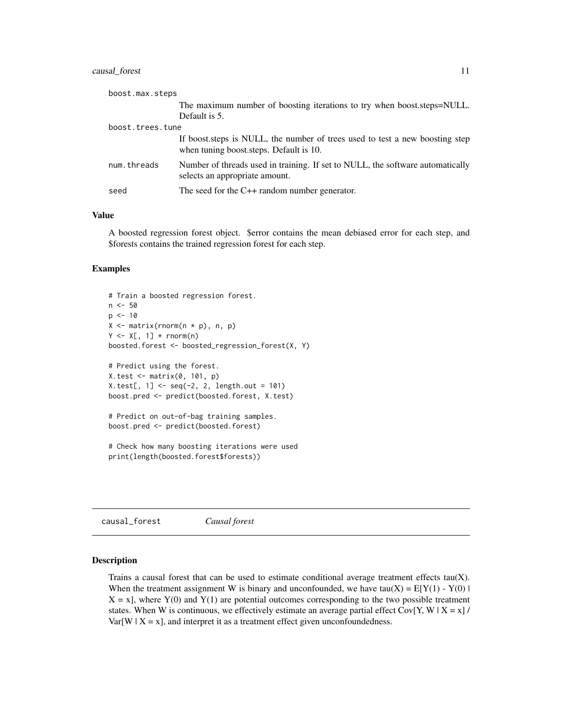boost.max.steps
: The maximum number of boosting iterations to try when boost.steps=NULL. Default is 5.

boost.trees.tune
: If boost.steps is NULL, the number of trees used to test a new boosting step when tuning boost.steps. Default is 10.

num.threads
: Number of threads used in training. If set to NULL, the software automatically selects an appropriate amount.

seed
: The seed for the C++ random number generator.

### Value

A boosted regression forest object. $error contains the mean debiased error for each step, and $forests contains the trained regression forest for each step.

### Examples

```
# Train a boosted regression forest.
n <- 50
p <- 10
X <- matrix(rnorm(n * p), n, p)
Y <- X[, 1] * rnorm(n)
boosted.forest <- boosted_regression_forest(X, Y)

# Predict using the forest.
X.test <- matrix(0, 101, p)
X.test[, 1] <- seq(-2, 2, length.out = 101)
boost.pred <- predict(boosted.forest, X.test)

# Predict on out-of-bag training samples.
boost.pred <- predict(boosted.forest)

# Check how many boosting iterations were used
print(length(boosted.forest$forests))
```

---

## causal_forest *Causal forest*

---

### Description

Trains a causal forest that can be used to estimate conditional average treatment effects tau(X). When the treatment assignment W is binary and unconfounded, we have tau(X) = E[Y(1) - Y(0) | X = x], where Y(0) and Y(1) are potential outcomes corresponding to the two possible treatment states. When W is continuous, we effectively estimate an average partial effect Cov[Y, W | X = x] / Var[W | X = x], and interpret it as a treatment effect given unconfoundedness.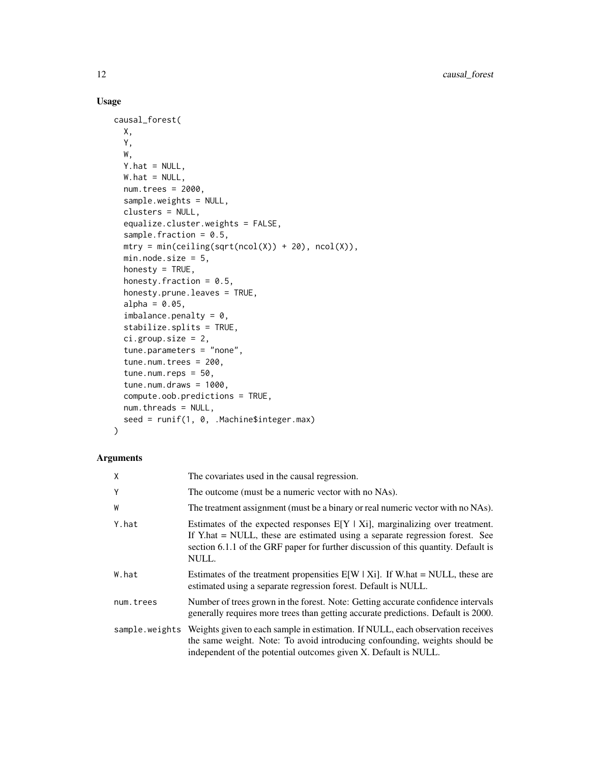## Usage

```
causal_forest(
  X,
  Y,
  W,
  Y.hat = NULL,
  W.hat = NULL,
  num.trees = 2000,
  sample.weights = NULL,
  clusters = NULL,
  equalize.cluster.weights = FALSE,
  sample.fraction = 0.5,
  mtry = min(ceiling(sqrt(ncol(X)) + 20), ncol(X)),
  min.node.size = 5,
  honesty = TRUE,
  honesty.fraction = 0.5,
  honesty.prune.leaves = TRUE,
  alpha = 0.05,
  imbalance.penalty = 0,
  stabilize.splits = TRUE,
  ci.group.size = 2,
  tune.parameters = "none",
  tune.num.trees = 200,
  tune.num.reps = 50,
  tune.num.draws = 1000,
  compute.oob.predictions = TRUE,
  num.threads = NULL,
  seed = runif(1, 0, .Machine$integer.max)
)
```

## Arguments

| | |
|---|---|
| X | The covariates used in the causal regression. |
| Y | The outcome (must be a numeric vector with no NAs). |
| W | The treatment assignment (must be a binary or real numeric vector with no NAs). |
| Y.hat | Estimates of the expected responses E[Y \| Xi], marginalizing over treatment. If Y.hat = NULL, these are estimated using a separate regression forest. See section 6.1.1 of the GRF paper for further discussion of this quantity. Default is NULL. |
| W.hat | Estimates of the treatment propensities E[W \| Xi]. If W.hat = NULL, these are estimated using a separate regression forest. Default is NULL. |
| num.trees | Number of trees grown in the forest. Note: Getting accurate confidence intervals generally requires more trees than getting accurate predictions. Default is 2000. |
| sample.weights | Weights given to each sample in estimation. If NULL, each observation receives the same weight. Note: To avoid introducing confounding, weights should be independent of the potential outcomes given X. Default is NULL. |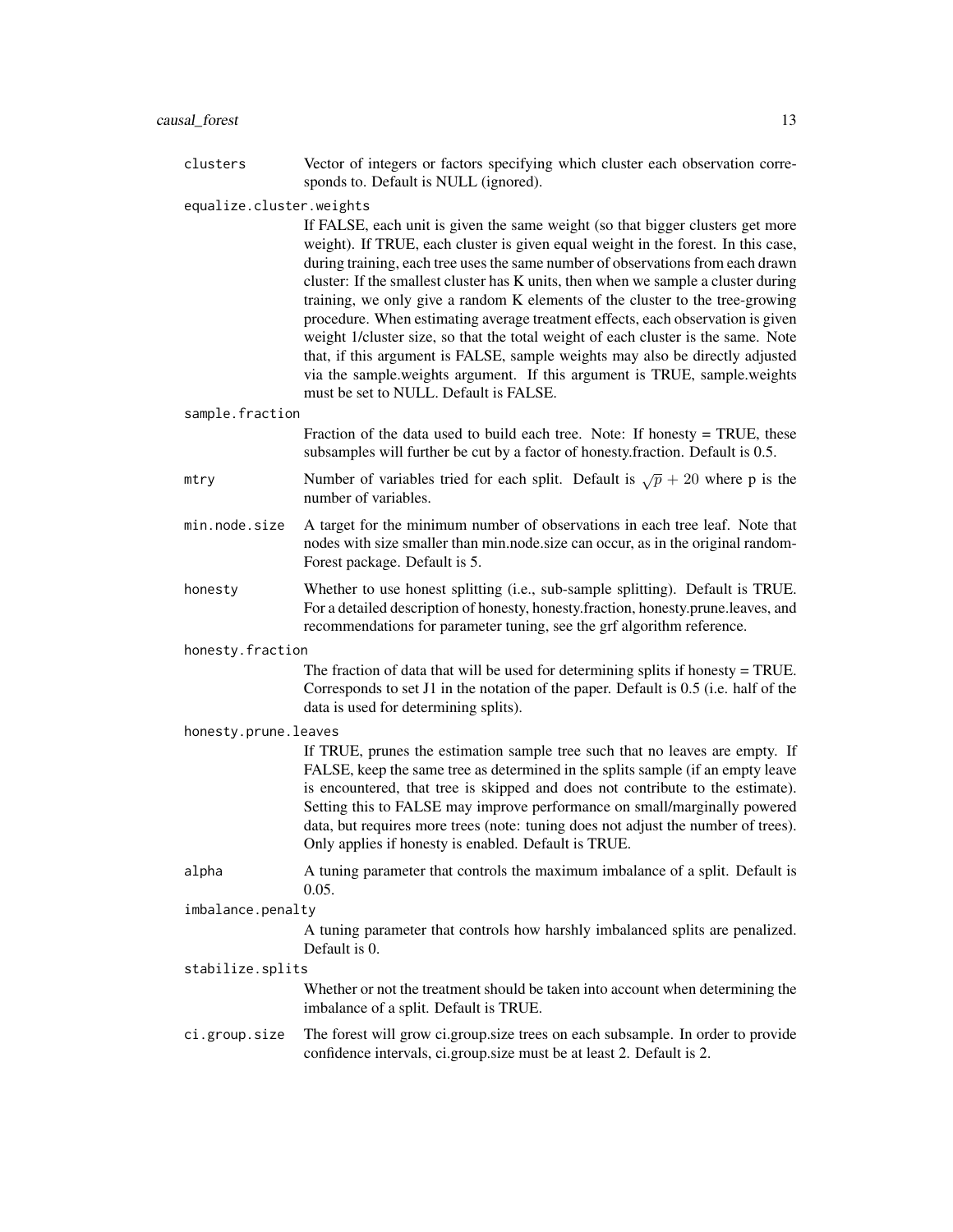`clusters`
: Vector of integers or factors specifying which cluster each observation corresponds to. Default is NULL (ignored).

`equalize.cluster.weights`
: If FALSE, each unit is given the same weight (so that bigger clusters get more weight). If TRUE, each cluster is given equal weight in the forest. In this case, during training, each tree uses the same number of observations from each drawn cluster: If the smallest cluster has K units, then when we sample a cluster during training, we only give a random K elements of the cluster to the tree-growing procedure. When estimating average treatment effects, each observation is given weight 1/cluster size, so that the total weight of each cluster is the same. Note that, if this argument is FALSE, sample weights may also be directly adjusted via the sample.weights argument. If this argument is TRUE, sample.weights must be set to NULL. Default is FALSE.

`sample.fraction`
: Fraction of the data used to build each tree. Note: If honesty = TRUE, these subsamples will further be cut by a factor of honesty.fraction. Default is 0.5.

`mtry`
: Number of variables tried for each split. Default is $\sqrt{p} + 20$ where p is the number of variables.

`min.node.size`
: A target for the minimum number of observations in each tree leaf. Note that nodes with size smaller than min.node.size can occur, as in the original randomForest package. Default is 5.

`honesty`
: Whether to use honest splitting (i.e., sub-sample splitting). Default is TRUE. For a detailed description of honesty, honesty.fraction, honesty.prune.leaves, and recommendations for parameter tuning, see the grf algorithm reference.

`honesty.fraction`
: The fraction of data that will be used for determining splits if honesty = TRUE. Corresponds to set J1 in the notation of the paper. Default is 0.5 (i.e. half of the data is used for determining splits).

`honesty.prune.leaves`
: If TRUE, prunes the estimation sample tree such that no leaves are empty. If FALSE, keep the same tree as determined in the splits sample (if an empty leave is encountered, that tree is skipped and does not contribute to the estimate). Setting this to FALSE may improve performance on small/marginally powered data, but requires more trees (note: tuning does not adjust the number of trees). Only applies if honesty is enabled. Default is TRUE.

`alpha`
: A tuning parameter that controls the maximum imbalance of a split. Default is 0.05.

`imbalance.penalty`
: A tuning parameter that controls how harshly imbalanced splits are penalized. Default is 0.

`stabilize.splits`
: Whether or not the treatment should be taken into account when determining the imbalance of a split. Default is TRUE.

`ci.group.size`
: The forest will grow ci.group.size trees on each subsample. In order to provide confidence intervals, ci.group.size must be at least 2. Default is 2.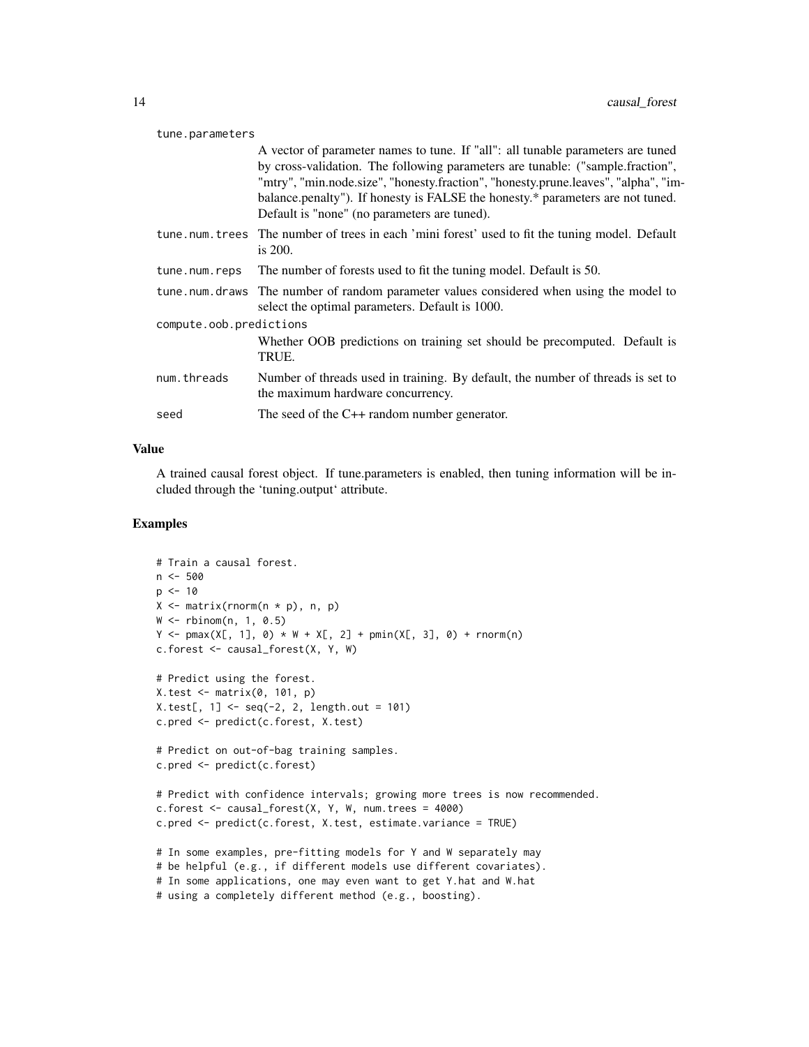tune.parameters
: A vector of parameter names to tune. If "all": all tunable parameters are tuned by cross-validation. The following parameters are tunable: ("sample.fraction", "mtry", "min.node.size", "honesty.fraction", "honesty.prune.leaves", "alpha", "imbalance.penalty"). If honesty is FALSE the honesty.* parameters are not tuned. Default is "none" (no parameters are tuned).

tune.num.trees
: The number of trees in each 'mini forest' used to fit the tuning model. Default is 200.

tune.num.reps
: The number of forests used to fit the tuning model. Default is 50.

tune.num.draws
: The number of random parameter values considered when using the model to select the optimal parameters. Default is 1000.

compute.oob.predictions
: Whether OOB predictions on training set should be precomputed. Default is TRUE.

num.threads
: Number of threads used in training. By default, the number of threads is set to the maximum hardware concurrency.

seed
: The seed of the C++ random number generator.

## Value

A trained causal forest object. If tune.parameters is enabled, then tuning information will be included through the 'tuning.output' attribute.

## Examples

```
# Train a causal forest.
n <- 500
p <- 10
X <- matrix(rnorm(n * p), n, p)
W <- rbinom(n, 1, 0.5)
Y <- pmax(X[, 1], 0) * W + X[, 2] + pmin(X[, 3], 0) + rnorm(n)
c.forest <- causal_forest(X, Y, W)

# Predict using the forest.
X.test <- matrix(0, 101, p)
X.test[, 1] <- seq(-2, 2, length.out = 101)
c.pred <- predict(c.forest, X.test)

# Predict on out-of-bag training samples.
c.pred <- predict(c.forest)

# Predict with confidence intervals; growing more trees is now recommended.
c.forest <- causal_forest(X, Y, W, num.trees = 4000)
c.pred <- predict(c.forest, X.test, estimate.variance = TRUE)

# In some examples, pre-fitting models for Y and W separately may
# be helpful (e.g., if different models use different covariates).
# In some applications, one may even want to get Y.hat and W.hat
# using a completely different method (e.g., boosting).
```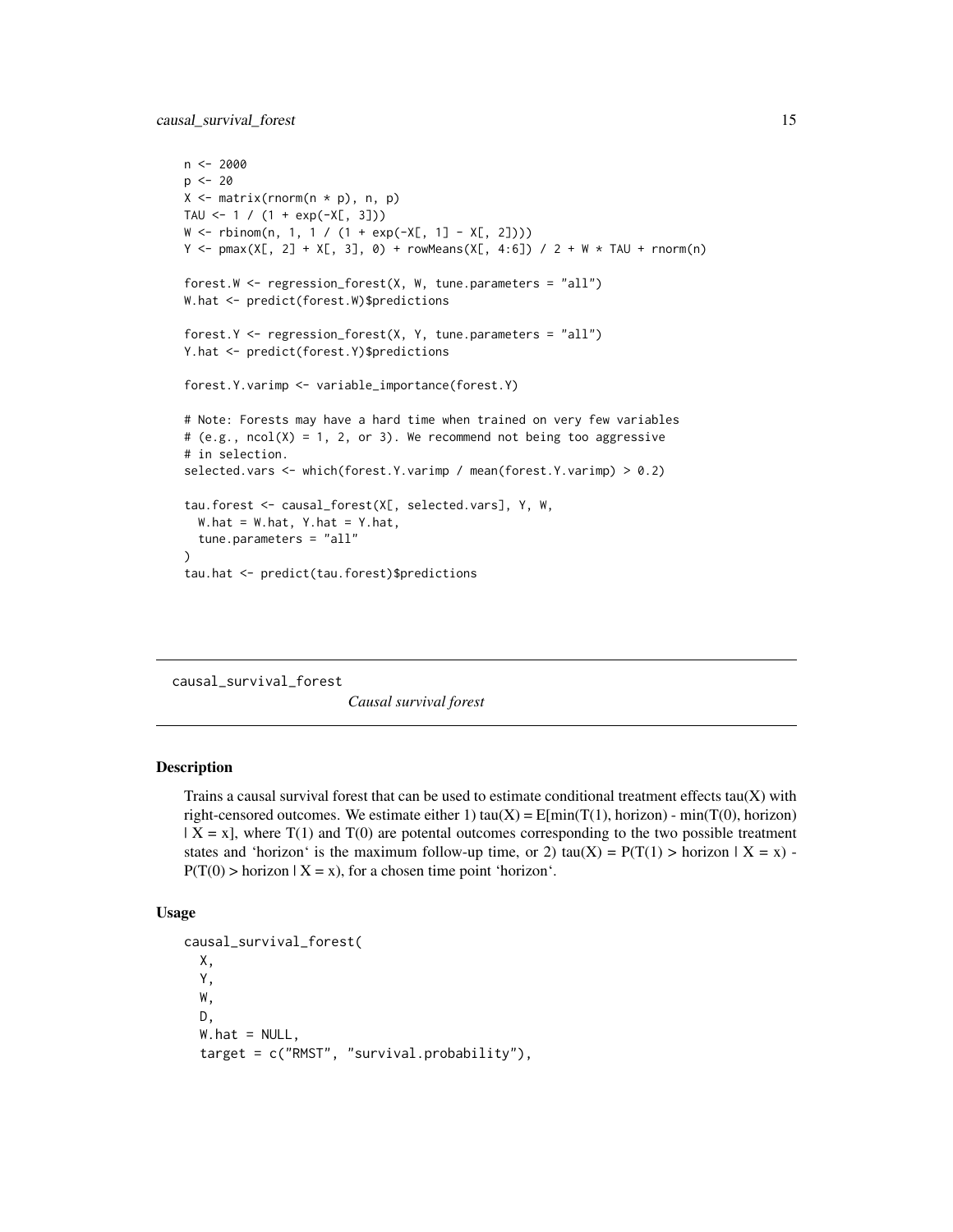```
n <- 2000
p <- 20
X <- matrix(rnorm(n * p), n, p)
TAU <- 1 / (1 + exp(-X[, 3]))
W <- rbinom(n, 1, 1 / (1 + exp(-X[, 1] - X[, 2])))
Y <- pmax(X[, 2] + X[, 3], 0) + rowMeans(X[, 4:6]) / 2 + W * TAU + rnorm(n)

forest.W <- regression_forest(X, W, tune.parameters = "all")
W.hat <- predict(forest.W)$predictions

forest.Y <- regression_forest(X, Y, tune.parameters = "all")
Y.hat <- predict(forest.Y)$predictions

forest.Y.varimp <- variable_importance(forest.Y)

# Note: Forests may have a hard time when trained on very few variables
# (e.g., ncol(X) = 1, 2, or 3). We recommend not being too aggressive
# in selection.
selected.vars <- which(forest.Y.varimp / mean(forest.Y.varimp) > 0.2)

tau.forest <- causal_forest(X[, selected.vars], Y, W,
  W.hat = W.hat, Y.hat = Y.hat,
  tune.parameters = "all"
)
tau.hat <- predict(tau.forest)$predictions
```

---

## causal_survival_forest

*Causal survival forest*

---

### Description

Trains a causal survival forest that can be used to estimate conditional treatment effects tau(X) with right-censored outcomes. We estimate either 1) tau(X) = E[min(T(1), horizon) - min(T(0), horizon) | X = x], where T(1) and T(0) are potental outcomes corresponding to the two possible treatment states and 'horizon' is the maximum follow-up time, or 2) tau(X) = P(T(1) > horizon | X = x) - P(T(0) > horizon | X = x), for a chosen time point 'horizon'.

### Usage

```
causal_survival_forest(
  X,
  Y,
  W,
  D,
  W.hat = NULL,
  target = c("RMST", "survival.probability"),
```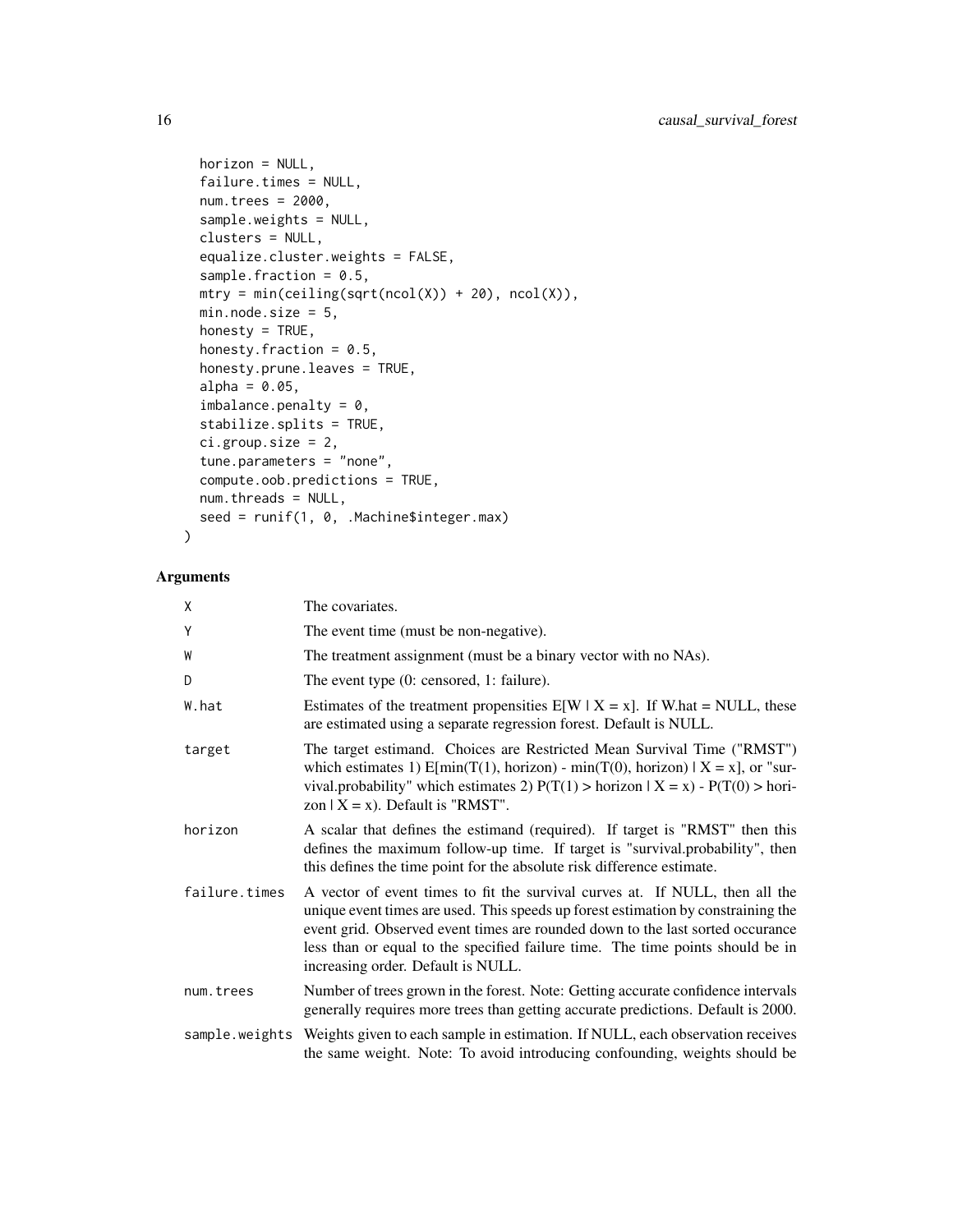```
  horizon = NULL,
  failure.times = NULL,
  num.trees = 2000,
  sample.weights = NULL,
  clusters = NULL,
  equalize.cluster.weights = FALSE,
  sample.fraction = 0.5,
  mtry = min(ceiling(sqrt(ncol(X)) + 20), ncol(X)),
  min.node.size = 5,
  honesty = TRUE,
  honesty.fraction = 0.5,
  honesty.prune.leaves = TRUE,
  alpha = 0.05,
  imbalance.penalty = 0,
  stabilize.splits = TRUE,
  ci.group.size = 2,
  tune.parameters = "none",
  compute.oob.predictions = TRUE,
  num.threads = NULL,
  seed = runif(1, 0, .Machine$integer.max)
)
```

## Arguments

| | |
|---|---|
| X | The covariates. |
| Y | The event time (must be non-negative). |
| W | The treatment assignment (must be a binary vector with no NAs). |
| D | The event type (0: censored, 1: failure). |
| W.hat | Estimates of the treatment propensities E[W \| X = x]. If W.hat = NULL, these are estimated using a separate regression forest. Default is NULL. |
| target | The target estimand. Choices are Restricted Mean Survival Time ("RMST") which estimates 1) E[min(T(1), horizon) - min(T(0), horizon) \| X = x], or "survival.probability" which estimates 2) P(T(1) > horizon \| X = x) - P(T(0) > horizon \| X = x). Default is "RMST". |
| horizon | A scalar that defines the estimand (required). If target is "RMST" then this defines the maximum follow-up time. If target is "survival.probability", then this defines the time point for the absolute risk difference estimate. |
| failure.times | A vector of event times to fit the survival curves at. If NULL, then all the unique event times are used. This speeds up forest estimation by constraining the event grid. Observed event times are rounded down to the last sorted occurance less than or equal to the specified failure time. The time points should be in increasing order. Default is NULL. |
| num.trees | Number of trees grown in the forest. Note: Getting accurate confidence intervals generally requires more trees than getting accurate predictions. Default is 2000. |
| sample.weights | Weights given to each sample in estimation. If NULL, each observation receives the same weight. Note: To avoid introducing confounding, weights should be |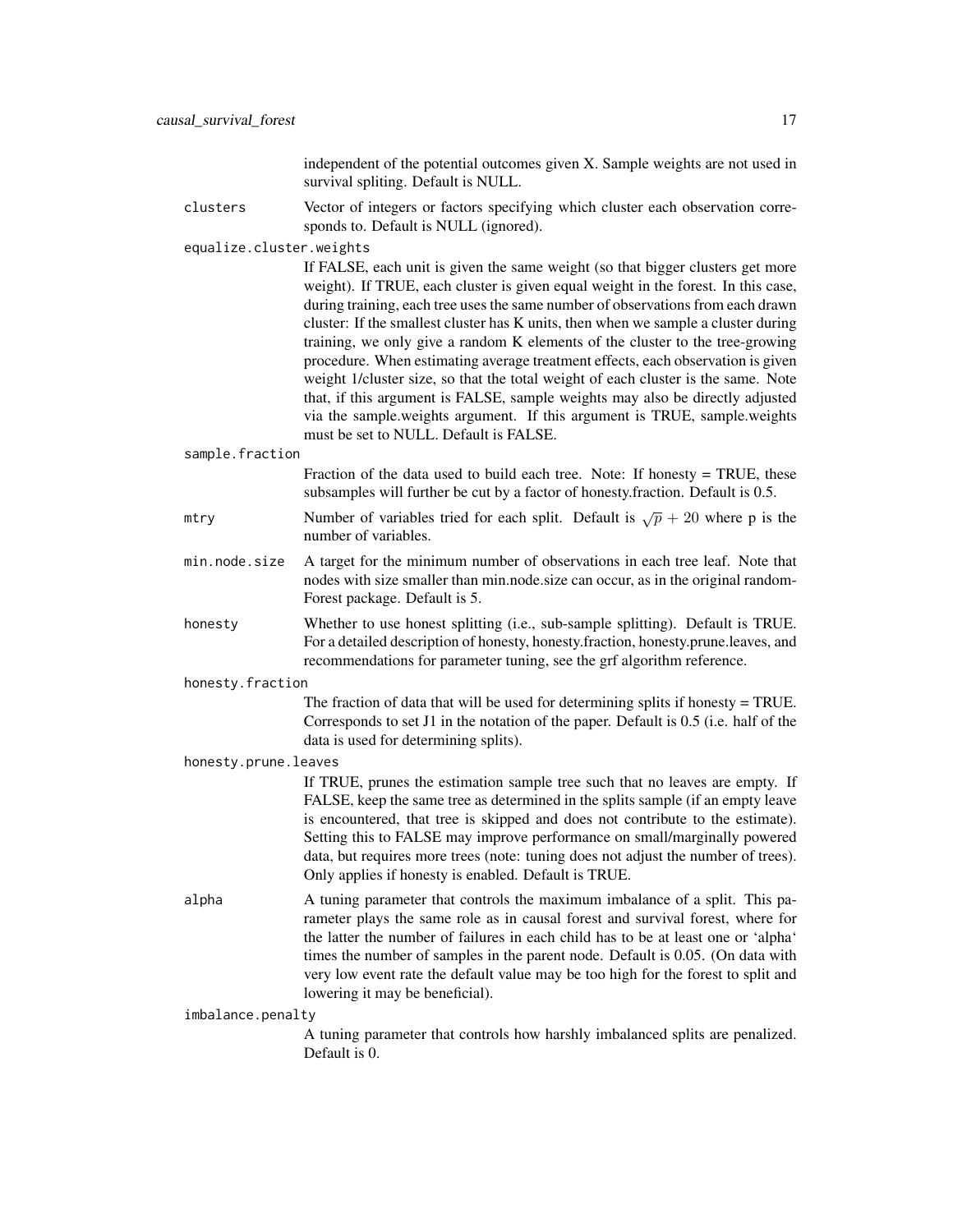independent of the potential outcomes given X. Sample weights are not used in survival spliting. Default is NULL.

`clusters`
: Vector of integers or factors specifying which cluster each observation corresponds to. Default is NULL (ignored).

`equalize.cluster.weights`
: If FALSE, each unit is given the same weight (so that bigger clusters get more weight). If TRUE, each cluster is given equal weight in the forest. In this case, during training, each tree uses the same number of observations from each drawn cluster: If the smallest cluster has K units, then when we sample a cluster during training, we only give a random K elements of the cluster to the tree-growing procedure. When estimating average treatment effects, each observation is given weight 1/cluster size, so that the total weight of each cluster is the same. Note that, if this argument is FALSE, sample weights may also be directly adjusted via the sample.weights argument. If this argument is TRUE, sample.weights must be set to NULL. Default is FALSE.

`sample.fraction`
: Fraction of the data used to build each tree. Note: If honesty = TRUE, these subsamples will further be cut by a factor of honesty.fraction. Default is 0.5.

`mtry`
: Number of variables tried for each split. Default is $\sqrt{p} + 20$ where p is the number of variables.

`min.node.size`
: A target for the minimum number of observations in each tree leaf. Note that nodes with size smaller than min.node.size can occur, as in the original randomForest package. Default is 5.

`honesty`
: Whether to use honest splitting (i.e., sub-sample splitting). Default is TRUE. For a detailed description of honesty, honesty.fraction, honesty.prune.leaves, and recommendations for parameter tuning, see the grf algorithm reference.

`honesty.fraction`
: The fraction of data that will be used for determining splits if honesty = TRUE. Corresponds to set J1 in the notation of the paper. Default is 0.5 (i.e. half of the data is used for determining splits).

`honesty.prune.leaves`
: If TRUE, prunes the estimation sample tree such that no leaves are empty. If FALSE, keep the same tree as determined in the splits sample (if an empty leave is encountered, that tree is skipped and does not contribute to the estimate). Setting this to FALSE may improve performance on small/marginally powered data, but requires more trees (note: tuning does not adjust the number of trees). Only applies if honesty is enabled. Default is TRUE.

`alpha`
: A tuning parameter that controls the maximum imbalance of a split. This parameter plays the same role as in causal forest and survival forest, where for the latter the number of failures in each child has to be at least one or 'alpha' times the number of samples in the parent node. Default is 0.05. (On data with very low event rate the default value may be too high for the forest to split and lowering it may be beneficial).

`imbalance.penalty`
: A tuning parameter that controls how harshly imbalanced splits are penalized. Default is 0.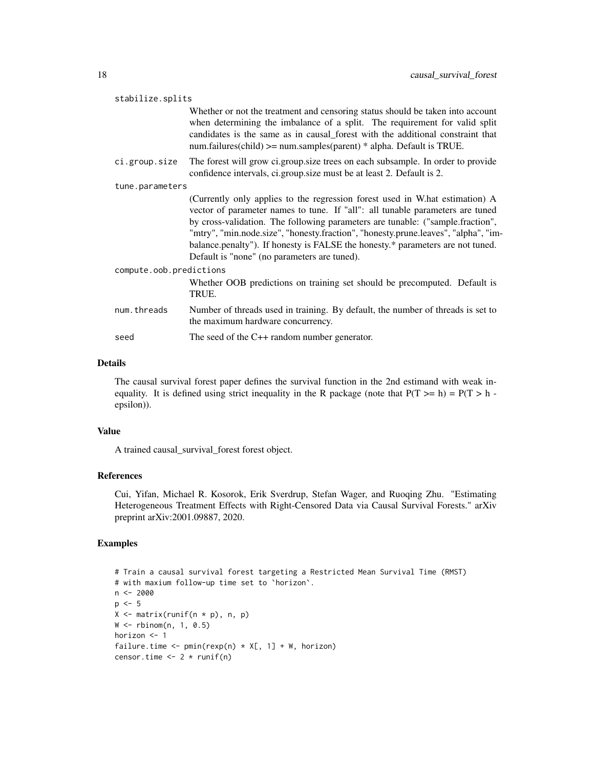`stabilize.splits`
: Whether or not the treatment and censoring status should be taken into account when determining the imbalance of a split. The requirement for valid split candidates is the same as in causal_forest with the additional constraint that num.failures(child) >= num.samples(parent) * alpha. Default is TRUE.

`ci.group.size`
: The forest will grow ci.group.size trees on each subsample. In order to provide confidence intervals, ci.group.size must be at least 2. Default is 2.

`tune.parameters`
: (Currently only applies to the regression forest used in W.hat estimation) A vector of parameter names to tune. If "all": all tunable parameters are tuned by cross-validation. The following parameters are tunable: ("sample.fraction", "mtry", "min.node.size", "honesty.fraction", "honesty.prune.leaves", "alpha", "imbalance.penalty"). If honesty is FALSE the honesty.* parameters are not tuned. Default is "none" (no parameters are tuned).

`compute.oob.predictions`
: Whether OOB predictions on training set should be precomputed. Default is TRUE.

`num.threads`
: Number of threads used in training. By default, the number of threads is set to the maximum hardware concurrency.

`seed`
: The seed of the C++ random number generator.

## Details

The causal survival forest paper defines the survival function in the 2nd estimand with weak inequality. It is defined using strict inequality in the R package (note that P(T >= h) = P(T > h - epsilon)).

## Value

A trained causal_survival_forest forest object.

## References

Cui, Yifan, Michael R. Kosorok, Erik Sverdrup, Stefan Wager, and Ruoqing Zhu. "Estimating Heterogeneous Treatment Effects with Right-Censored Data via Causal Survival Forests." arXiv preprint arXiv:2001.09887, 2020.

## Examples

```
# Train a causal survival forest targeting a Restricted Mean Survival Time (RMST)
# with maxium follow-up time set to `horizon`.
n <- 2000
p <- 5
X <- matrix(runif(n * p), n, p)
W <- rbinom(n, 1, 0.5)
horizon <- 1
failure.time <- pmin(rexp(n) * X[, 1] + W, horizon)
censor.time <- 2 * runif(n)
```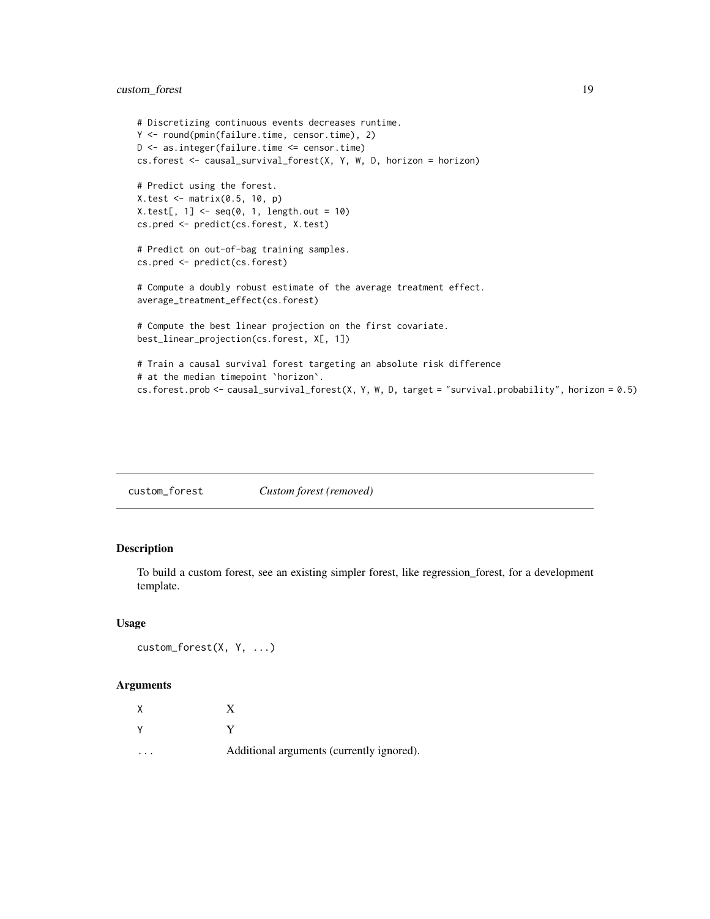```
# Discretizing continuous events decreases runtime.
Y <- round(pmin(failure.time, censor.time), 2)
D <- as.integer(failure.time <= censor.time)
cs.forest <- causal_survival_forest(X, Y, W, D, horizon = horizon)

# Predict using the forest.
X.test <- matrix(0.5, 10, p)
X.test[, 1] <- seq(0, 1, length.out = 10)
cs.pred <- predict(cs.forest, X.test)

# Predict on out-of-bag training samples.
cs.pred <- predict(cs.forest)

# Compute a doubly robust estimate of the average treatment effect.
average_treatment_effect(cs.forest)

# Compute the best linear projection on the first covariate.
best_linear_projection(cs.forest, X[, 1])

# Train a causal survival forest targeting an absolute risk difference
# at the median timepoint `horizon`.
cs.forest.prob <- causal_survival_forest(X, Y, W, D, target = "survival.probability", horizon = 0.5)
```

---

## custom_forest    *Custom forest (removed)*

### Description

To build a custom forest, see an existing simpler forest, like regression_forest, for a development template.

### Usage

```
custom_forest(X, Y, ...)
```

### Arguments

| | |
|---|---|
| X | X |
| Y | Y |
| ... | Additional arguments (currently ignored). |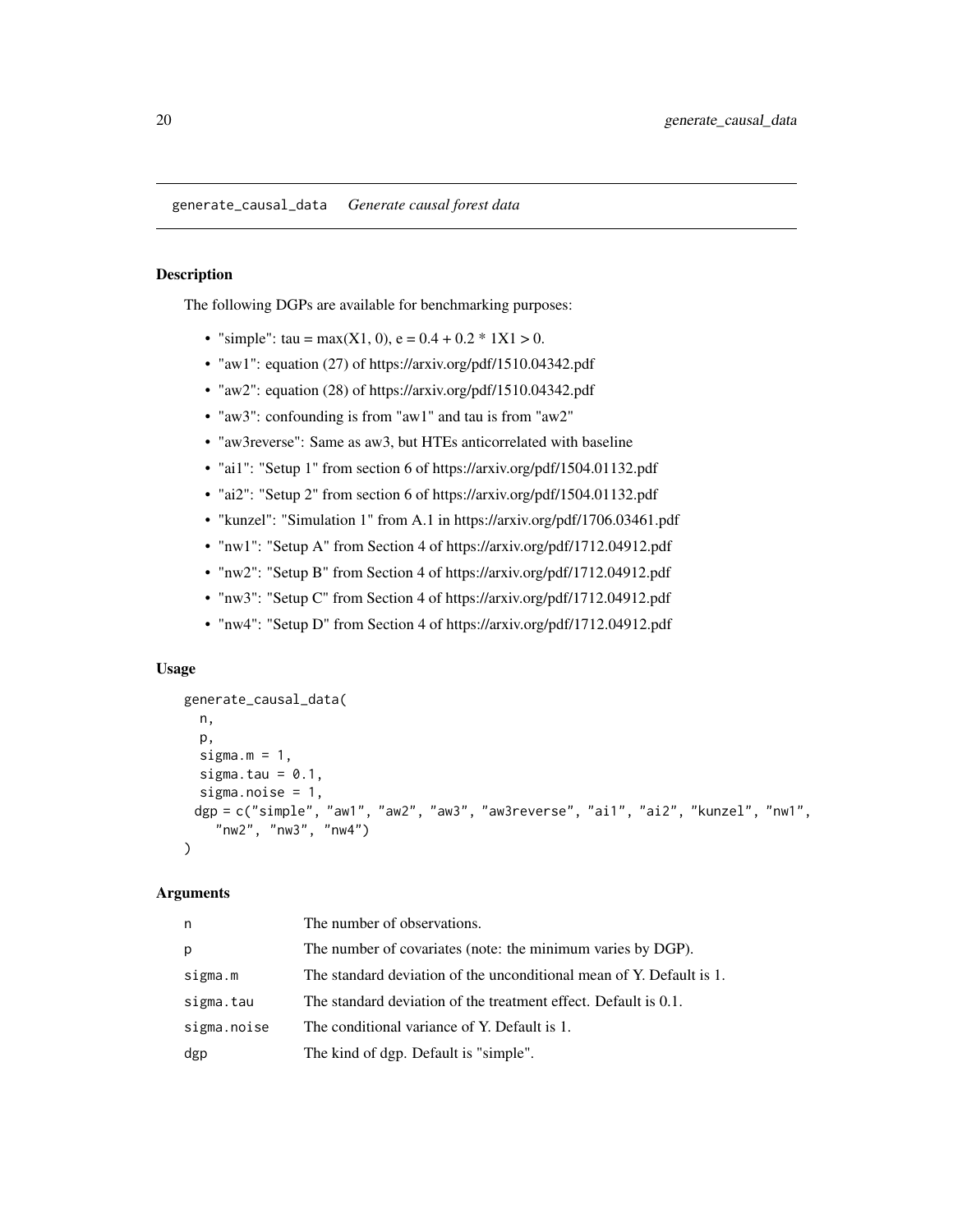## generate_causal_data *Generate causal forest data*

### Description

The following DGPs are available for benchmarking purposes:

- "simple": tau = max(X1, 0), e = 0.4 + 0.2 * 1X1 > 0.
- "aw1": equation (27) of https://arxiv.org/pdf/1510.04342.pdf
- "aw2": equation (28) of https://arxiv.org/pdf/1510.04342.pdf
- "aw3": confounding is from "aw1" and tau is from "aw2"
- "aw3reverse": Same as aw3, but HTEs anticorrelated with baseline
- "ai1": "Setup 1" from section 6 of https://arxiv.org/pdf/1504.01132.pdf
- "ai2": "Setup 2" from section 6 of https://arxiv.org/pdf/1504.01132.pdf
- "kunzel": "Simulation 1" from A.1 in https://arxiv.org/pdf/1706.03461.pdf
- "nw1": "Setup A" from Section 4 of https://arxiv.org/pdf/1712.04912.pdf
- "nw2": "Setup B" from Section 4 of https://arxiv.org/pdf/1712.04912.pdf
- "nw3": "Setup C" from Section 4 of https://arxiv.org/pdf/1712.04912.pdf
- "nw4": "Setup D" from Section 4 of https://arxiv.org/pdf/1712.04912.pdf

### Usage

```
generate_causal_data(
  n,
  p,
  sigma.m = 1,
  sigma.tau = 0.1,
  sigma.noise = 1,
  dgp = c("simple", "aw1", "aw2", "aw3", "aw3reverse", "ai1", "ai2", "kunzel", "nw1",
    "nw2", "nw3", "nw4")
)
```

### Arguments

| | |
|---|---|
| n | The number of observations. |
| p | The number of covariates (note: the minimum varies by DGP). |
| sigma.m | The standard deviation of the unconditional mean of Y. Default is 1. |
| sigma.tau | The standard deviation of the treatment effect. Default is 0.1. |
| sigma.noise | The conditional variance of Y. Default is 1. |
| dgp | The kind of dgp. Default is "simple". |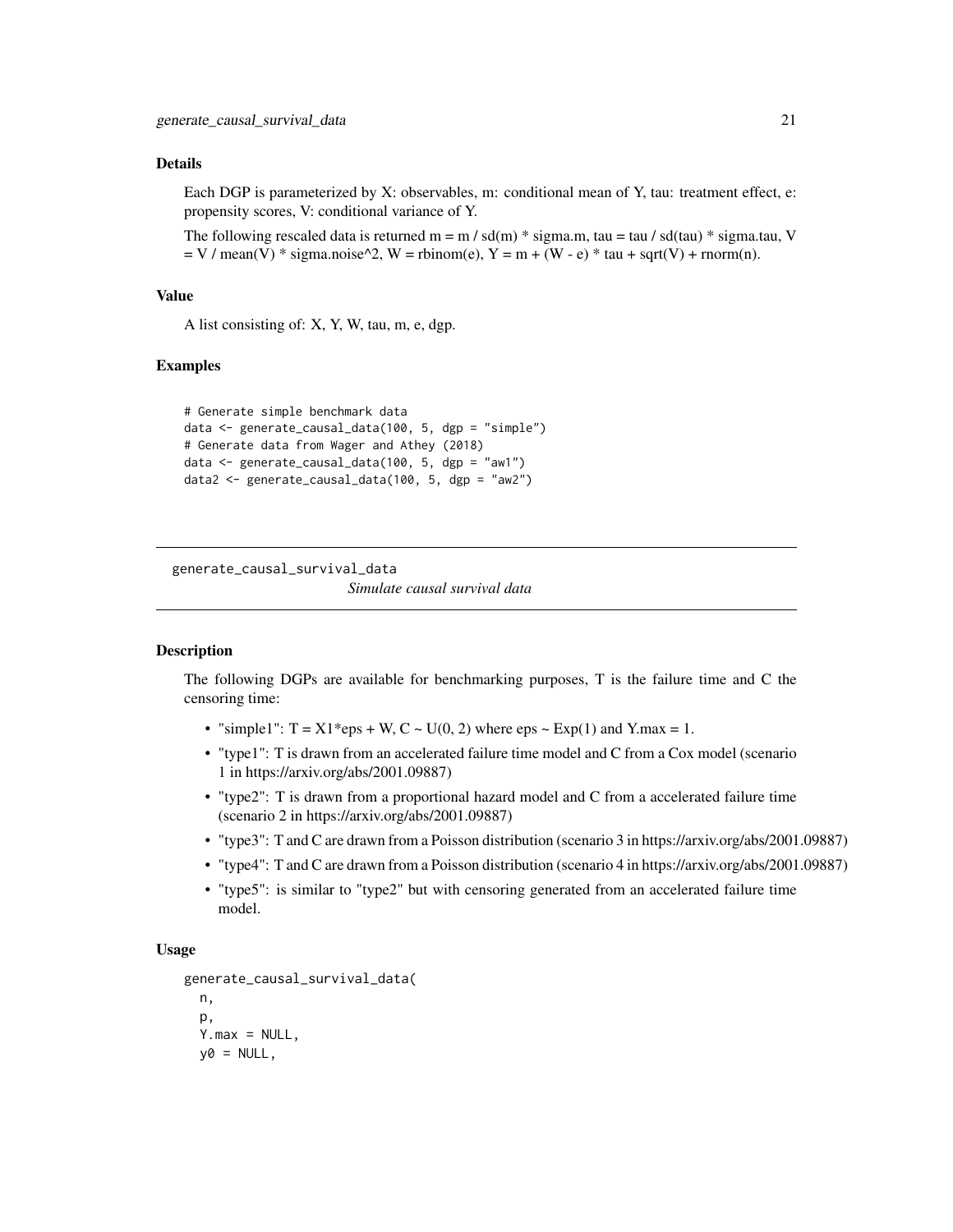### Details

Each DGP is parameterized by X: observables, m: conditional mean of Y, tau: treatment effect, e: propensity scores, V: conditional variance of Y.

The following rescaled data is returned m = m / sd(m) * sigma.m, tau = tau / sd(tau) * sigma.tau, V = V / mean(V) * sigma.noise^2, W = rbinom(e), Y = m + (W - e) * tau + sqrt(V) + rnorm(n).

### Value

A list consisting of: X, Y, W, tau, m, e, dgp.

### Examples

```
# Generate simple benchmark data
data <- generate_causal_data(100, 5, dgp = "simple")
# Generate data from Wager and Athey (2018)
data <- generate_causal_data(100, 5, dgp = "aw1")
data2 <- generate_causal_data(100, 5, dgp = "aw2")
```

---

## generate_causal_survival_data

*Simulate causal survival data*

### Description

The following DGPs are available for benchmarking purposes, T is the failure time and C the censoring time:

- "simple1": T = X1*eps + W, C ~ U(0, 2) where eps ~ Exp(1) and Y.max = 1.
- "type1": T is drawn from an accelerated failure time model and C from a Cox model (scenario 1 in https://arxiv.org/abs/2001.09887)
- "type2": T is drawn from a proportional hazard model and C from a accelerated failure time (scenario 2 in https://arxiv.org/abs/2001.09887)
- "type3": T and C are drawn from a Poisson distribution (scenario 3 in https://arxiv.org/abs/2001.09887)
- "type4": T and C are drawn from a Poisson distribution (scenario 4 in https://arxiv.org/abs/2001.09887)
- "type5": is similar to "type2" but with censoring generated from an accelerated failure time model.

### Usage

```
generate_causal_survival_data(
  n,
  p,
  Y.max = NULL,
  y0 = NULL,
```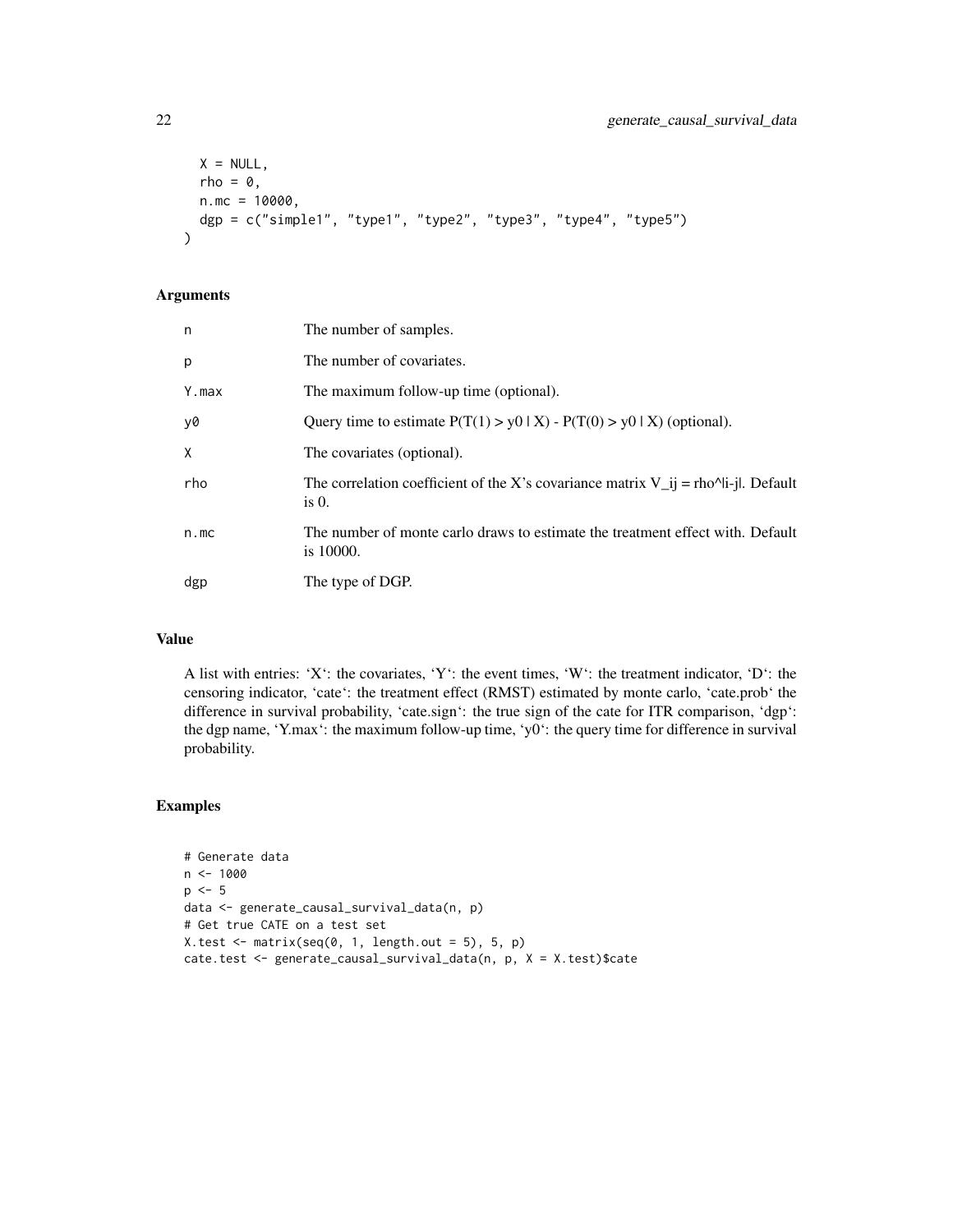```
  X = NULL,
  rho = 0,
  n.mc = 10000,
  dgp = c("simple1", "type1", "type2", "type3", "type4", "type5")
)
```

### Arguments

| | |
|---|---|
| n | The number of samples. |
| p | The number of covariates. |
| Y.max | The maximum follow-up time (optional). |
| y0 | Query time to estimate P(T(1) > y0 \| X) - P(T(0) > y0 \| X) (optional). |
| X | The covariates (optional). |
| rho | The correlation coefficient of the X's covariance matrix V_ij = rho^\|i-j\|. Default is 0. |
| n.mc | The number of monte carlo draws to estimate the treatment effect with. Default is 10000. |
| dgp | The type of DGP. |

### Value

A list with entries: 'X': the covariates, 'Y': the event times, 'W': the treatment indicator, 'D': the censoring indicator, 'cate': the treatment effect (RMST) estimated by monte carlo, 'cate.prob' the difference in survival probability, 'cate.sign': the true sign of the cate for ITR comparison, 'dgp': the dgp name, 'Y.max': the maximum follow-up time, 'y0': the query time for difference in survival probability.

### Examples

```
# Generate data
n <- 1000
p <- 5
data <- generate_causal_survival_data(n, p)
# Get true CATE on a test set
X.test <- matrix(seq(0, 1, length.out = 5), 5, p)
cate.test <- generate_causal_survival_data(n, p, X = X.test)$cate
```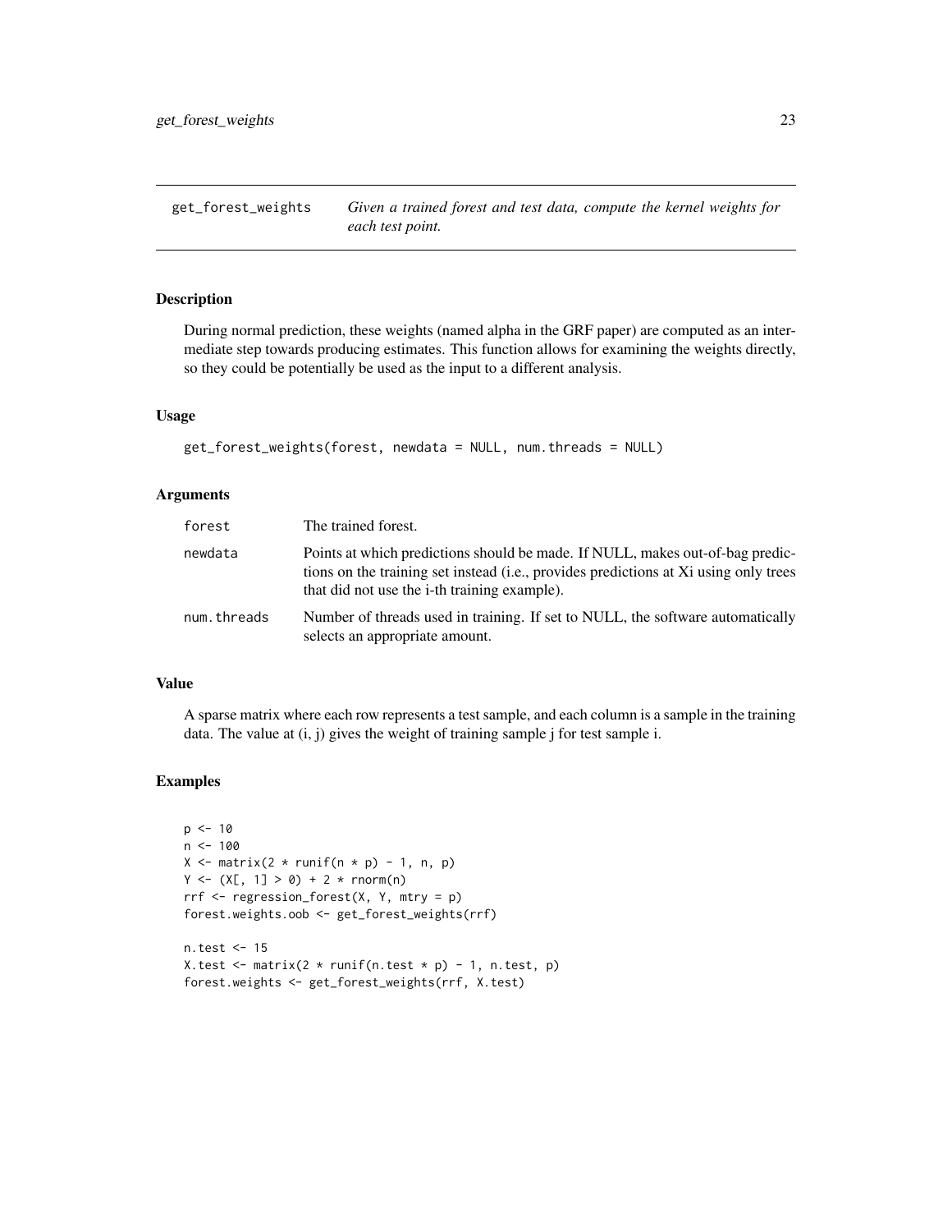## get_forest_weights

*Given a trained forest and test data, compute the kernel weights for each test point.*

### Description

During normal prediction, these weights (named alpha in the GRF paper) are computed as an intermediate step towards producing estimates. This function allows for examining the weights directly, so they could be potentially be used as the input to a different analysis.

### Usage

```
get_forest_weights(forest, newdata = NULL, num.threads = NULL)
```

### Arguments

| | |
|---|---|
| `forest` | The trained forest. |
| `newdata` | Points at which predictions should be made. If NULL, makes out-of-bag predictions on the training set instead (i.e., provides predictions at Xi using only trees that did not use the i-th training example). |
| `num.threads` | Number of threads used in training. If set to NULL, the software automatically selects an appropriate amount. |

### Value

A sparse matrix where each row represents a test sample, and each column is a sample in the training data. The value at (i, j) gives the weight of training sample j for test sample i.

### Examples

```
p <- 10
n <- 100
X <- matrix(2 * runif(n * p) - 1, n, p)
Y <- (X[, 1] > 0) + 2 * rnorm(n)
rrf <- regression_forest(X, Y, mtry = p)
forest.weights.oob <- get_forest_weights(rrf)

n.test <- 15
X.test <- matrix(2 * runif(n.test * p) - 1, n.test, p)
forest.weights <- get_forest_weights(rrf, X.test)
```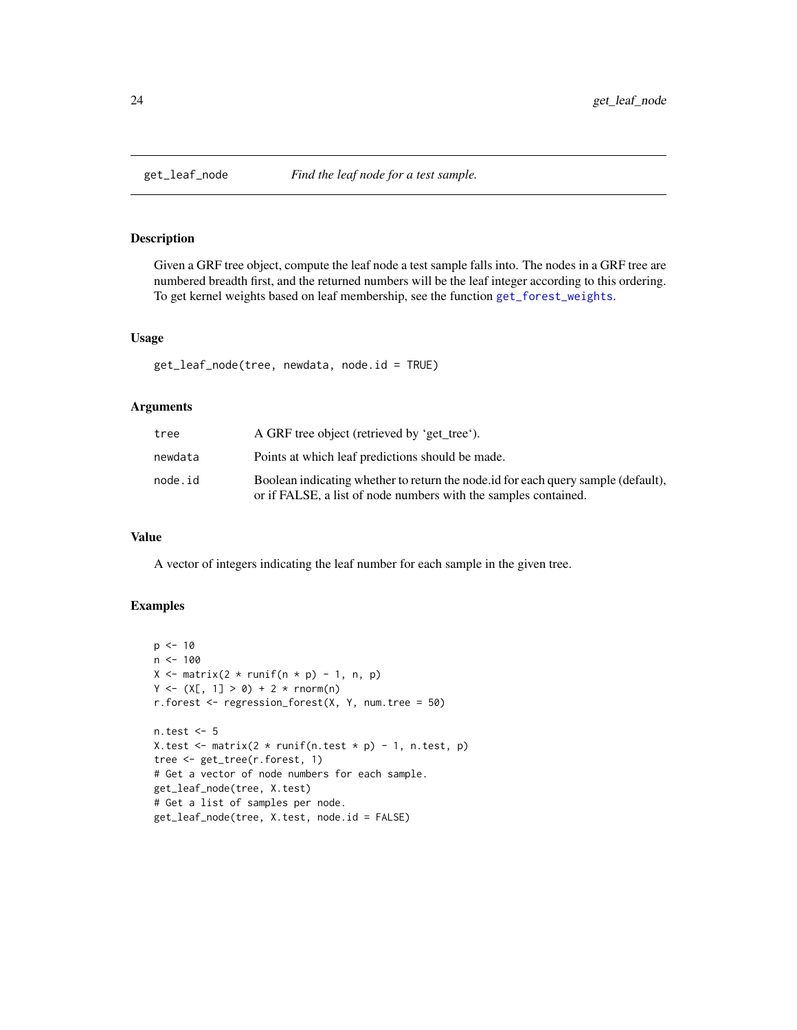## get_leaf_node *Find the leaf node for a test sample.*

### Description

Given a GRF tree object, compute the leaf node a test sample falls into. The nodes in a GRF tree are numbered breadth first, and the returned numbers will be the leaf integer according to this ordering. To get kernel weights based on leaf membership, see the function `get_forest_weights`.

### Usage

```
get_leaf_node(tree, newdata, node.id = TRUE)
```

### Arguments

| | |
|---|---|
| `tree` | A GRF tree object (retrieved by 'get_tree'). |
| `newdata` | Points at which leaf predictions should be made. |
| `node.id` | Boolean indicating whether to return the node.id for each query sample (default), or if FALSE, a list of node numbers with the samples contained. |

### Value

A vector of integers indicating the leaf number for each sample in the given tree.

### Examples

```
p <- 10
n <- 100
X <- matrix(2 * runif(n * p) - 1, n, p)
Y <- (X[, 1] > 0) + 2 * rnorm(n)
r.forest <- regression_forest(X, Y, num.tree = 50)

n.test <- 5
X.test <- matrix(2 * runif(n.test * p) - 1, n.test, p)
tree <- get_tree(r.forest, 1)
# Get a vector of node numbers for each sample.
get_leaf_node(tree, X.test)
# Get a list of samples per node.
get_leaf_node(tree, X.test, node.id = FALSE)
```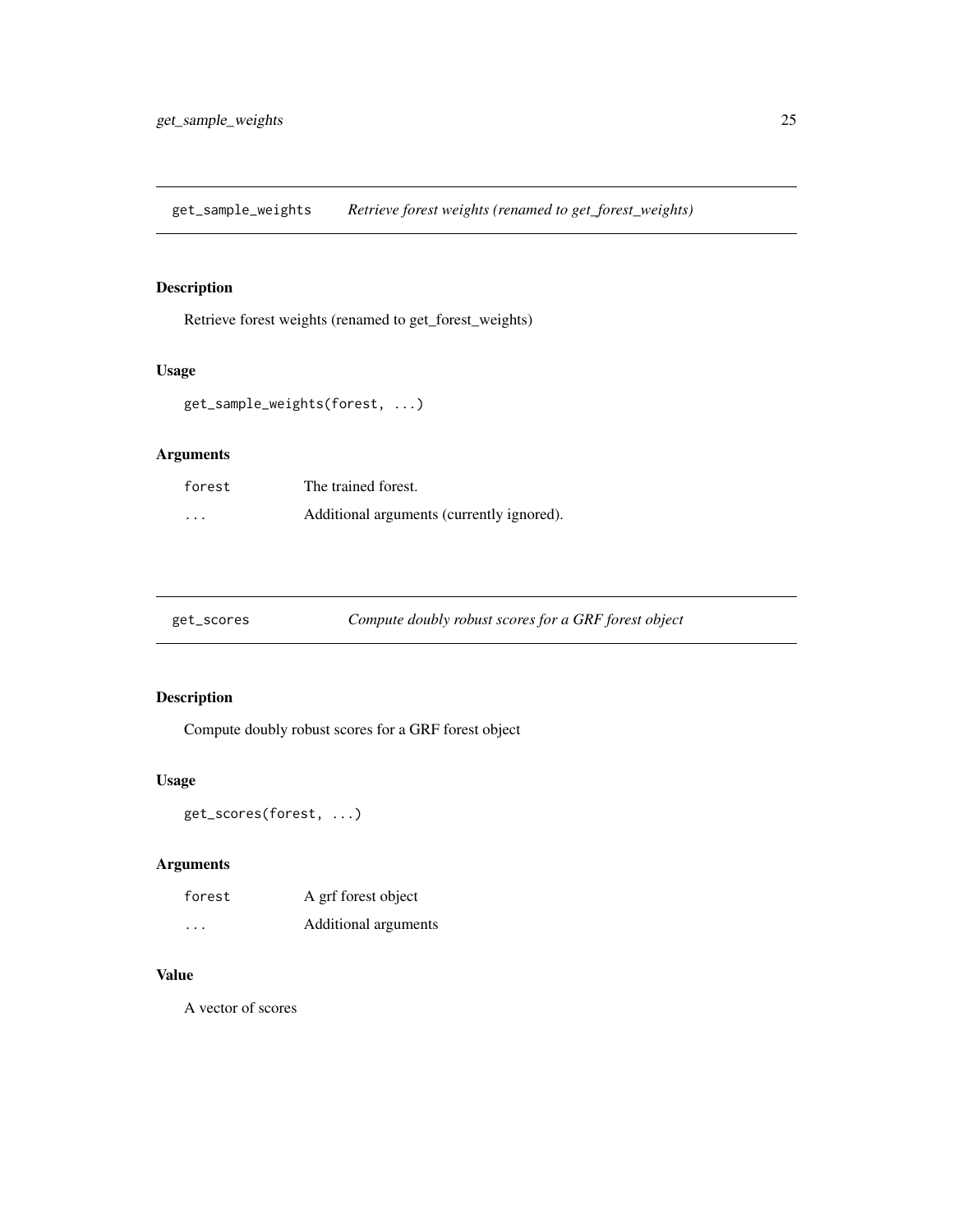## get_sample_weights — *Retrieve forest weights (renamed to get_forest_weights)*

### Description

Retrieve forest weights (renamed to get_forest_weights)

### Usage

```
get_sample_weights(forest, ...)
```

### Arguments

| | |
|---|---|
| `forest` | The trained forest. |
| `...` | Additional arguments (currently ignored). |

## get_scores — *Compute doubly robust scores for a GRF forest object*

### Description

Compute doubly robust scores for a GRF forest object

### Usage

```
get_scores(forest, ...)
```

### Arguments

| | |
|---|---|
| `forest` | A grf forest object |
| `...` | Additional arguments |

### Value

A vector of scores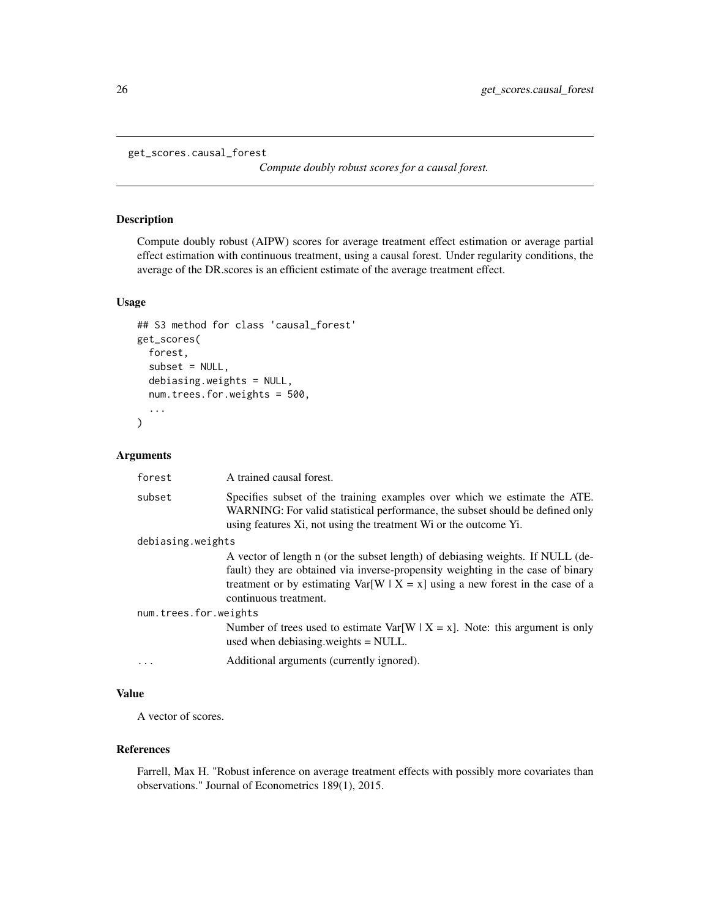# get_scores.causal_forest

*Compute doubly robust scores for a causal forest.*

## Description

Compute doubly robust (AIPW) scores for average treatment effect estimation or average partial effect estimation with continuous treatment, using a causal forest. Under regularity conditions, the average of the DR.scores is an efficient estimate of the average treatment effect.

## Usage

```
## S3 method for class 'causal_forest'
get_scores(
  forest,
  subset = NULL,
  debiasing.weights = NULL,
  num.trees.for.weights = 500,
  ...
)
```

## Arguments

| | |
|---|---|
| forest | A trained causal forest. |
| subset | Specifies subset of the training examples over which we estimate the ATE. WARNING: For valid statistical performance, the subset should be defined only using features Xi, not using the treatment Wi or the outcome Yi. |
| debiasing.weights | A vector of length n (or the subset length) of debiasing weights. If NULL (default) they are obtained via inverse-propensity weighting in the case of binary treatment or by estimating Var[W \| X = x] using a new forest in the case of a continuous treatment. |
| num.trees.for.weights | Number of trees used to estimate Var[W \| X = x]. Note: this argument is only used when debiasing.weights = NULL. |
| ... | Additional arguments (currently ignored). |

## Value

A vector of scores.

## References

Farrell, Max H. "Robust inference on average treatment effects with possibly more covariates than observations." Journal of Econometrics 189(1), 2015.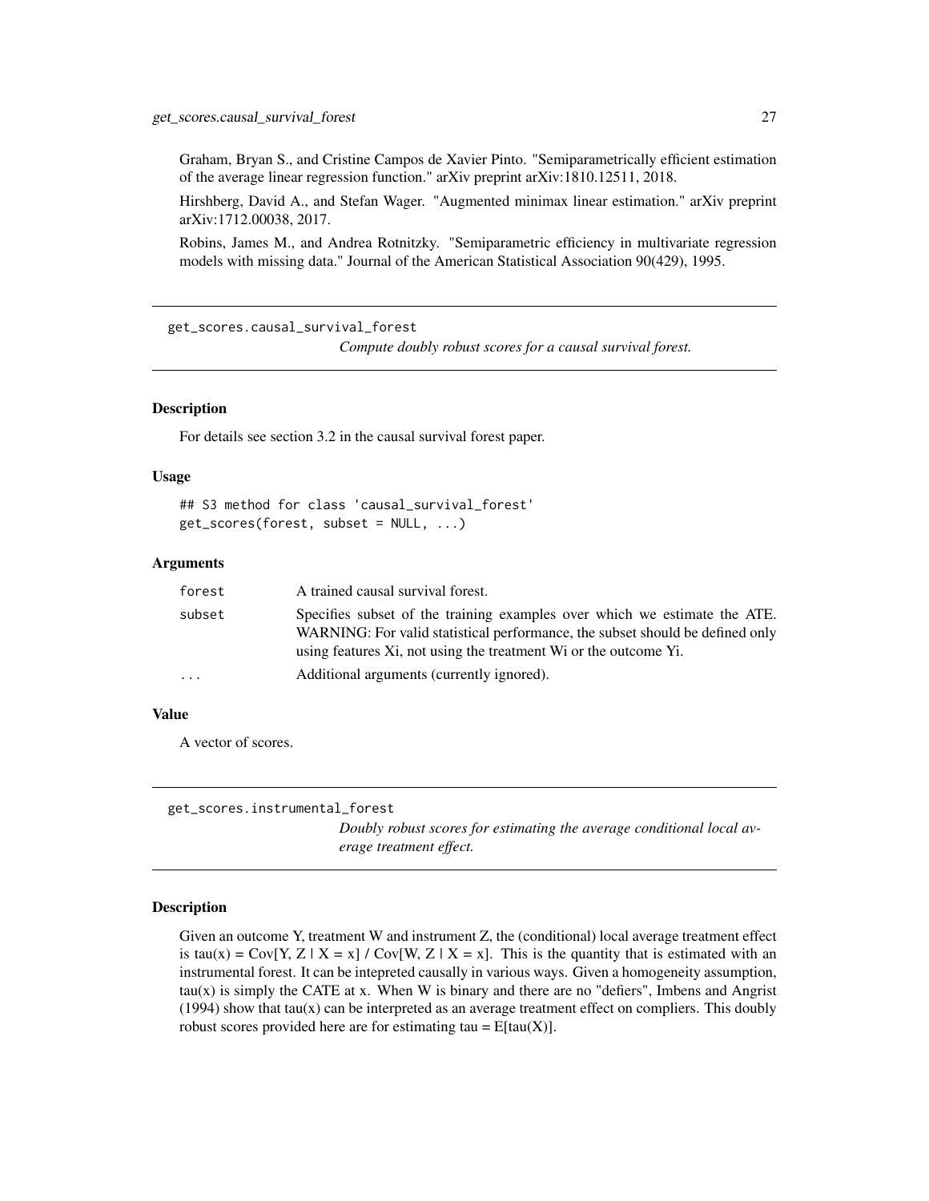Graham, Bryan S., and Cristine Campos de Xavier Pinto. "Semiparametrically efficient estimation of the average linear regression function." arXiv preprint arXiv:1810.12511, 2018.

Hirshberg, David A., and Stefan Wager. "Augmented minimax linear estimation." arXiv preprint arXiv:1712.00038, 2017.

Robins, James M., and Andrea Rotnitzky. "Semiparametric efficiency in multivariate regression models with missing data." Journal of the American Statistical Association 90(429), 1995.

---

## get_scores.causal_survival_forest

*Compute doubly robust scores for a causal survival forest.*

### Description

For details see section 3.2 in the causal survival forest paper.

### Usage

```
## S3 method for class 'causal_survival_forest'
get_scores(forest, subset = NULL, ...)
```

### Arguments

| | |
|---|---|
| forest | A trained causal survival forest. |
| subset | Specifies subset of the training examples over which we estimate the ATE. WARNING: For valid statistical performance, the subset should be defined only using features Xi, not using the treatment Wi or the outcome Yi. |
| ... | Additional arguments (currently ignored). |

### Value

A vector of scores.

---

## get_scores.instrumental_forest

*Doubly robust scores for estimating the average conditional local average treatment effect.*

### Description

Given an outcome Y, treatment W and instrument Z, the (conditional) local average treatment effect is tau(x) = Cov[Y, Z | X = x] / Cov[W, Z | X = x]. This is the quantity that is estimated with an instrumental forest. It can be intepreted causally in various ways. Given a homogeneity assumption, tau(x) is simply the CATE at x. When W is binary and there are no "defiers", Imbens and Angrist (1994) show that tau(x) can be interpreted as an average treatment effect on compliers. This doubly robust scores provided here are for estimating tau = E[tau(X)].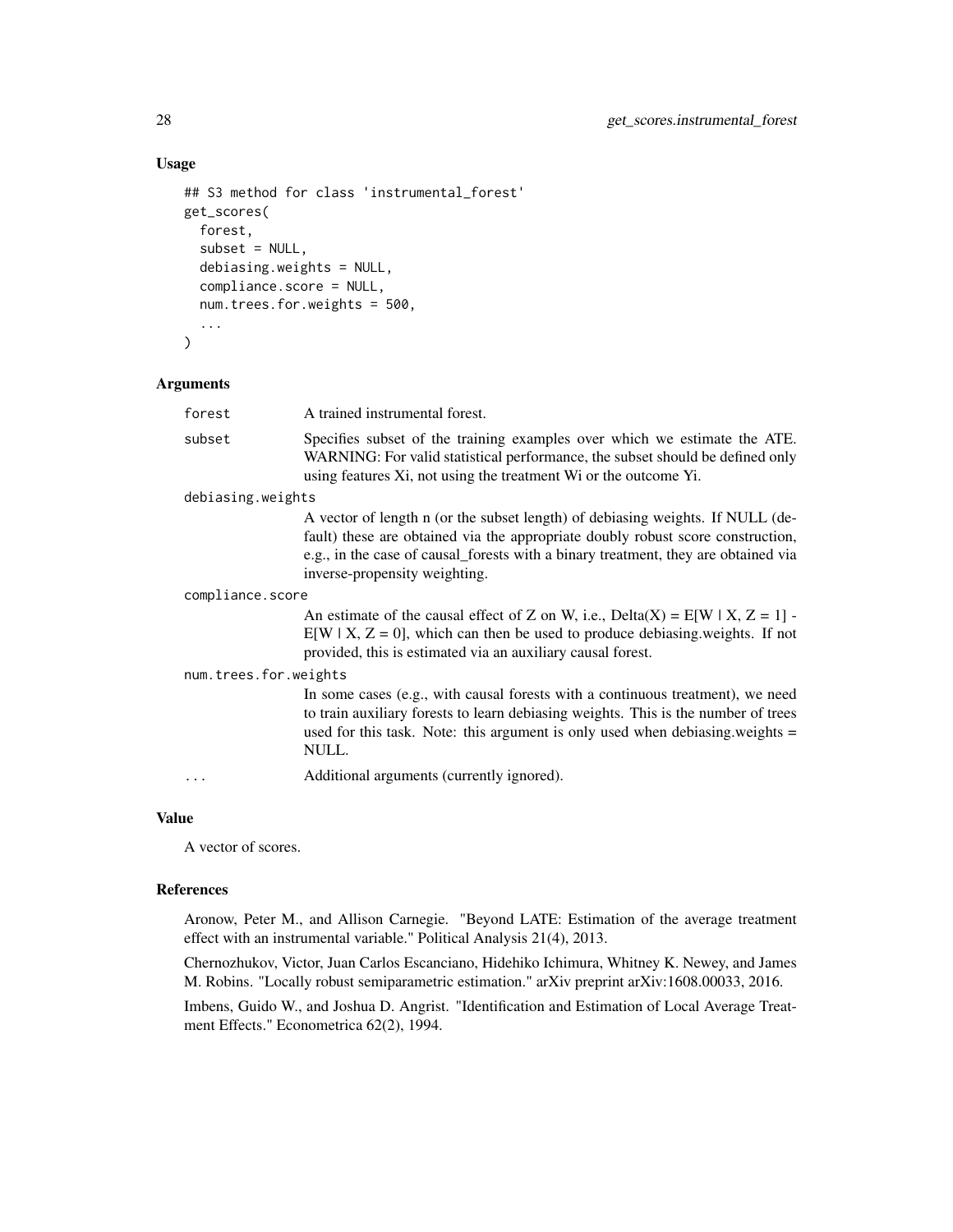## Usage

```
## S3 method for class 'instrumental_forest'
get_scores(
  forest,
  subset = NULL,
  debiasing.weights = NULL,
  compliance.score = NULL,
  num.trees.for.weights = 500,
  ...
)
```

## Arguments

| | |
|---|---|
| forest | A trained instrumental forest. |
| subset | Specifies subset of the training examples over which we estimate the ATE. WARNING: For valid statistical performance, the subset should be defined only using features Xi, not using the treatment Wi or the outcome Yi. |
| debiasing.weights | A vector of length n (or the subset length) of debiasing weights. If NULL (default) these are obtained via the appropriate doubly robust score construction, e.g., in the case of causal_forests with a binary treatment, they are obtained via inverse-propensity weighting. |
| compliance.score | An estimate of the causal effect of Z on W, i.e., Delta(X) = E[W \| X, Z = 1] - E[W \| X, Z = 0], which can then be used to produce debiasing.weights. If not provided, this is estimated via an auxiliary causal forest. |
| num.trees.for.weights | In some cases (e.g., with causal forests with a continuous treatment), we need to train auxiliary forests to learn debiasing weights. This is the number of trees used for this task. Note: this argument is only used when debiasing.weights = NULL. |
| ... | Additional arguments (currently ignored). |

## Value

A vector of scores.

## References

Aronow, Peter M., and Allison Carnegie. "Beyond LATE: Estimation of the average treatment effect with an instrumental variable." Political Analysis 21(4), 2013.

Chernozhukov, Victor, Juan Carlos Escanciano, Hidehiko Ichimura, Whitney K. Newey, and James M. Robins. "Locally robust semiparametric estimation." arXiv preprint arXiv:1608.00033, 2016.

Imbens, Guido W., and Joshua D. Angrist. "Identification and Estimation of Local Average Treatment Effects." Econometrica 62(2), 1994.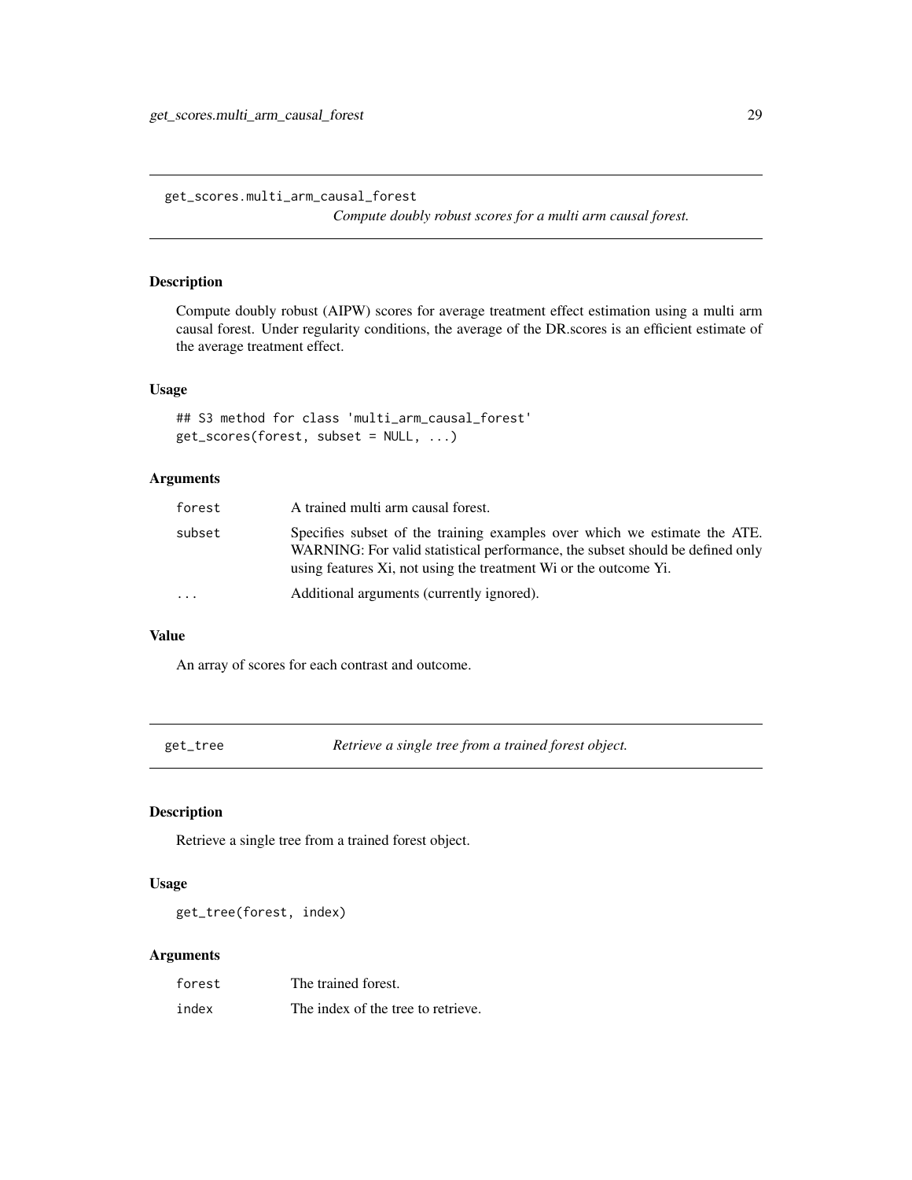## get_scores.multi_arm_causal_forest

*Compute doubly robust scores for a multi arm causal forest.*

### Description

Compute doubly robust (AIPW) scores for average treatment effect estimation using a multi arm causal forest. Under regularity conditions, the average of the DR.scores is an efficient estimate of the average treatment effect.

### Usage

```
## S3 method for class 'multi_arm_causal_forest'
get_scores(forest, subset = NULL, ...)
```

### Arguments

| | |
|---|---|
| `forest` | A trained multi arm causal forest. |
| `subset` | Specifies subset of the training examples over which we estimate the ATE. WARNING: For valid statistical performance, the subset should be defined only using features Xi, not using the treatment Wi or the outcome Yi. |
| `...` | Additional arguments (currently ignored). |

### Value

An array of scores for each contrast and outcome.

## get_tree

*Retrieve a single tree from a trained forest object.*

### Description

Retrieve a single tree from a trained forest object.

### Usage

```
get_tree(forest, index)
```

### Arguments

| | |
|---|---|
| `forest` | The trained forest. |
| `index` | The index of the tree to retrieve. |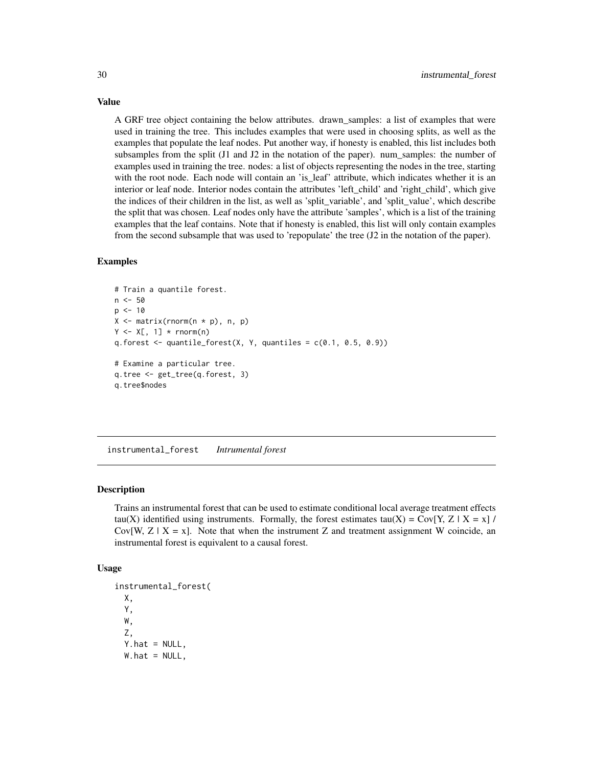### Value

A GRF tree object containing the below attributes. drawn_samples: a list of examples that were used in training the tree. This includes examples that were used in choosing splits, as well as the examples that populate the leaf nodes. Put another way, if honesty is enabled, this list includes both subsamples from the split (J1 and J2 in the notation of the paper). num_samples: the number of examples used in training the tree. nodes: a list of objects representing the nodes in the tree, starting with the root node. Each node will contain an 'is_leaf' attribute, which indicates whether it is an interior or leaf node. Interior nodes contain the attributes 'left_child' and 'right_child', which give the indices of their children in the list, as well as 'split_variable', and 'split_value', which describe the split that was chosen. Leaf nodes only have the attribute 'samples', which is a list of the training examples that the leaf contains. Note that if honesty is enabled, this list will only contain examples from the second subsample that was used to 'repopulate' the tree (J2 in the notation of the paper).

### Examples

```
# Train a quantile forest.
n <- 50
p <- 10
X <- matrix(rnorm(n * p), n, p)
Y <- X[, 1] * rnorm(n)
q.forest <- quantile_forest(X, Y, quantiles = c(0.1, 0.5, 0.9))

# Examine a particular tree.
q.tree <- get_tree(q.forest, 3)
q.tree$nodes
```

---

## instrumental_forest *Intrumental forest*

### Description

Trains an instrumental forest that can be used to estimate conditional local average treatment effects tau(X) identified using instruments. Formally, the forest estimates tau(X) = Cov[Y, Z | X = x] / Cov[W, Z | X = x]. Note that when the instrument Z and treatment assignment W coincide, an instrumental forest is equivalent to a causal forest.

### Usage

```
instrumental_forest(
  X,
  Y,
  W,
  Z,
  Y.hat = NULL,
  W.hat = NULL,
```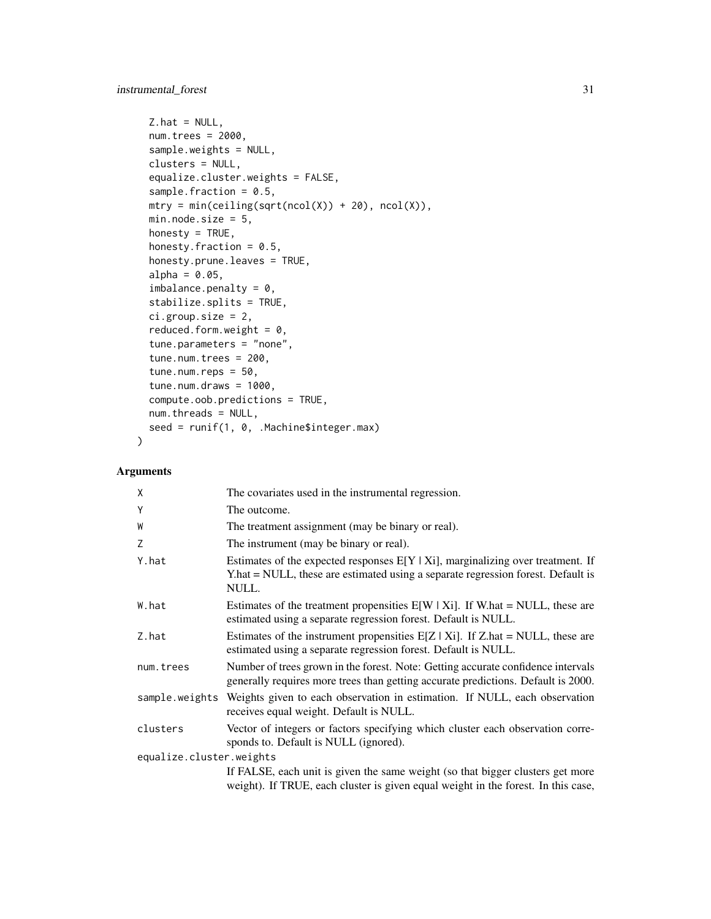```
  Z.hat = NULL,
  num.trees = 2000,
  sample.weights = NULL,
  clusters = NULL,
  equalize.cluster.weights = FALSE,
  sample.fraction = 0.5,
  mtry = min(ceiling(sqrt(ncol(X)) + 20), ncol(X)),
  min.node.size = 5,
  honesty = TRUE,
  honesty.fraction = 0.5,
  honesty.prune.leaves = TRUE,
  alpha = 0.05,
  imbalance.penalty = 0,
  stabilize.splits = TRUE,
  ci.group.size = 2,
  reduced.form.weight = 0,
  tune.parameters = "none",
  tune.num.trees = 200,
  tune.num.reps = 50,
  tune.num.draws = 1000,
  compute.oob.predictions = TRUE,
  num.threads = NULL,
  seed = runif(1, 0, .Machine$integer.max)
)
```

## Arguments

| | |
|---|---|
| `X` | The covariates used in the instrumental regression. |
| `Y` | The outcome. |
| `W` | The treatment assignment (may be binary or real). |
| `Z` | The instrument (may be binary or real). |
| `Y.hat` | Estimates of the expected responses E[Y \| Xi], marginalizing over treatment. If Y.hat = NULL, these are estimated using a separate regression forest. Default is NULL. |
| `W.hat` | Estimates of the treatment propensities E[W \| Xi]. If W.hat = NULL, these are estimated using a separate regression forest. Default is NULL. |
| `Z.hat` | Estimates of the instrument propensities E[Z \| Xi]. If Z.hat = NULL, these are estimated using a separate regression forest. Default is NULL. |
| `num.trees` | Number of trees grown in the forest. Note: Getting accurate confidence intervals generally requires more trees than getting accurate predictions. Default is 2000. |
| `sample.weights` | Weights given to each observation in estimation. If NULL, each observation receives equal weight. Default is NULL. |
| `clusters` | Vector of integers or factors specifying which cluster each observation corresponds to. Default is NULL (ignored). |
| `equalize.cluster.weights` | If FALSE, each unit is given the same weight (so that bigger clusters get more weight). If TRUE, each cluster is given equal weight in the forest. In this case, |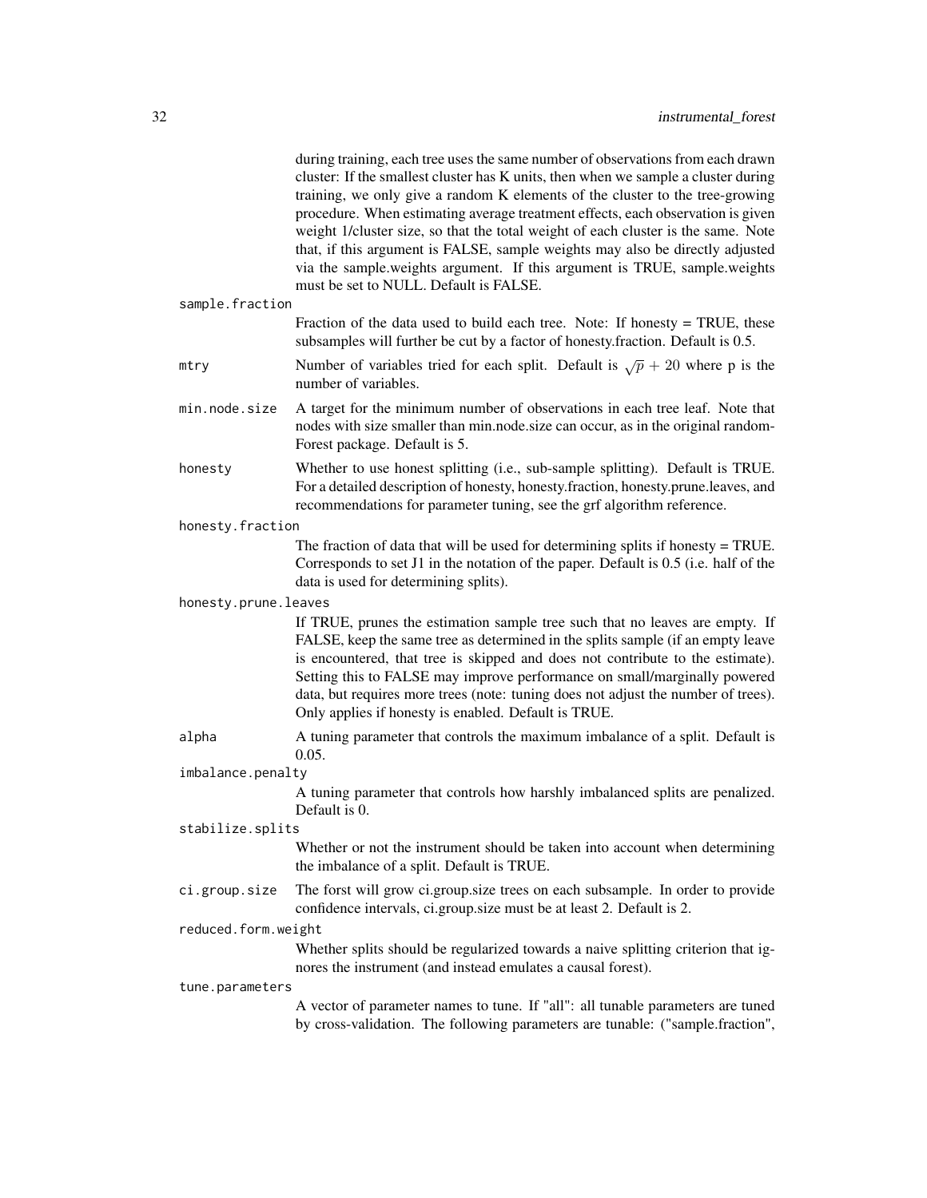during training, each tree uses the same number of observations from each drawn cluster: If the smallest cluster has K units, then when we sample a cluster during training, we only give a random K elements of the cluster to the tree-growing procedure. When estimating average treatment effects, each observation is given weight 1/cluster size, so that the total weight of each cluster is the same. Note that, if this argument is FALSE, sample weights may also be directly adjusted via the sample.weights argument. If this argument is TRUE, sample.weights must be set to NULL. Default is FALSE.

`sample.fraction`
: Fraction of the data used to build each tree. Note: If honesty = TRUE, these subsamples will further be cut by a factor of honesty.fraction. Default is 0.5.

`mtry`
: Number of variables tried for each split. Default is $\sqrt{p} + 20$ where p is the number of variables.

`min.node.size`
: A target for the minimum number of observations in each tree leaf. Note that nodes with size smaller than min.node.size can occur, as in the original randomForest package. Default is 5.

`honesty`
: Whether to use honest splitting (i.e., sub-sample splitting). Default is TRUE. For a detailed description of honesty, honesty.fraction, honesty.prune.leaves, and recommendations for parameter tuning, see the grf algorithm reference.

`honesty.fraction`
: The fraction of data that will be used for determining splits if honesty = TRUE. Corresponds to set J1 in the notation of the paper. Default is 0.5 (i.e. half of the data is used for determining splits).

`honesty.prune.leaves`
: If TRUE, prunes the estimation sample tree such that no leaves are empty. If FALSE, keep the same tree as determined in the splits sample (if an empty leave is encountered, that tree is skipped and does not contribute to the estimate). Setting this to FALSE may improve performance on small/marginally powered data, but requires more trees (note: tuning does not adjust the number of trees). Only applies if honesty is enabled. Default is TRUE.

`alpha`
: A tuning parameter that controls the maximum imbalance of a split. Default is 0.05.

`imbalance.penalty`
: A tuning parameter that controls how harshly imbalanced splits are penalized. Default is 0.

`stabilize.splits`
: Whether or not the instrument should be taken into account when determining the imbalance of a split. Default is TRUE.

`ci.group.size`
: The forst will grow ci.group.size trees on each subsample. In order to provide confidence intervals, ci.group.size must be at least 2. Default is 2.

`reduced.form.weight`
: Whether splits should be regularized towards a naive splitting criterion that ignores the instrument (and instead emulates a causal forest).

`tune.parameters`
: A vector of parameter names to tune. If "all": all tunable parameters are tuned by cross-validation. The following parameters are tunable: ("sample.fraction",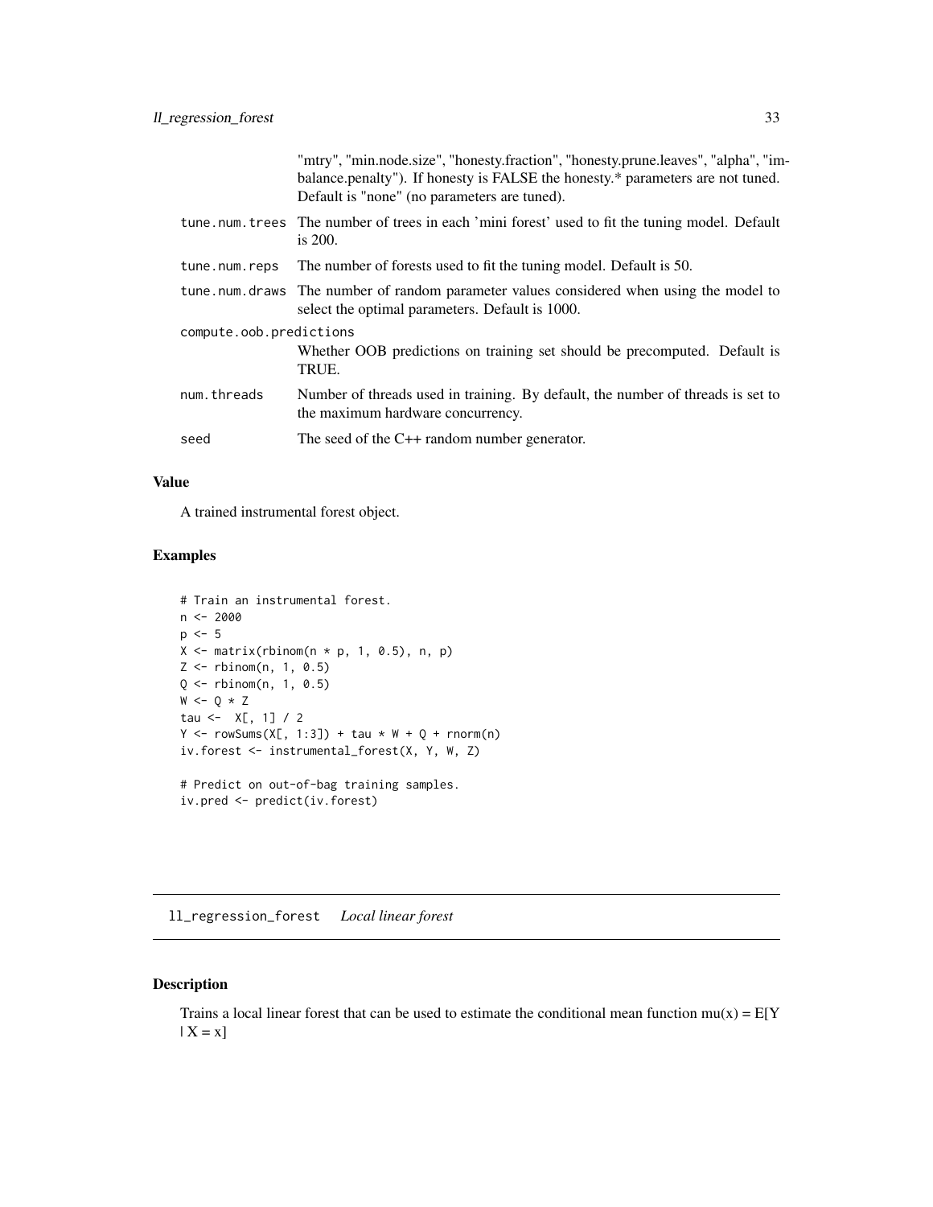"mtry", "min.node.size", "honesty.fraction", "honesty.prune.leaves", "alpha", "imbalance.penalty"). If honesty is FALSE the honesty.* parameters are not tuned. Default is "none" (no parameters are tuned).

| | |
|---|---|
| `tune.num.trees` | The number of trees in each 'mini forest' used to fit the tuning model. Default is 200. |
| `tune.num.reps` | The number of forests used to fit the tuning model. Default is 50. |
| `tune.num.draws` | The number of random parameter values considered when using the model to select the optimal parameters. Default is 1000. |
| `compute.oob.predictions` | Whether OOB predictions on training set should be precomputed. Default is TRUE. |
| `num.threads` | Number of threads used in training. By default, the number of threads is set to the maximum hardware concurrency. |
| `seed` | The seed of the C++ random number generator. |

### Value

A trained instrumental forest object.

### Examples

```
# Train an instrumental forest.
n <- 2000
p <- 5
X <- matrix(rbinom(n * p, 1, 0.5), n, p)
Z <- rbinom(n, 1, 0.5)
Q <- rbinom(n, 1, 0.5)
W <- Q * Z
tau <-  X[, 1] / 2
Y <- rowSums(X[, 1:3]) + tau * W + Q + rnorm(n)
iv.forest <- instrumental_forest(X, Y, W, Z)

# Predict on out-of-bag training samples.
iv.pred <- predict(iv.forest)
```

## `ll_regression_forest` *Local linear forest*

### Description

Trains a local linear forest that can be used to estimate the conditional mean function mu(x) = E[Y | X = x]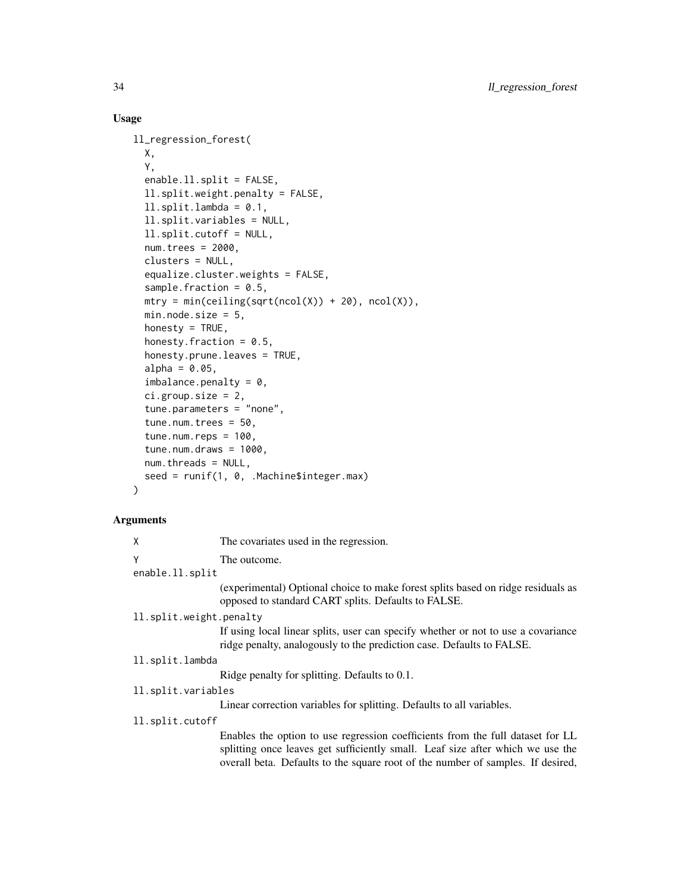### Usage

```
ll_regression_forest(
  X,
  Y,
  enable.ll.split = FALSE,
  ll.split.weight.penalty = FALSE,
  ll.split.lambda = 0.1,
  ll.split.variables = NULL,
  ll.split.cutoff = NULL,
  num.trees = 2000,
  clusters = NULL,
  equalize.cluster.weights = FALSE,
  sample.fraction = 0.5,
  mtry = min(ceiling(sqrt(ncol(X)) + 20), ncol(X)),
  min.node.size = 5,
  honesty = TRUE,
  honesty.fraction = 0.5,
  honesty.prune.leaves = TRUE,
  alpha = 0.05,
  imbalance.penalty = 0,
  ci.group.size = 2,
  tune.parameters = "none",
  tune.num.trees = 50,
  tune.num.reps = 100,
  tune.num.draws = 1000,
  num.threads = NULL,
  seed = runif(1, 0, .Machine$integer.max)
)
```

### Arguments

`X` The covariates used in the regression.

`Y` The outcome.

`enable.ll.split` (experimental) Optional choice to make forest splits based on ridge residuals as opposed to standard CART splits. Defaults to FALSE.

`ll.split.weight.penalty` If using local linear splits, user can specify whether or not to use a covariance ridge penalty, analogously to the prediction case. Defaults to FALSE.

`ll.split.lambda` Ridge penalty for splitting. Defaults to 0.1.

`ll.split.variables` Linear correction variables for splitting. Defaults to all variables.

`ll.split.cutoff` Enables the option to use regression coefficients from the full dataset for LL splitting once leaves get sufficiently small. Leaf size after which we use the overall beta. Defaults to the square root of the number of samples. If desired,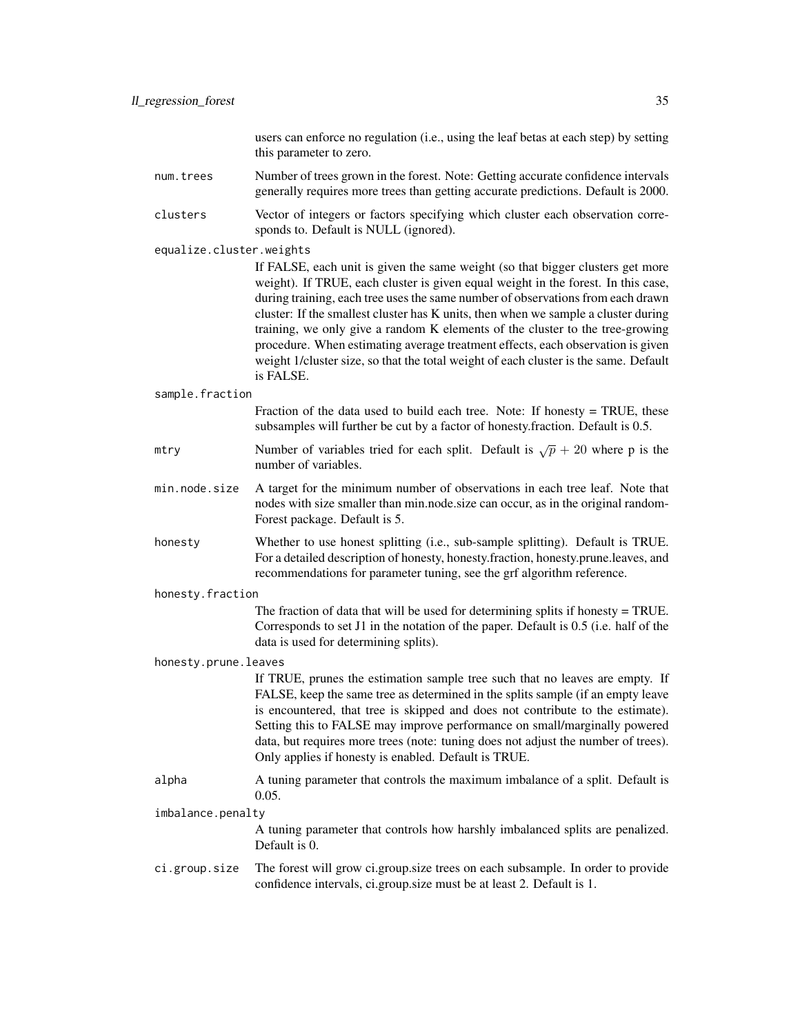users can enforce no regulation (i.e., using the leaf betas at each step) by setting this parameter to zero.

`num.trees`
: Number of trees grown in the forest. Note: Getting accurate confidence intervals generally requires more trees than getting accurate predictions. Default is 2000.

`clusters`
: Vector of integers or factors specifying which cluster each observation corresponds to. Default is NULL (ignored).

`equalize.cluster.weights`
: If FALSE, each unit is given the same weight (so that bigger clusters get more weight). If TRUE, each cluster is given equal weight in the forest. In this case, during training, each tree uses the same number of observations from each drawn cluster: If the smallest cluster has K units, then when we sample a cluster during training, we only give a random K elements of the cluster to the tree-growing procedure. When estimating average treatment effects, each observation is given weight 1/cluster size, so that the total weight of each cluster is the same. Default is FALSE.

`sample.fraction`
: Fraction of the data used to build each tree. Note: If honesty = TRUE, these subsamples will further be cut by a factor of honesty.fraction. Default is 0.5.

`mtry`
: Number of variables tried for each split. Default is $\sqrt{p} + 20$ where p is the number of variables.

`min.node.size`
: A target for the minimum number of observations in each tree leaf. Note that nodes with size smaller than min.node.size can occur, as in the original randomForest package. Default is 5.

`honesty`
: Whether to use honest splitting (i.e., sub-sample splitting). Default is TRUE. For a detailed description of honesty, honesty.fraction, honesty.prune.leaves, and recommendations for parameter tuning, see the grf algorithm reference.

`honesty.fraction`
: The fraction of data that will be used for determining splits if honesty = TRUE. Corresponds to set J1 in the notation of the paper. Default is 0.5 (i.e. half of the data is used for determining splits).

`honesty.prune.leaves`
: If TRUE, prunes the estimation sample tree such that no leaves are empty. If FALSE, keep the same tree as determined in the splits sample (if an empty leave is encountered, that tree is skipped and does not contribute to the estimate). Setting this to FALSE may improve performance on small/marginally powered data, but requires more trees (note: tuning does not adjust the number of trees). Only applies if honesty is enabled. Default is TRUE.

`alpha`
: A tuning parameter that controls the maximum imbalance of a split. Default is 0.05.

`imbalance.penalty`
: A tuning parameter that controls how harshly imbalanced splits are penalized. Default is 0.

`ci.group.size`
: The forest will grow ci.group.size trees on each subsample. In order to provide confidence intervals, ci.group.size must be at least 2. Default is 1.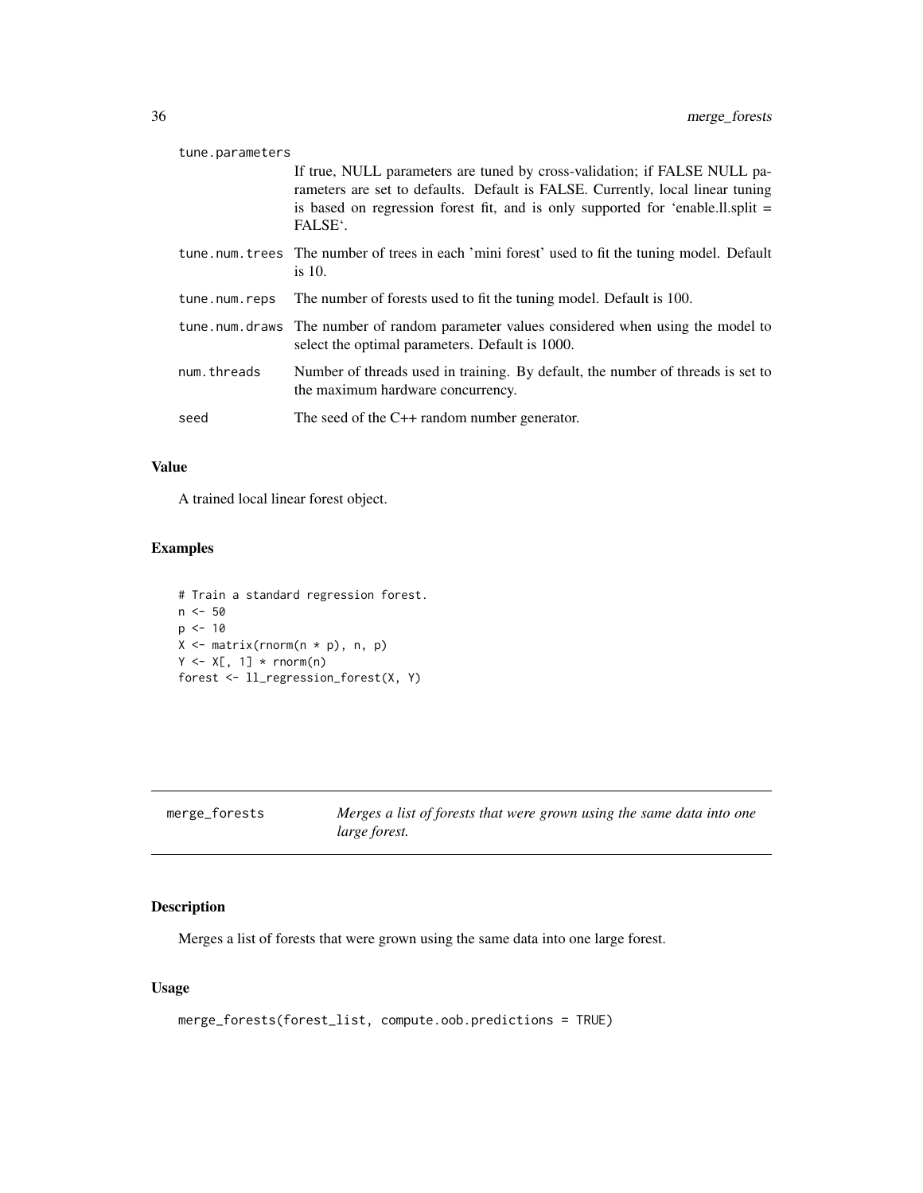| | |
|---|---|
| tune.parameters | If true, NULL parameters are tuned by cross-validation; if FALSE NULL parameters are set to defaults. Default is FALSE. Currently, local linear tuning is based on regression forest fit, and is only supported for 'enable.ll.split = FALSE'. |
| tune.num.trees | The number of trees in each 'mini forest' used to fit the tuning model. Default is 10. |
| tune.num.reps | The number of forests used to fit the tuning model. Default is 100. |
| tune.num.draws | The number of random parameter values considered when using the model to select the optimal parameters. Default is 1000. |
| num.threads | Number of threads used in training. By default, the number of threads is set to the maximum hardware concurrency. |
| seed | The seed of the C++ random number generator. |

### Value

A trained local linear forest object.

### Examples

```
# Train a standard regression forest.
n <- 50
p <- 10
X <- matrix(rnorm(n * p), n, p)
Y <- X[, 1] * rnorm(n)
forest <- ll_regression_forest(X, Y)
```

---

## merge_forests — *Merges a list of forests that were grown using the same data into one large forest.*

---

### Description

Merges a list of forests that were grown using the same data into one large forest.

### Usage

```
merge_forests(forest_list, compute.oob.predictions = TRUE)
```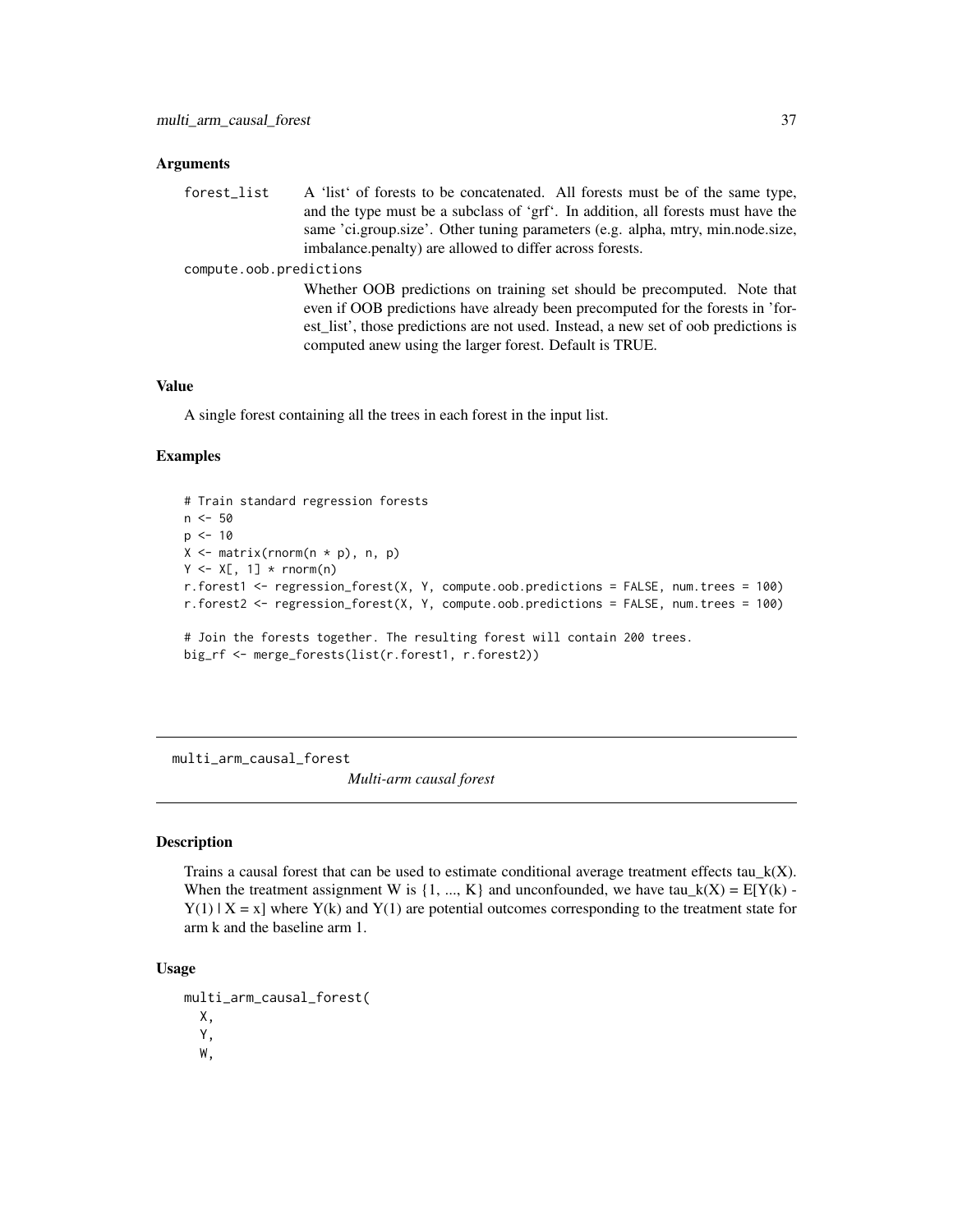### Arguments

forest_list
: A 'list' of forests to be concatenated. All forests must be of the same type, and the type must be a subclass of 'grf'. In addition, all forests must have the same 'ci.group.size'. Other tuning parameters (e.g. alpha, mtry, min.node.size, imbalance.penalty) are allowed to differ across forests.

compute.oob.predictions
: Whether OOB predictions on training set should be precomputed. Note that even if OOB predictions have already been precomputed for the forests in 'forest_list', those predictions are not used. Instead, a new set of oob predictions is computed anew using the larger forest. Default is TRUE.

### Value

A single forest containing all the trees in each forest in the input list.

### Examples

```
# Train standard regression forests
n <- 50
p <- 10
X <- matrix(rnorm(n * p), n, p)
Y <- X[, 1] * rnorm(n)
r.forest1 <- regression_forest(X, Y, compute.oob.predictions = FALSE, num.trees = 100)
r.forest2 <- regression_forest(X, Y, compute.oob.predictions = FALSE, num.trees = 100)

# Join the forests together. The resulting forest will contain 200 trees.
big_rf <- merge_forests(list(r.forest1, r.forest2))
```

---

## multi_arm_causal_forest

*Multi-arm causal forest*

---

### Description

Trains a causal forest that can be used to estimate conditional average treatment effects tau_k(X). When the treatment assignment W is {1, ..., K} and unconfounded, we have tau_k(X) = E[Y(k) - Y(1) | X = x] where Y(k) and Y(1) are potential outcomes corresponding to the treatment state for arm k and the baseline arm 1.

### Usage

```
multi_arm_causal_forest(
  X,
  Y,
  W,
```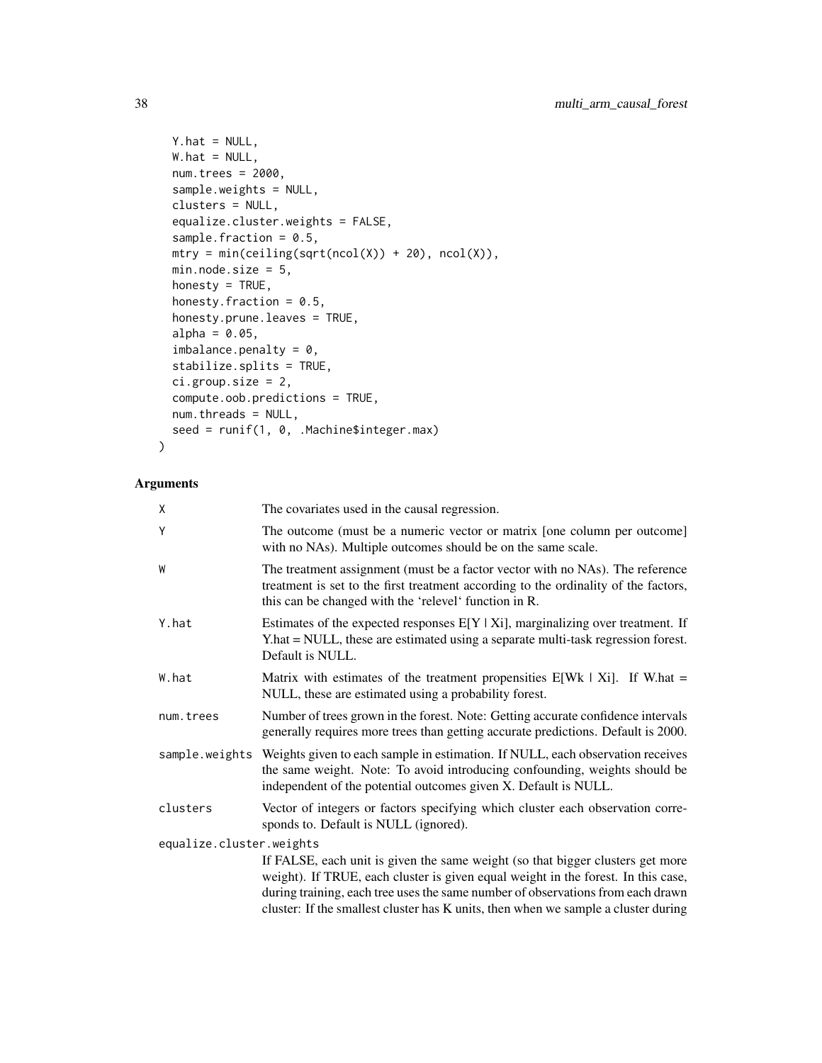```
  Y.hat = NULL,
  W.hat = NULL,
  num.trees = 2000,
  sample.weights = NULL,
  clusters = NULL,
  equalize.cluster.weights = FALSE,
  sample.fraction = 0.5,
  mtry = min(ceiling(sqrt(ncol(X)) + 20), ncol(X)),
  min.node.size = 5,
  honesty = TRUE,
  honesty.fraction = 0.5,
  honesty.prune.leaves = TRUE,
  alpha = 0.05,
  imbalance.penalty = 0,
  stabilize.splits = TRUE,
  ci.group.size = 2,
  compute.oob.predictions = TRUE,
  num.threads = NULL,
  seed = runif(1, 0, .Machine$integer.max)
)
```

## Arguments

| | |
|---|---|
| `X` | The covariates used in the causal regression. |
| `Y` | The outcome (must be a numeric vector or matrix [one column per outcome] with no NAs). Multiple outcomes should be on the same scale. |
| `W` | The treatment assignment (must be a factor vector with no NAs). The reference treatment is set to the first treatment according to the ordinality of the factors, this can be changed with the 'relevel' function in R. |
| `Y.hat` | Estimates of the expected responses E[Y \| Xi], marginalizing over treatment. If Y.hat = NULL, these are estimated using a separate multi-task regression forest. Default is NULL. |
| `W.hat` | Matrix with estimates of the treatment propensities E[Wk \| Xi]. If W.hat = NULL, these are estimated using a probability forest. |
| `num.trees` | Number of trees grown in the forest. Note: Getting accurate confidence intervals generally requires more trees than getting accurate predictions. Default is 2000. |
| `sample.weights` | Weights given to each sample in estimation. If NULL, each observation receives the same weight. Note: To avoid introducing confounding, weights should be independent of the potential outcomes given X. Default is NULL. |
| `clusters` | Vector of integers or factors specifying which cluster each observation corresponds to. Default is NULL (ignored). |
| `equalize.cluster.weights` | If FALSE, each unit is given the same weight (so that bigger clusters get more weight). If TRUE, each cluster is given equal weight in the forest. In this case, during training, each tree uses the same number of observations from each drawn cluster: If the smallest cluster has K units, then when we sample a cluster during |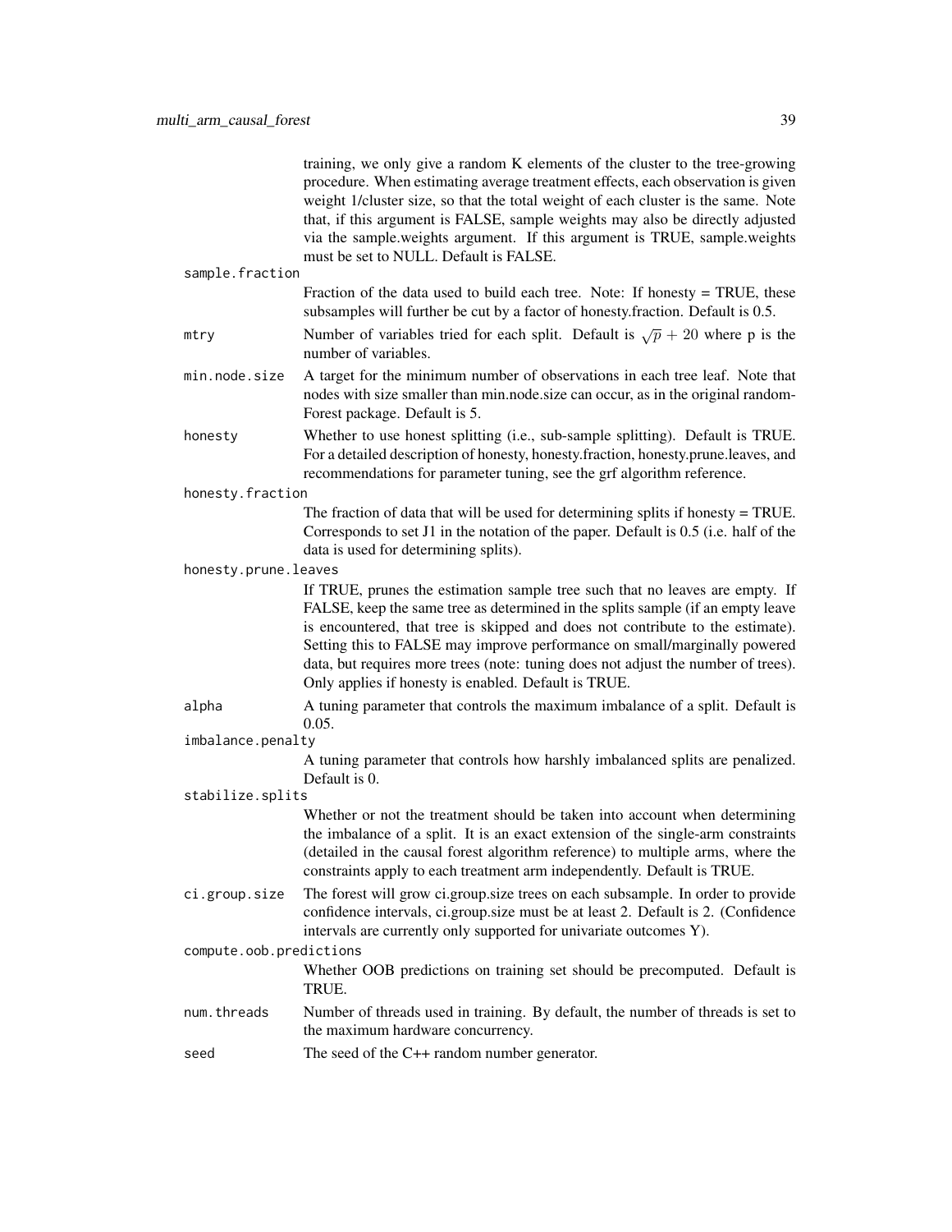training, we only give a random K elements of the cluster to the tree-growing procedure. When estimating average treatment effects, each observation is given weight 1/cluster size, so that the total weight of each cluster is the same. Note that, if this argument is FALSE, sample weights may also be directly adjusted via the sample.weights argument. If this argument is TRUE, sample.weights must be set to NULL. Default is FALSE.

`sample.fraction`
: Fraction of the data used to build each tree. Note: If honesty = TRUE, these subsamples will further be cut by a factor of honesty.fraction. Default is 0.5.

`mtry`
: Number of variables tried for each split. Default is $\sqrt{p} + 20$ where p is the number of variables.

`min.node.size`
: A target for the minimum number of observations in each tree leaf. Note that nodes with size smaller than min.node.size can occur, as in the original randomForest package. Default is 5.

`honesty`
: Whether to use honest splitting (i.e., sub-sample splitting). Default is TRUE. For a detailed description of honesty, honesty.fraction, honesty.prune.leaves, and recommendations for parameter tuning, see the grf algorithm reference.

`honesty.fraction`
: The fraction of data that will be used for determining splits if honesty = TRUE. Corresponds to set J1 in the notation of the paper. Default is 0.5 (i.e. half of the data is used for determining splits).

`honesty.prune.leaves`
: If TRUE, prunes the estimation sample tree such that no leaves are empty. If FALSE, keep the same tree as determined in the splits sample (if an empty leave is encountered, that tree is skipped and does not contribute to the estimate). Setting this to FALSE may improve performance on small/marginally powered data, but requires more trees (note: tuning does not adjust the number of trees). Only applies if honesty is enabled. Default is TRUE.

`alpha`
: A tuning parameter that controls the maximum imbalance of a split. Default is 0.05.

`imbalance.penalty`
: A tuning parameter that controls how harshly imbalanced splits are penalized. Default is 0.

`stabilize.splits`
: Whether or not the treatment should be taken into account when determining the imbalance of a split. It is an exact extension of the single-arm constraints (detailed in the causal forest algorithm reference) to multiple arms, where the constraints apply to each treatment arm independently. Default is TRUE.

`ci.group.size`
: The forest will grow ci.group.size trees on each subsample. In order to provide confidence intervals, ci.group.size must be at least 2. Default is 2. (Confidence intervals are currently only supported for univariate outcomes Y).

`compute.oob.predictions`
: Whether OOB predictions on training set should be precomputed. Default is TRUE.

`num.threads`
: Number of threads used in training. By default, the number of threads is set to the maximum hardware concurrency.

`seed`
: The seed of the C++ random number generator.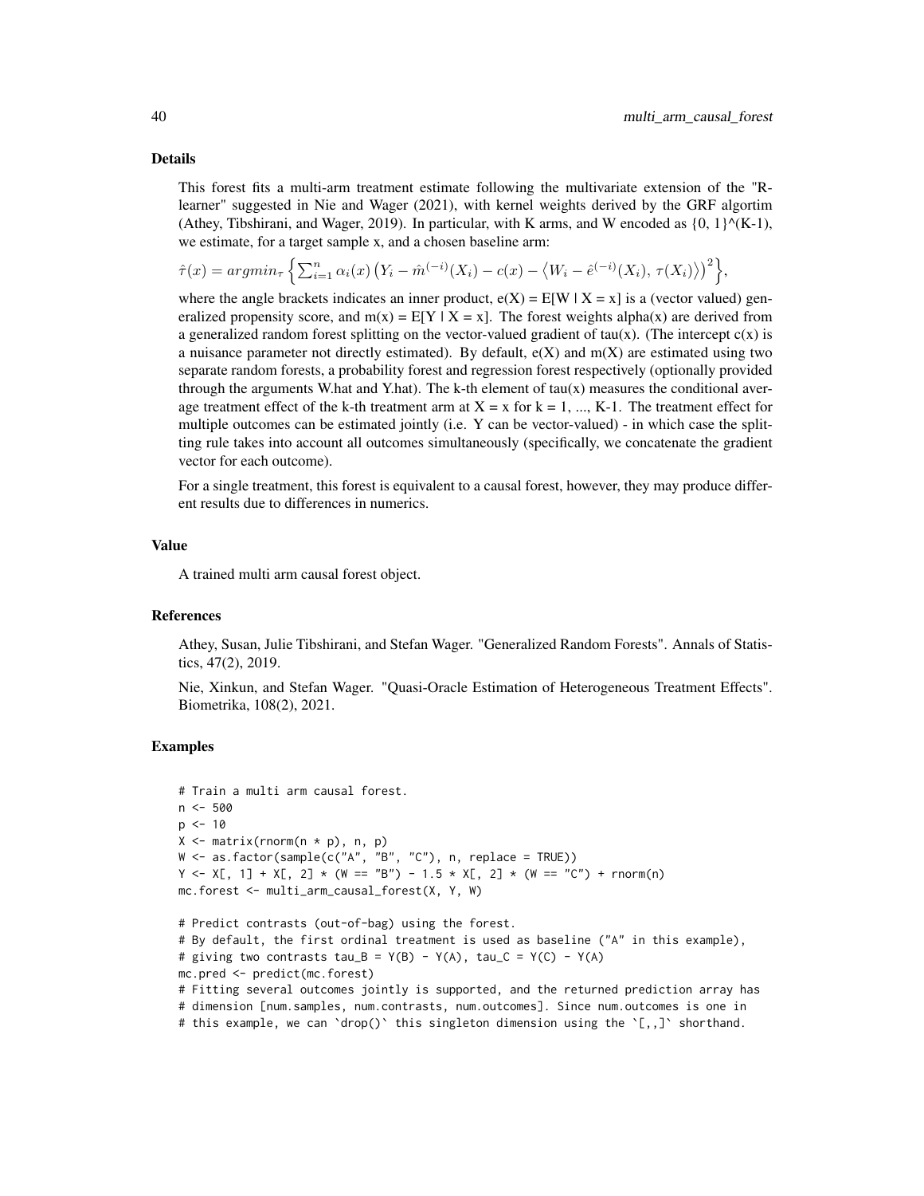### Details

This forest fits a multi-arm treatment estimate following the multivariate extension of the "R-learner" suggested in Nie and Wager (2021), with kernel weights derived by the GRF algortim (Athey, Tibshirani, and Wager, 2019). In particular, with K arms, and W encoded as $\{0, 1\}^{(K-1)}$, we estimate, for a target sample x, and a chosen baseline arm:

$$\hat{\tau}(x) = argmin_{\tau} \left\{ \sum_{i=1}^{n} \alpha_i(x) \left( Y_i - \hat{m}^{(-i)}(X_i) - c(x) - \left\langle W_i - \hat{e}^{(-i)}(X_i), \, \tau(X_i) \right\rangle \right)^2 \right\},$$

where the angle brackets indicates an inner product, e(X) = E[W | X = x] is a (vector valued) generalized propensity score, and m(x) = E[Y | X = x]. The forest weights alpha(x) are derived from a generalized random forest splitting on the vector-valued gradient of tau(x). (The intercept c(x) is a nuisance parameter not directly estimated). By default, e(X) and m(X) are estimated using two separate random forests, a probability forest and regression forest respectively (optionally provided through the arguments W.hat and Y.hat). The k-th element of tau(x) measures the conditional average treatment effect of the k-th treatment arm at X = x for k = 1, ..., K-1. The treatment effect for multiple outcomes can be estimated jointly (i.e. Y can be vector-valued) - in which case the splitting rule takes into account all outcomes simultaneously (specifically, we concatenate the gradient vector for each outcome).

For a single treatment, this forest is equivalent to a causal forest, however, they may produce different results due to differences in numerics.

### Value

A trained multi arm causal forest object.

### References

Athey, Susan, Julie Tibshirani, and Stefan Wager. "Generalized Random Forests". Annals of Statistics, 47(2), 2019.

Nie, Xinkun, and Stefan Wager. "Quasi-Oracle Estimation of Heterogeneous Treatment Effects". Biometrika, 108(2), 2021.

### Examples

```
# Train a multi arm causal forest.
n <- 500
p <- 10
X <- matrix(rnorm(n * p), n, p)
W <- as.factor(sample(c("A", "B", "C"), n, replace = TRUE))
Y <- X[, 1] + X[, 2] * (W == "B") - 1.5 * X[, 2] * (W == "C") + rnorm(n)
mc.forest <- multi_arm_causal_forest(X, Y, W)

# Predict contrasts (out-of-bag) using the forest.
# By default, the first ordinal treatment is used as baseline ("A" in this example),
# giving two contrasts tau_B = Y(B) - Y(A), tau_C = Y(C) - Y(A)
mc.pred <- predict(mc.forest)
# Fitting several outcomes jointly is supported, and the returned prediction array has
# dimension [num.samples, num.contrasts, num.outcomes]. Since num.outcomes is one in
# this example, we can `drop()` this singleton dimension using the `[,,]` shorthand.
```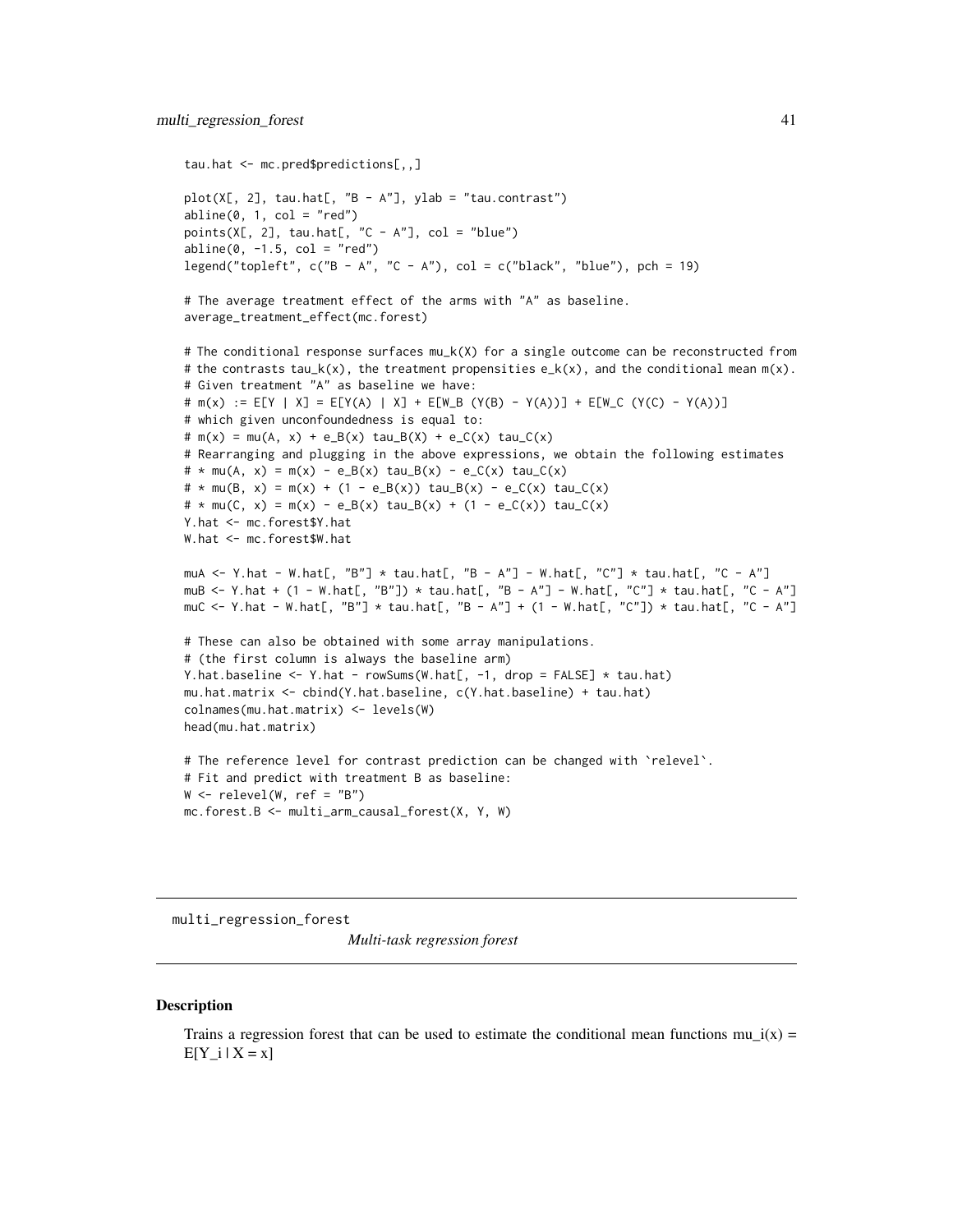```
tau.hat <- mc.pred$predictions[,,]

plot(X[, 2], tau.hat[, "B - A"], ylab = "tau.contrast")
abline(0, 1, col = "red")
points(X[, 2], tau.hat[, "C - A"], col = "blue")
abline(0, -1.5, col = "red")
legend("topleft", c("B - A", "C - A"), col = c("black", "blue"), pch = 19)

# The average treatment effect of the arms with "A" as baseline.
average_treatment_effect(mc.forest)

# The conditional response surfaces mu_k(X) for a single outcome can be reconstructed from
# the contrasts tau_k(x), the treatment propensities e_k(x), and the conditional mean m(x).
# Given treatment "A" as baseline we have:
# m(x) := E[Y | X] = E[Y(A) | X] + E[W_B (Y(B) - Y(A))] + E[W_C (Y(C) - Y(A))]
# which given unconfoundedness is equal to:
# m(x) = mu(A, x) + e_B(x) tau_B(X) + e_C(x) tau_C(x)
# Rearranging and plugging in the above expressions, we obtain the following estimates
# * mu(A, x) = m(x) - e_B(x) tau_B(x) - e_C(x) tau_C(x)
# * mu(B, x) = m(x) + (1 - e_B(x)) tau_B(x) - e_C(x) tau_C(x)
# * mu(C, x) = m(x) - e_B(x) tau_B(x) + (1 - e_C(x)) tau_C(x)
Y.hat <- mc.forest$Y.hat
W.hat <- mc.forest$W.hat

muA <- Y.hat - W.hat[, "B"] * tau.hat[, "B - A"] - W.hat[, "C"] * tau.hat[, "C - A"]
muB <- Y.hat + (1 - W.hat[, "B"]) * tau.hat[, "B - A"] - W.hat[, "C"] * tau.hat[, "C - A"]
muC <- Y.hat - W.hat[, "B"] * tau.hat[, "B - A"] + (1 - W.hat[, "C"]) * tau.hat[, "C - A"]

# These can also be obtained with some array manipulations.
# (the first column is always the baseline arm)
Y.hat.baseline <- Y.hat - rowSums(W.hat[, -1, drop = FALSE] * tau.hat)
mu.hat.matrix <- cbind(Y.hat.baseline, c(Y.hat.baseline) + tau.hat)
colnames(mu.hat.matrix) <- levels(W)
head(mu.hat.matrix)

# The reference level for contrast prediction can be changed with `relevel`.
# Fit and predict with treatment B as baseline:
W <- relevel(W, ref = "B")
mc.forest.B <- multi_arm_causal_forest(X, Y, W)
```

---

## multi_regression_forest

*Multi-task regression forest*

---

### Description

Trains a regression forest that can be used to estimate the conditional mean functions $mu_i(x) = E[Y_i | X = x]$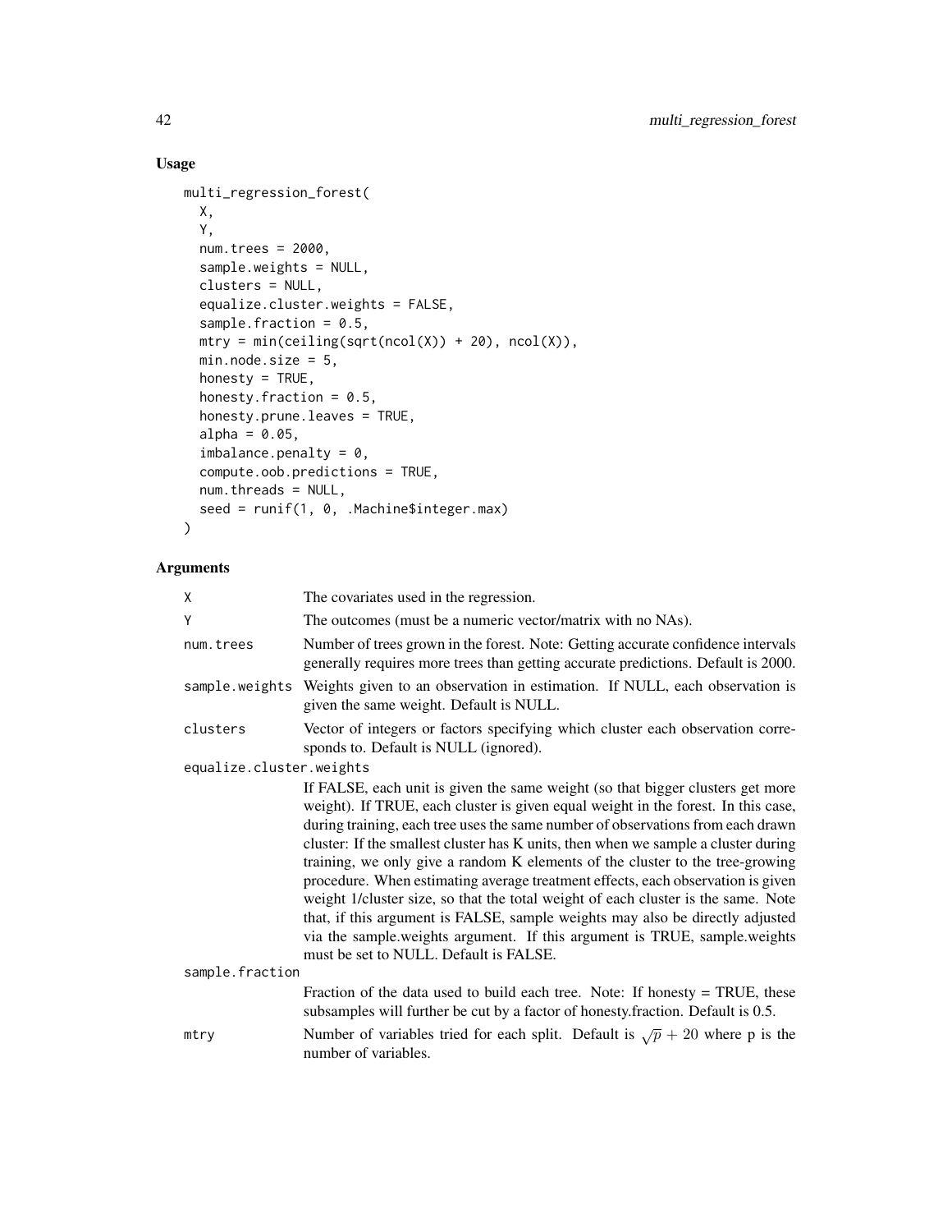## Usage

```
multi_regression_forest(
  X,
  Y,
  num.trees = 2000,
  sample.weights = NULL,
  clusters = NULL,
  equalize.cluster.weights = FALSE,
  sample.fraction = 0.5,
  mtry = min(ceiling(sqrt(ncol(X)) + 20), ncol(X)),
  min.node.size = 5,
  honesty = TRUE,
  honesty.fraction = 0.5,
  honesty.prune.leaves = TRUE,
  alpha = 0.05,
  imbalance.penalty = 0,
  compute.oob.predictions = TRUE,
  num.threads = NULL,
  seed = runif(1, 0, .Machine$integer.max)
)
```

## Arguments

`X` The covariates used in the regression.

`Y` The outcomes (must be a numeric vector/matrix with no NAs).

`num.trees` Number of trees grown in the forest. Note: Getting accurate confidence intervals generally requires more trees than getting accurate predictions. Default is 2000.

`sample.weights` Weights given to an observation in estimation. If NULL, each observation is given the same weight. Default is NULL.

`clusters` Vector of integers or factors specifying which cluster each observation corresponds to. Default is NULL (ignored).

`equalize.cluster.weights` If FALSE, each unit is given the same weight (so that bigger clusters get more weight). If TRUE, each cluster is given equal weight in the forest. In this case, during training, each tree uses the same number of observations from each drawn cluster: If the smallest cluster has K units, then when we sample a cluster during training, we only give a random K elements of the cluster to the tree-growing procedure. When estimating average treatment effects, each observation is given weight 1/cluster size, so that the total weight of each cluster is the same. Note that, if this argument is FALSE, sample weights may also be directly adjusted via the sample.weights argument. If this argument is TRUE, sample.weights must be set to NULL. Default is FALSE.

`sample.fraction` Fraction of the data used to build each tree. Note: If honesty = TRUE, these subsamples will further be cut by a factor of honesty.fraction. Default is 0.5.

`mtry` Number of variables tried for each split. Default is $\sqrt{p} + 20$ where p is the number of variables.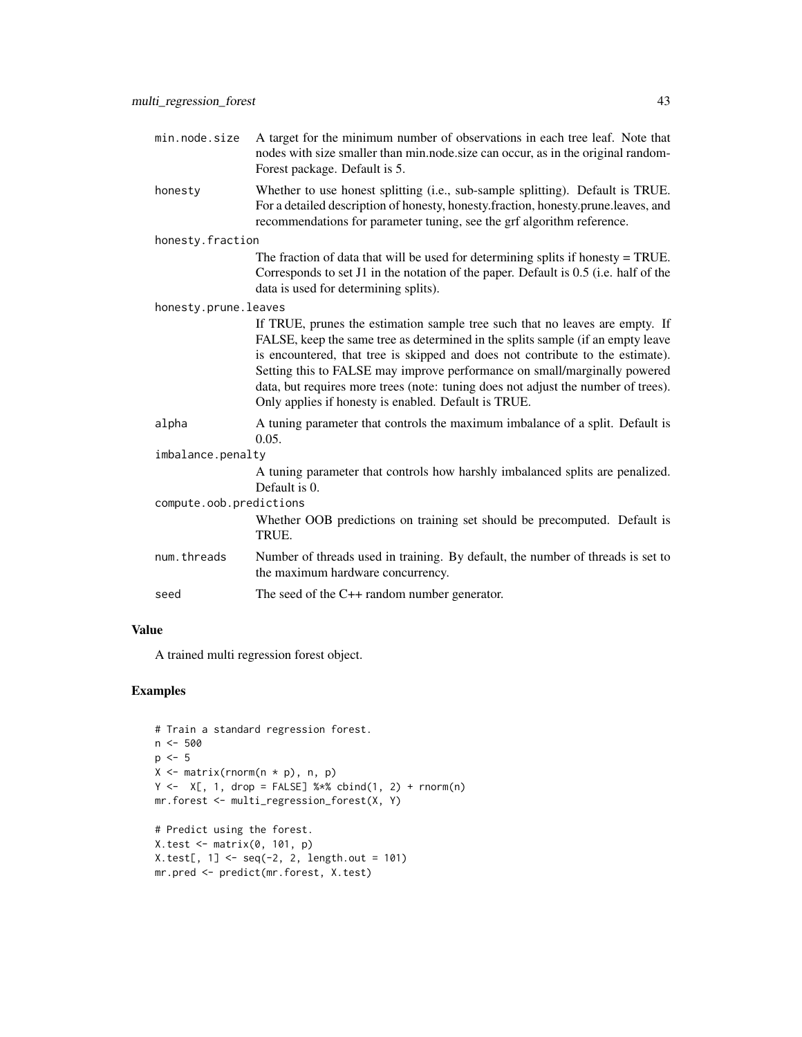| | |
|---|---|
| `min.node.size` | A target for the minimum number of observations in each tree leaf. Note that nodes with size smaller than min.node.size can occur, as in the original randomForest package. Default is 5. |
| `honesty` | Whether to use honest splitting (i.e., sub-sample splitting). Default is TRUE. For a detailed description of honesty, honesty.fraction, honesty.prune.leaves, and recommendations for parameter tuning, see the grf algorithm reference. |
| `honesty.fraction` | The fraction of data that will be used for determining splits if honesty = TRUE. Corresponds to set J1 in the notation of the paper. Default is 0.5 (i.e. half of the data is used for determining splits). |
| `honesty.prune.leaves` | If TRUE, prunes the estimation sample tree such that no leaves are empty. If FALSE, keep the same tree as determined in the splits sample (if an empty leave is encountered, that tree is skipped and does not contribute to the estimate). Setting this to FALSE may improve performance on small/marginally powered data, but requires more trees (note: tuning does not adjust the number of trees). Only applies if honesty is enabled. Default is TRUE. |
| `alpha` | A tuning parameter that controls the maximum imbalance of a split. Default is 0.05. |
| `imbalance.penalty` | A tuning parameter that controls how harshly imbalanced splits are penalized. Default is 0. |
| `compute.oob.predictions` | Whether OOB predictions on training set should be precomputed. Default is TRUE. |
| `num.threads` | Number of threads used in training. By default, the number of threads is set to the maximum hardware concurrency. |
| `seed` | The seed of the C++ random number generator. |

## Value

A trained multi regression forest object.

## Examples

```
# Train a standard regression forest.
n <- 500
p <- 5
X <- matrix(rnorm(n * p), n, p)
Y <-  X[, 1, drop = FALSE] %*% cbind(1, 2) + rnorm(n)
mr.forest <- multi_regression_forest(X, Y)

# Predict using the forest.
X.test <- matrix(0, 101, p)
X.test[, 1] <- seq(-2, 2, length.out = 101)
mr.pred <- predict(mr.forest, X.test)
```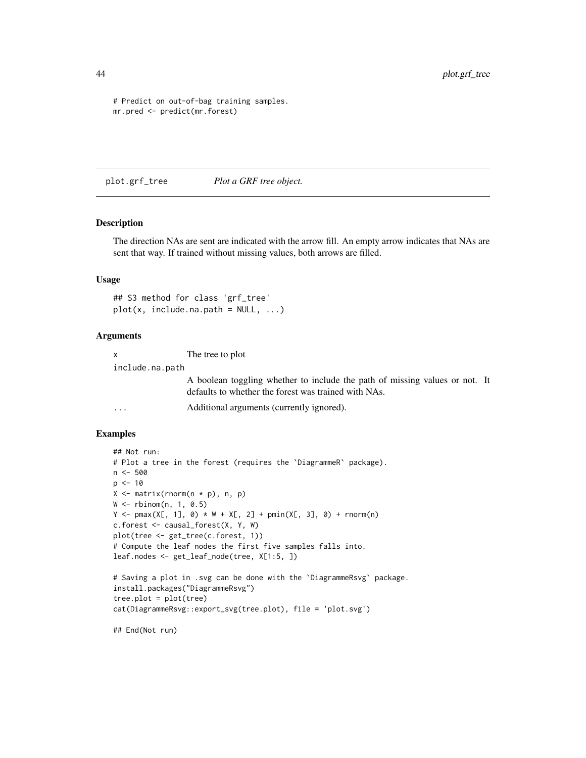```
# Predict on out-of-bag training samples.
mr.pred <- predict(mr.forest)
```

## plot.grf_tree *Plot a GRF tree object.*

### Description

The direction NAs are sent are indicated with the arrow fill. An empty arrow indicates that NAs are sent that way. If trained without missing values, both arrows are filled.

### Usage

```
## S3 method for class 'grf_tree'
plot(x, include.na.path = NULL, ...)
```

### Arguments

| | |
|---|---|
| x | The tree to plot |
| include.na.path | A boolean toggling whether to include the path of missing values or not. It defaults to whether the forest was trained with NAs. |
| ... | Additional arguments (currently ignored). |

### Examples

```
## Not run:
# Plot a tree in the forest (requires the `DiagrammeR` package).
n <- 500
p <- 10
X <- matrix(rnorm(n * p), n, p)
W <- rbinom(n, 1, 0.5)
Y <- pmax(X[, 1], 0) * W + X[, 2] + pmin(X[, 3], 0) + rnorm(n)
c.forest <- causal_forest(X, Y, W)
plot(tree <- get_tree(c.forest, 1))
# Compute the leaf nodes the first five samples falls into.
leaf.nodes <- get_leaf_node(tree, X[1:5, ])

# Saving a plot in .svg can be done with the `DiagrammeRsvg` package.
install.packages("DiagrammeRsvg")
tree.plot = plot(tree)
cat(DiagrammeRsvg::export_svg(tree.plot), file = 'plot.svg')

## End(Not run)
```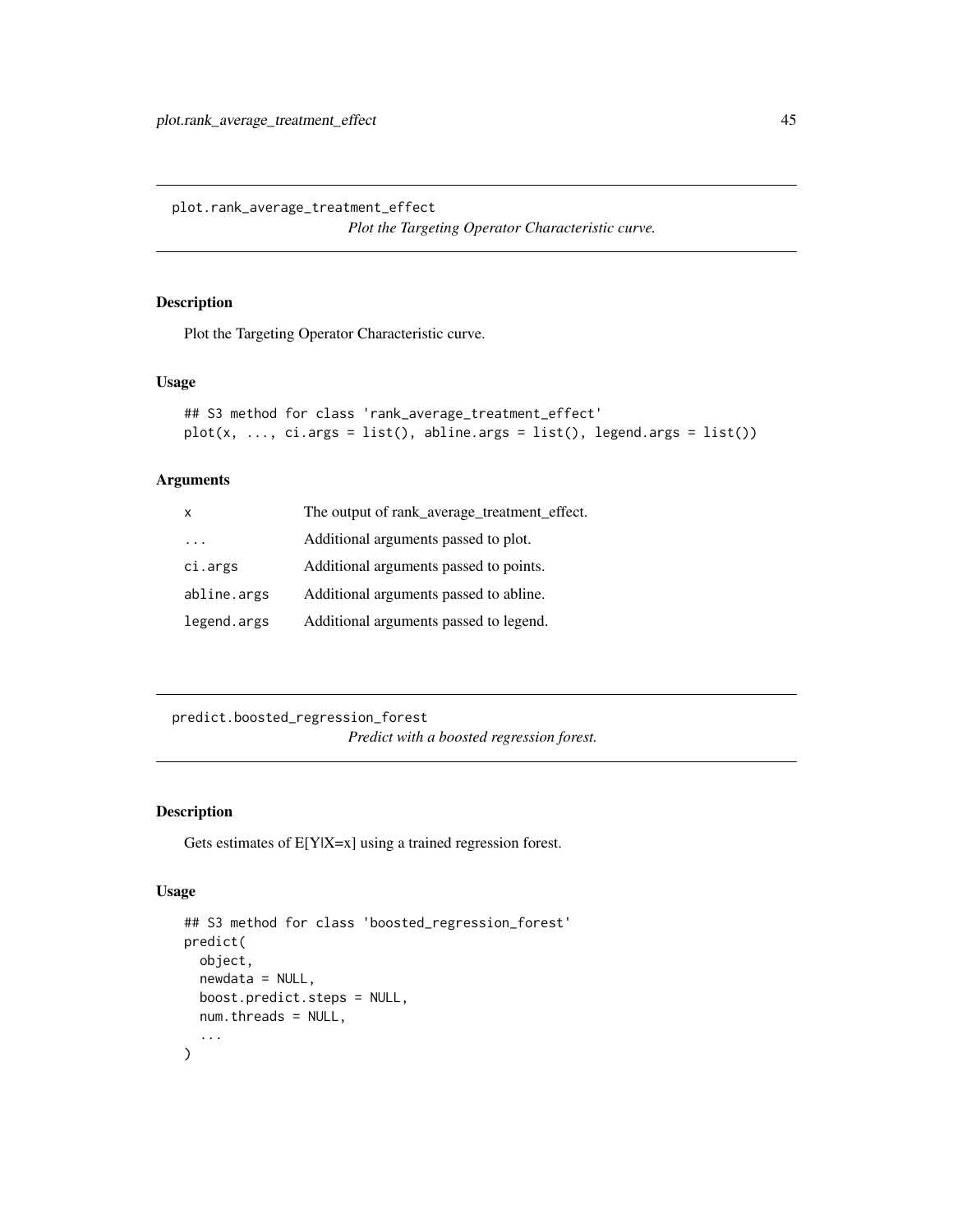## plot.rank_average_treatment_effect

*Plot the Targeting Operator Characteristic curve.*

### Description

Plot the Targeting Operator Characteristic curve.

### Usage

```
## S3 method for class 'rank_average_treatment_effect'
plot(x, ..., ci.args = list(), abline.args = list(), legend.args = list())
```

### Arguments

| | |
|---|---|
| x | The output of rank_average_treatment_effect. |
| ... | Additional arguments passed to plot. |
| ci.args | Additional arguments passed to points. |
| abline.args | Additional arguments passed to abline. |
| legend.args | Additional arguments passed to legend. |

## predict.boosted_regression_forest

*Predict with a boosted regression forest.*

### Description

Gets estimates of E[Y|X=x] using a trained regression forest.

### Usage

```
## S3 method for class 'boosted_regression_forest'
predict(
  object,
  newdata = NULL,
  boost.predict.steps = NULL,
  num.threads = NULL,
  ...
)
```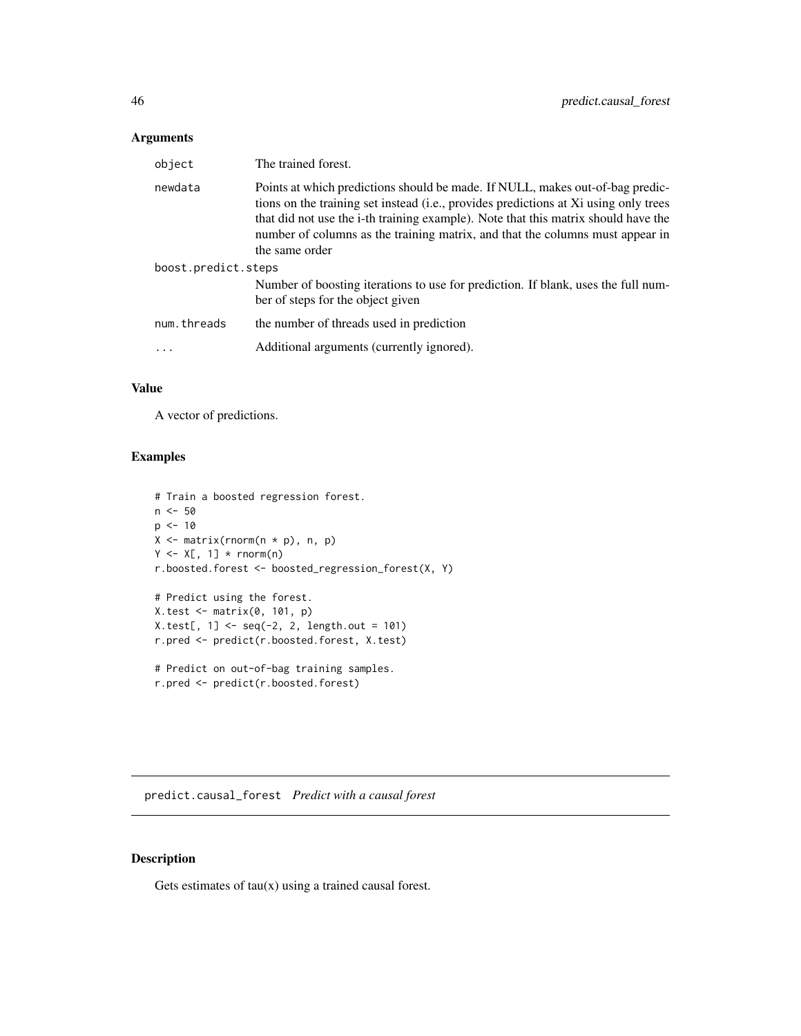## Arguments

| | |
|---|---|
| object | The trained forest. |
| newdata | Points at which predictions should be made. If NULL, makes out-of-bag predictions on the training set instead (i.e., provides predictions at Xi using only trees that did not use the i-th training example). Note that this matrix should have the number of columns as the training matrix, and that the columns must appear in the same order |
| boost.predict.steps | Number of boosting iterations to use for prediction. If blank, uses the full number of steps for the object given |
| num.threads | the number of threads used in prediction |
| ... | Additional arguments (currently ignored). |

## Value

A vector of predictions.

## Examples

```
# Train a boosted regression forest.
n <- 50
p <- 10
X <- matrix(rnorm(n * p), n, p)
Y <- X[, 1] * rnorm(n)
r.boosted.forest <- boosted_regression_forest(X, Y)

# Predict using the forest.
X.test <- matrix(0, 101, p)
X.test[, 1] <- seq(-2, 2, length.out = 101)
r.pred <- predict(r.boosted.forest, X.test)

# Predict on out-of-bag training samples.
r.pred <- predict(r.boosted.forest)
```

---

# predict.causal_forest *Predict with a causal forest*

---

## Description

Gets estimates of tau(x) using a trained causal forest.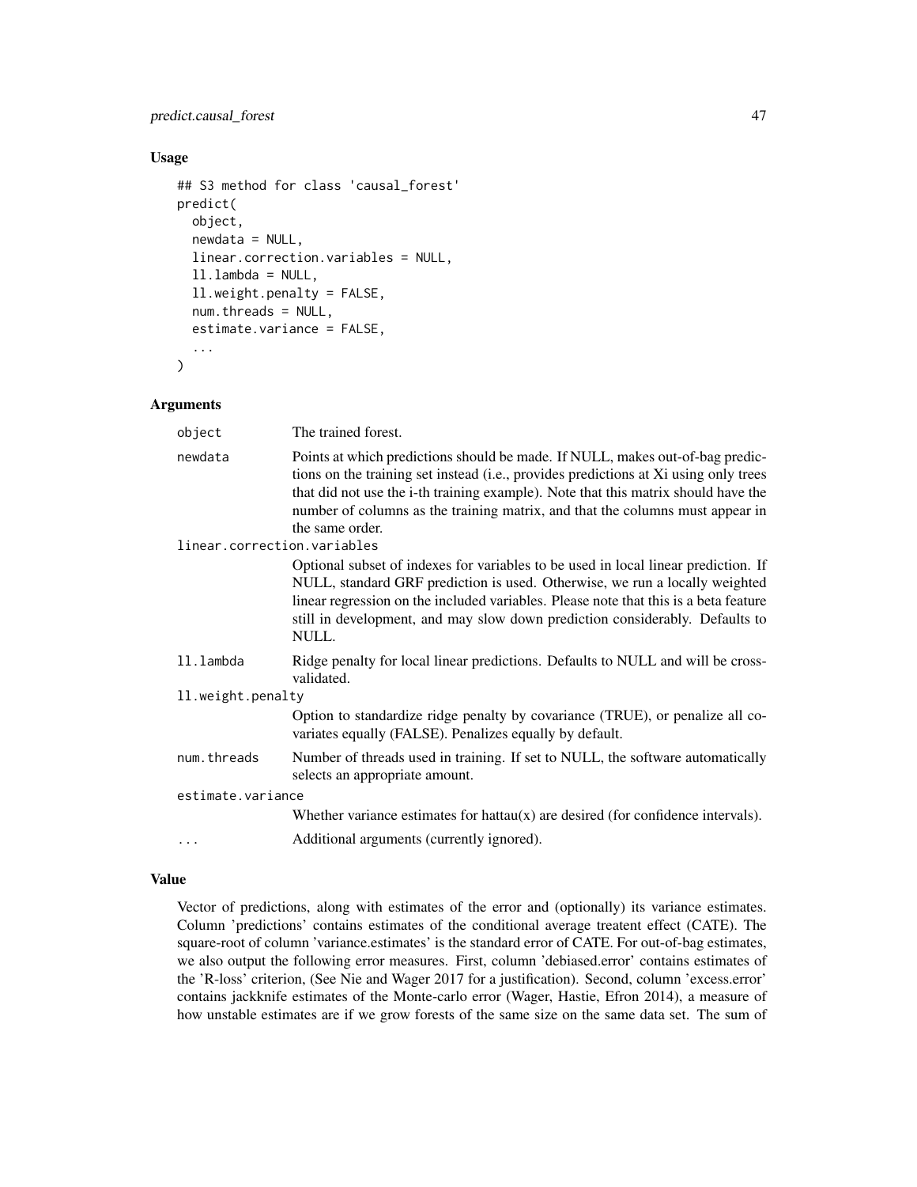### Usage

```
## S3 method for class 'causal_forest'
predict(
  object,
  newdata = NULL,
  linear.correction.variables = NULL,
  ll.lambda = NULL,
  ll.weight.penalty = FALSE,
  num.threads = NULL,
  estimate.variance = FALSE,
  ...
)
```

### Arguments

| | |
|---|---|
| object | The trained forest. |
| newdata | Points at which predictions should be made. If NULL, makes out-of-bag predictions on the training set instead (i.e., provides predictions at Xi using only trees that did not use the i-th training example). Note that this matrix should have the number of columns as the training matrix, and that the columns must appear in the same order. |
| linear.correction.variables | Optional subset of indexes for variables to be used in local linear prediction. If NULL, standard GRF prediction is used. Otherwise, we run a locally weighted linear regression on the included variables. Please note that this is a beta feature still in development, and may slow down prediction considerably. Defaults to NULL. |
| ll.lambda | Ridge penalty for local linear predictions. Defaults to NULL and will be cross-validated. |
| ll.weight.penalty | Option to standardize ridge penalty by covariance (TRUE), or penalize all covariates equally (FALSE). Penalizes equally by default. |
| num.threads | Number of threads used in training. If set to NULL, the software automatically selects an appropriate amount. |
| estimate.variance | Whether variance estimates for hattau(x) are desired (for confidence intervals). |
| ... | Additional arguments (currently ignored). |

### Value

Vector of predictions, along with estimates of the error and (optionally) its variance estimates. Column 'predictions' contains estimates of the conditional average treatent effect (CATE). The square-root of column 'variance.estimates' is the standard error of CATE. For out-of-bag estimates, we also output the following error measures. First, column 'debiased.error' contains estimates of the 'R-loss' criterion, (See Nie and Wager 2017 for a justification). Second, column 'excess.error' contains jackknife estimates of the Monte-carlo error (Wager, Hastie, Efron 2014), a measure of how unstable estimates are if we grow forests of the same size on the same data set. The sum of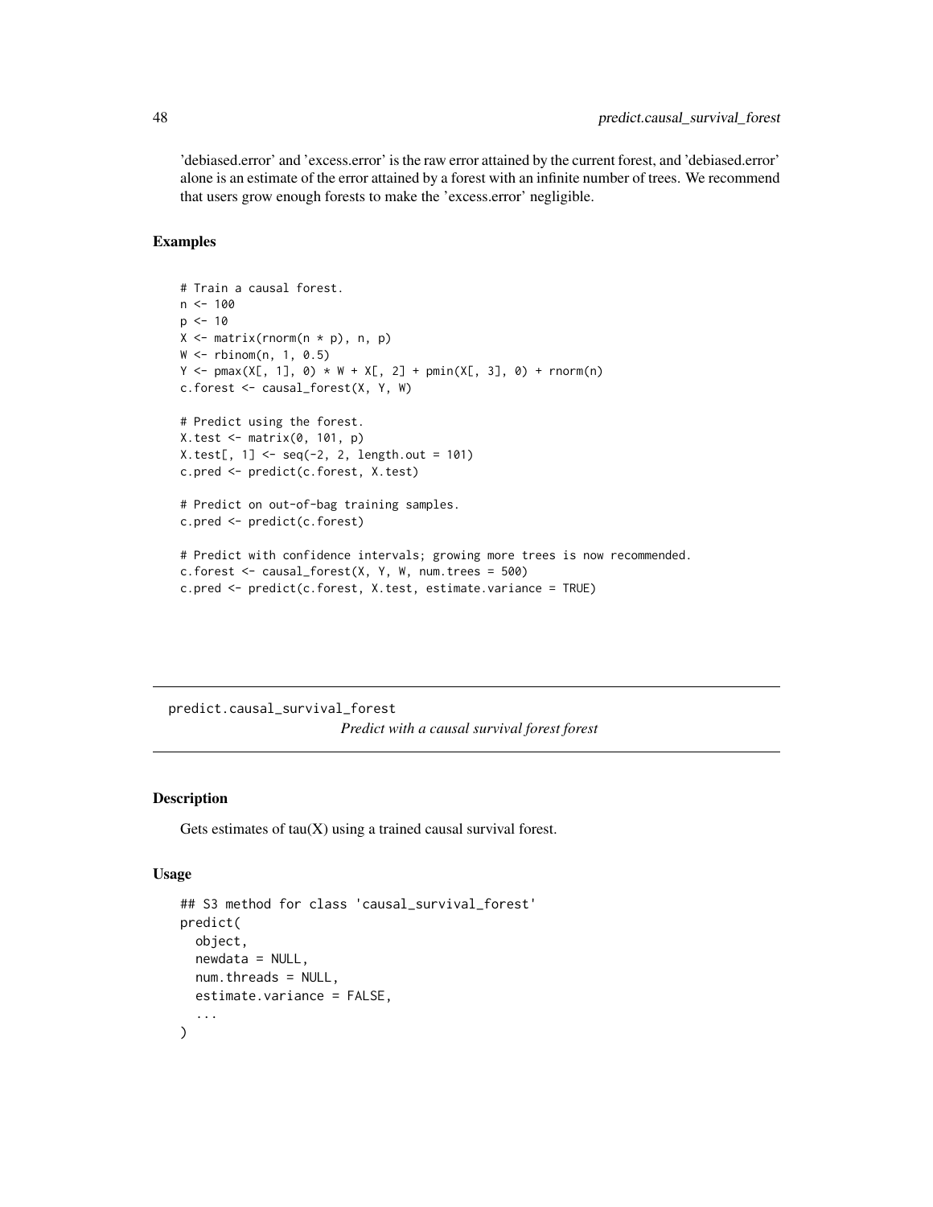'debiased.error' and 'excess.error' is the raw error attained by the current forest, and 'debiased.error' alone is an estimate of the error attained by a forest with an infinite number of trees. We recommend that users grow enough forests to make the 'excess.error' negligible.

### Examples

```
# Train a causal forest.
n <- 100
p <- 10
X <- matrix(rnorm(n * p), n, p)
W <- rbinom(n, 1, 0.5)
Y <- pmax(X[, 1], 0) * W + X[, 2] + pmin(X[, 3], 0) + rnorm(n)
c.forest <- causal_forest(X, Y, W)

# Predict using the forest.
X.test <- matrix(0, 101, p)
X.test[, 1] <- seq(-2, 2, length.out = 101)
c.pred <- predict(c.forest, X.test)

# Predict on out-of-bag training samples.
c.pred <- predict(c.forest)

# Predict with confidence intervals; growing more trees is now recommended.
c.forest <- causal_forest(X, Y, W, num.trees = 500)
c.pred <- predict(c.forest, X.test, estimate.variance = TRUE)
```

---

## predict.causal_survival_forest

*Predict with a causal survival forest forest*

---

### Description

Gets estimates of tau(X) using a trained causal survival forest.

### Usage

```
## S3 method for class 'causal_survival_forest'
predict(
  object,
  newdata = NULL,
  num.threads = NULL,
  estimate.variance = FALSE,
  ...
)
```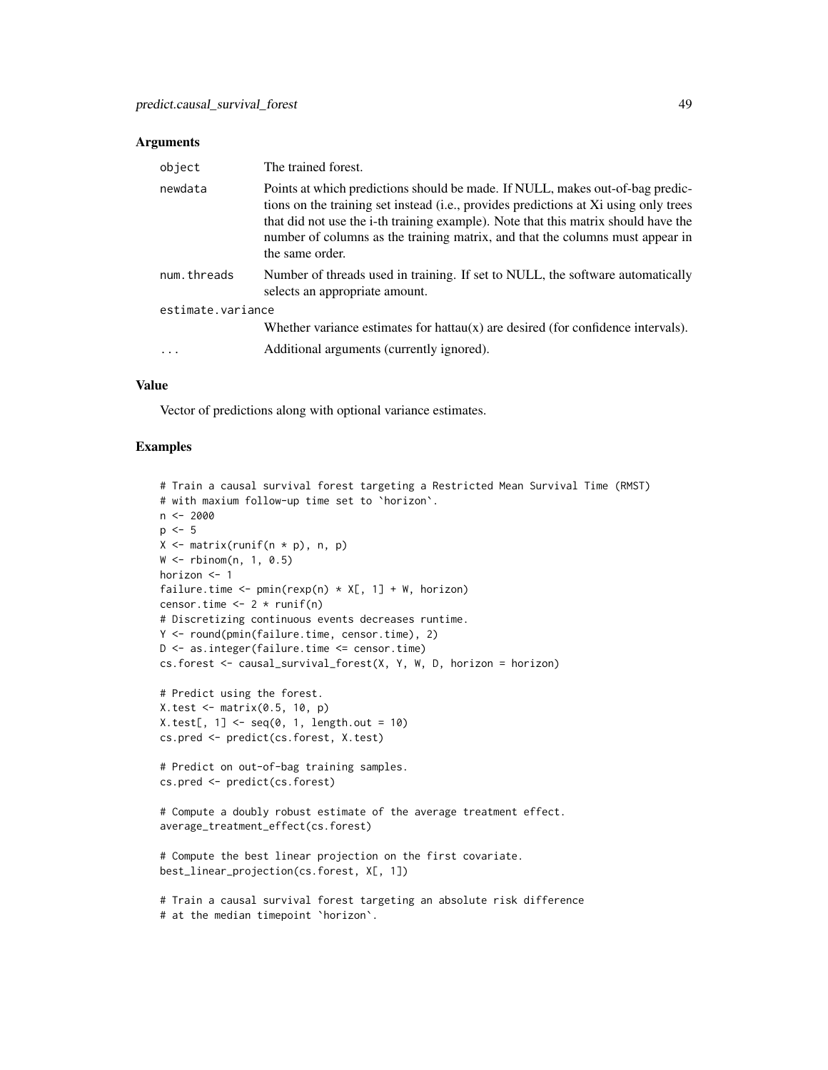## Arguments

| | |
|---|---|
| object | The trained forest. |
| newdata | Points at which predictions should be made. If NULL, makes out-of-bag predictions on the training set instead (i.e., provides predictions at Xi using only trees that did not use the i-th training example). Note that this matrix should have the number of columns as the training matrix, and that the columns must appear in the same order. |
| num.threads | Number of threads used in training. If set to NULL, the software automatically selects an appropriate amount. |
| estimate.variance | Whether variance estimates for hattau(x) are desired (for confidence intervals). |
| ... | Additional arguments (currently ignored). |

## Value

Vector of predictions along with optional variance estimates.

## Examples

```
# Train a causal survival forest targeting a Restricted Mean Survival Time (RMST)
# with maxium follow-up time set to `horizon`.
n <- 2000
p <- 5
X <- matrix(runif(n * p), n, p)
W <- rbinom(n, 1, 0.5)
horizon <- 1
failure.time <- pmin(rexp(n) * X[, 1] + W, horizon)
censor.time <- 2 * runif(n)
# Discretizing continuous events decreases runtime.
Y <- round(pmin(failure.time, censor.time), 2)
D <- as.integer(failure.time <= censor.time)
cs.forest <- causal_survival_forest(X, Y, W, D, horizon = horizon)

# Predict using the forest.
X.test <- matrix(0.5, 10, p)
X.test[, 1] <- seq(0, 1, length.out = 10)
cs.pred <- predict(cs.forest, X.test)

# Predict on out-of-bag training samples.
cs.pred <- predict(cs.forest)

# Compute a doubly robust estimate of the average treatment effect.
average_treatment_effect(cs.forest)

# Compute the best linear projection on the first covariate.
best_linear_projection(cs.forest, X[, 1])

# Train a causal survival forest targeting an absolute risk difference
# at the median timepoint `horizon`.
```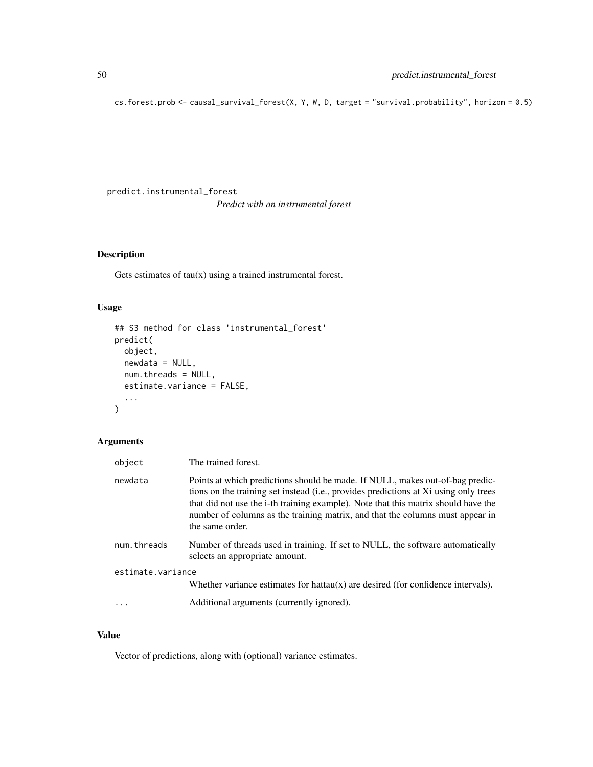```
cs.forest.prob <- causal_survival_forest(X, Y, W, D, target = "survival.probability", horizon = 0.5)
```

---

`predict.instrumental_forest`

*Predict with an instrumental forest*

---

## Description

Gets estimates of tau(x) using a trained instrumental forest.

## Usage

```
## S3 method for class 'instrumental_forest'
predict(
  object,
  newdata = NULL,
  num.threads = NULL,
  estimate.variance = FALSE,
  ...
)
```

## Arguments

| | |
|---|---|
| `object` | The trained forest. |
| `newdata` | Points at which predictions should be made. If NULL, makes out-of-bag predictions on the training set instead (i.e., provides predictions at Xi using only trees that did not use the i-th training example). Note that this matrix should have the number of columns as the training matrix, and that the columns must appear in the same order. |
| `num.threads` | Number of threads used in training. If set to NULL, the software automatically selects an appropriate amount. |
| `estimate.variance` | Whether variance estimates for hattau(x) are desired (for confidence intervals). |
| `...` | Additional arguments (currently ignored). |

## Value

Vector of predictions, along with (optional) variance estimates.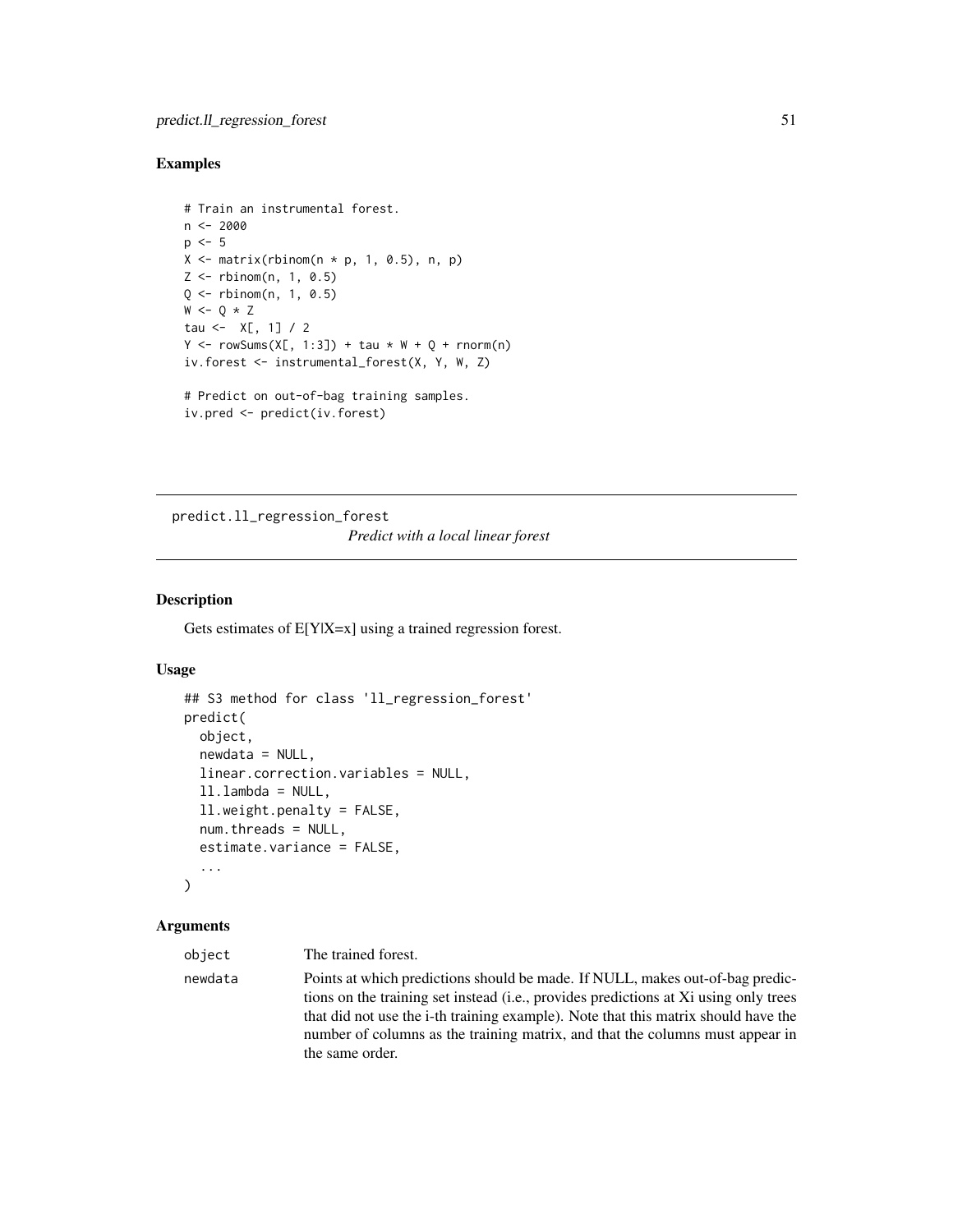## Examples

```
# Train an instrumental forest.
n <- 2000
p <- 5
X <- matrix(rbinom(n * p, 1, 0.5), n, p)
Z <- rbinom(n, 1, 0.5)
Q <- rbinom(n, 1, 0.5)
W <- Q * Z
tau <-  X[, 1] / 2
Y <- rowSums(X[, 1:3]) + tau * W + Q + rnorm(n)
iv.forest <- instrumental_forest(X, Y, W, Z)

# Predict on out-of-bag training samples.
iv.pred <- predict(iv.forest)
```

---

# predict.ll_regression_forest

*Predict with a local linear forest*

---

## Description

Gets estimates of E[Y|X=x] using a trained regression forest.

## Usage

```
## S3 method for class 'll_regression_forest'
predict(
  object,
  newdata = NULL,
  linear.correction.variables = NULL,
  ll.lambda = NULL,
  ll.weight.penalty = FALSE,
  num.threads = NULL,
  estimate.variance = FALSE,
  ...
)
```

## Arguments

| | |
|---|---|
| object | The trained forest. |
| newdata | Points at which predictions should be made. If NULL, makes out-of-bag predictions on the training set instead (i.e., provides predictions at Xi using only trees that did not use the i-th training example). Note that this matrix should have the number of columns as the training matrix, and that the columns must appear in the same order. |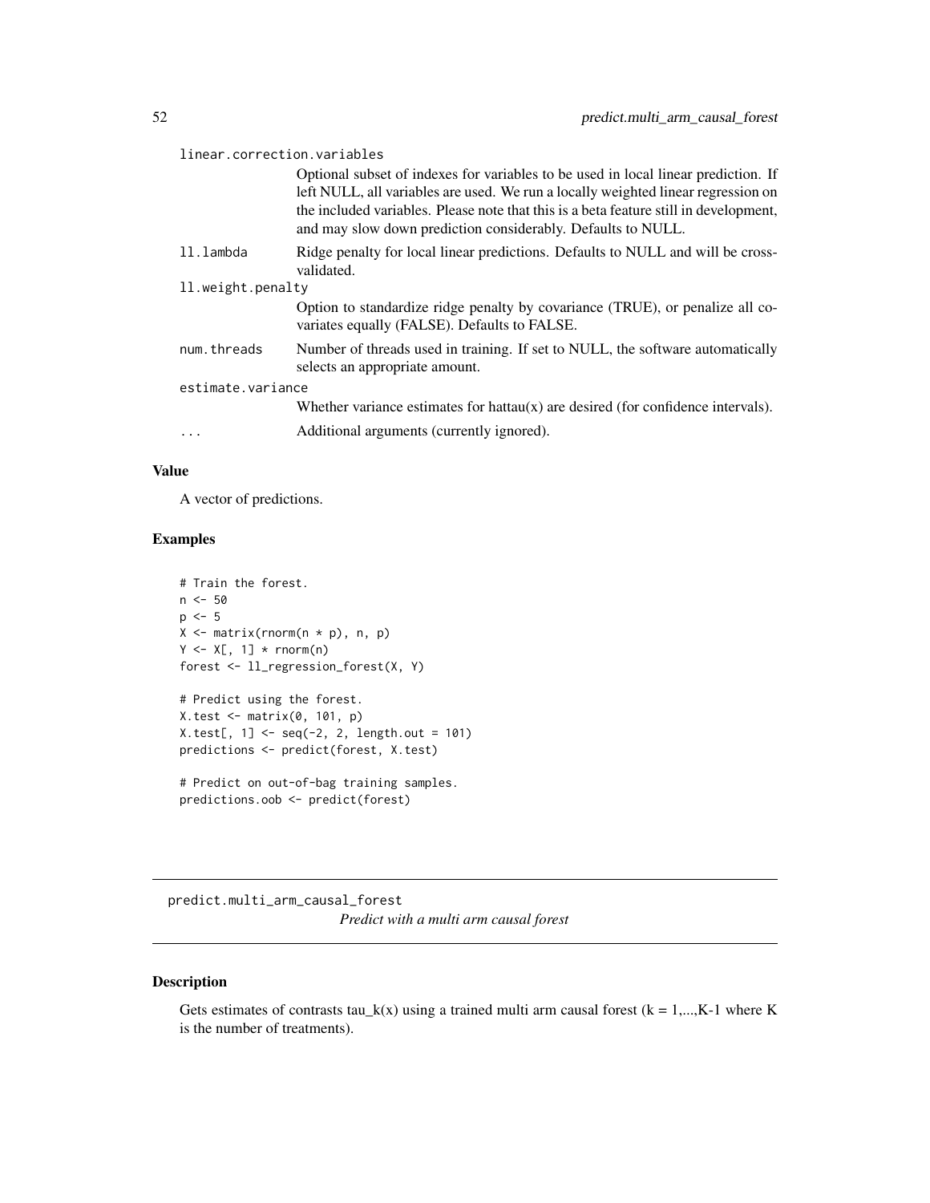linear.correction.variables
: Optional subset of indexes for variables to be used in local linear prediction. If left NULL, all variables are used. We run a locally weighted linear regression on the included variables. Please note that this is a beta feature still in development, and may slow down prediction considerably. Defaults to NULL.

ll.lambda
: Ridge penalty for local linear predictions. Defaults to NULL and will be cross-validated.

ll.weight.penalty
: Option to standardize ridge penalty by covariance (TRUE), or penalize all covariates equally (FALSE). Defaults to FALSE.

num.threads
: Number of threads used in training. If set to NULL, the software automatically selects an appropriate amount.

estimate.variance
: Whether variance estimates for hattau(x) are desired (for confidence intervals).

...
: Additional arguments (currently ignored).

### Value

A vector of predictions.

### Examples

```
# Train the forest.
n <- 50
p <- 5
X <- matrix(rnorm(n * p), n, p)
Y <- X[, 1] * rnorm(n)
forest <- ll_regression_forest(X, Y)

# Predict using the forest.
X.test <- matrix(0, 101, p)
X.test[, 1] <- seq(-2, 2, length.out = 101)
predictions <- predict(forest, X.test)

# Predict on out-of-bag training samples.
predictions.oob <- predict(forest)
```

---

## predict.multi_arm_causal_forest

*Predict with a multi arm causal forest*

---

### Description

Gets estimates of contrasts tau_k(x) using a trained multi arm causal forest (k = 1,...,K-1 where K is the number of treatments).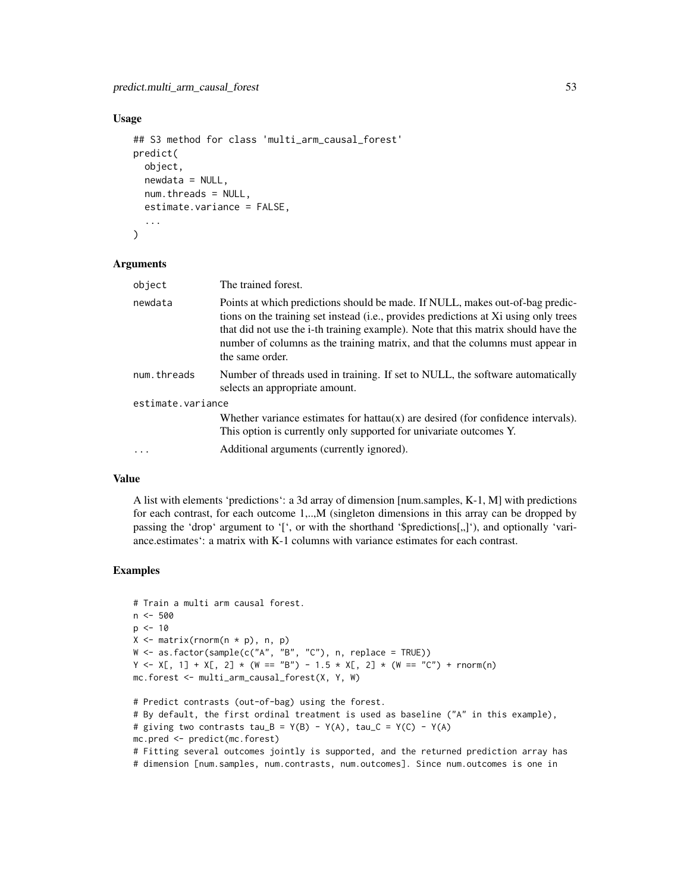### Usage

```
## S3 method for class 'multi_arm_causal_forest'
predict(
  object,
  newdata = NULL,
  num.threads = NULL,
  estimate.variance = FALSE,
  ...
)
```

### Arguments

| | |
|---|---|
| object | The trained forest. |
| newdata | Points at which predictions should be made. If NULL, makes out-of-bag predictions on the training set instead (i.e., provides predictions at Xi using only trees that did not use the i-th training example). Note that this matrix should have the number of columns as the training matrix, and that the columns must appear in the same order. |
| num.threads | Number of threads used in training. If set to NULL, the software automatically selects an appropriate amount. |
| estimate.variance | Whether variance estimates for hattau(x) are desired (for confidence intervals). This option is currently only supported for univariate outcomes Y. |
| ... | Additional arguments (currently ignored). |

### Value

A list with elements 'predictions': a 3d array of dimension [num.samples, K-1, M] with predictions for each contrast, for each outcome 1,..,M (singleton dimensions in this array can be dropped by passing the 'drop' argument to '[', or with the shorthand '$predictions[,,]'), and optionally 'variance.estimates': a matrix with K-1 columns with variance estimates for each contrast.

### Examples

```
# Train a multi arm causal forest.
n <- 500
p <- 10
X <- matrix(rnorm(n * p), n, p)
W <- as.factor(sample(c("A", "B", "C"), n, replace = TRUE))
Y <- X[, 1] + X[, 2] * (W == "B") - 1.5 * X[, 2] * (W == "C") + rnorm(n)
mc.forest <- multi_arm_causal_forest(X, Y, W)

# Predict contrasts (out-of-bag) using the forest.
# By default, the first ordinal treatment is used as baseline ("A" in this example),
# giving two contrasts tau_B = Y(B) - Y(A), tau_C = Y(C) - Y(A)
mc.pred <- predict(mc.forest)
# Fitting several outcomes jointly is supported, and the returned prediction array has
# dimension [num.samples, num.contrasts, num.outcomes]. Since num.outcomes is one in
```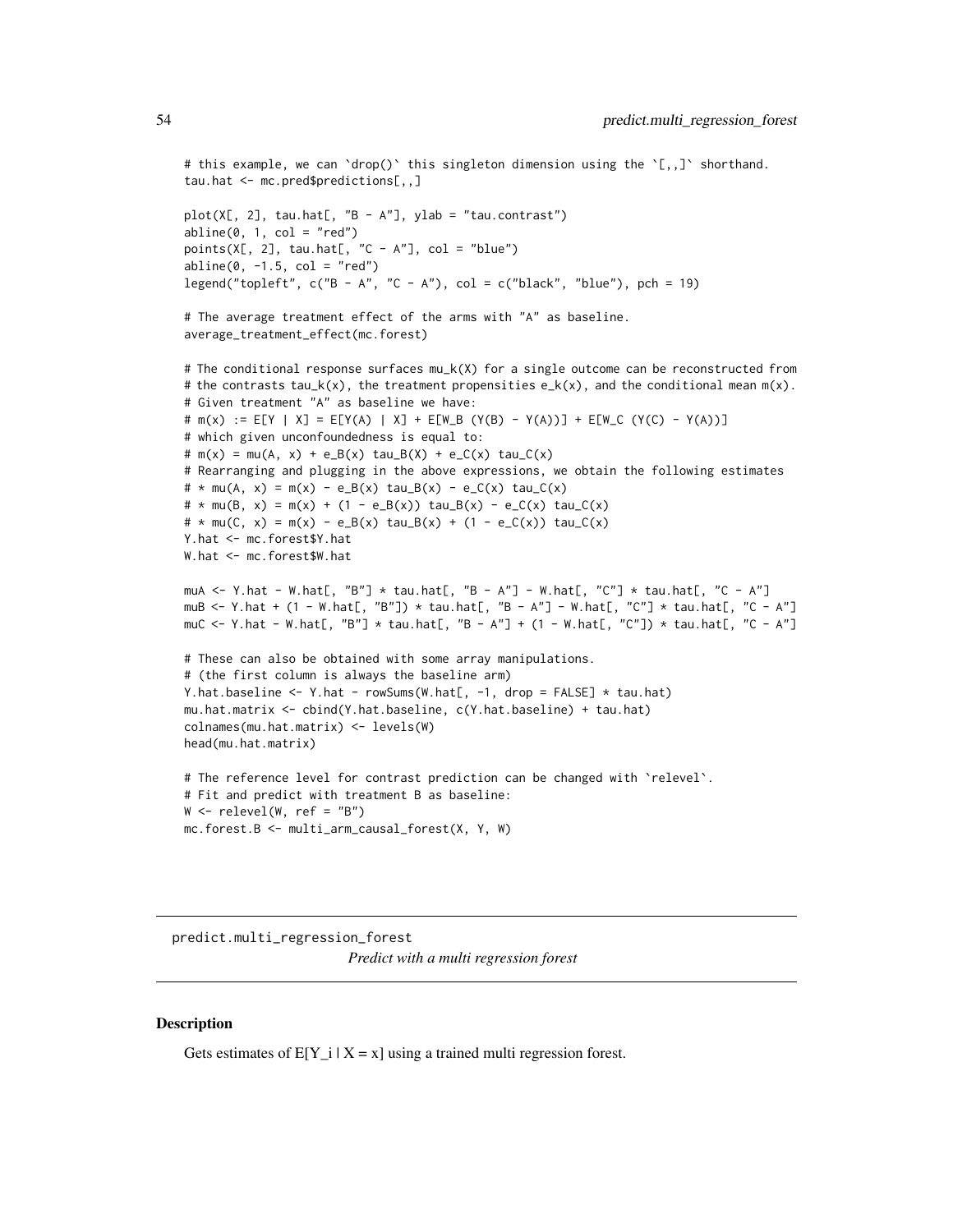```
# this example, we can `drop()` this singleton dimension using the `[,,]` shorthand.
tau.hat <- mc.pred$predictions[,,]

plot(X[, 2], tau.hat[, "B - A"], ylab = "tau.contrast")
abline(0, 1, col = "red")
points(X[, 2], tau.hat[, "C - A"], col = "blue")
abline(0, -1.5, col = "red")
legend("topleft", c("B - A", "C - A"), col = c("black", "blue"), pch = 19)

# The average treatment effect of the arms with "A" as baseline.
average_treatment_effect(mc.forest)

# The conditional response surfaces mu_k(X) for a single outcome can be reconstructed from
# the contrasts tau_k(x), the treatment propensities e_k(x), and the conditional mean m(x).
# Given treatment "A" as baseline we have:
# m(x) := E[Y | X] = E[Y(A) | X] + E[W_B (Y(B) - Y(A))] + E[W_C (Y(C) - Y(A))]
# which given unconfoundedness is equal to:
# m(x) = mu(A, x) + e_B(x) tau_B(X) + e_C(x) tau_C(x)
# Rearranging and plugging in the above expressions, we obtain the following estimates
# * mu(A, x) = m(x) - e_B(x) tau_B(x) - e_C(x) tau_C(x)
# * mu(B, x) = m(x) + (1 - e_B(x)) tau_B(x) - e_C(x) tau_C(x)
# * mu(C, x) = m(x) - e_B(x) tau_B(x) + (1 - e_C(x)) tau_C(x)
Y.hat <- mc.forest$Y.hat
W.hat <- mc.forest$W.hat

muA <- Y.hat - W.hat[, "B"] * tau.hat[, "B - A"] - W.hat[, "C"] * tau.hat[, "C - A"]
muB <- Y.hat + (1 - W.hat[, "B"]) * tau.hat[, "B - A"] - W.hat[, "C"] * tau.hat[, "C - A"]
muC <- Y.hat - W.hat[, "B"] * tau.hat[, "B - A"] + (1 - W.hat[, "C"]) * tau.hat[, "C - A"]

# These can also be obtained with some array manipulations.
# (the first column is always the baseline arm)
Y.hat.baseline <- Y.hat - rowSums(W.hat[, -1, drop = FALSE] * tau.hat)
mu.hat.matrix <- cbind(Y.hat.baseline, c(Y.hat.baseline) + tau.hat)
colnames(mu.hat.matrix) <- levels(W)
head(mu.hat.matrix)

# The reference level for contrast prediction can be changed with `relevel`.
# Fit and predict with treatment B as baseline:
W <- relevel(W, ref = "B")
mc.forest.B <- multi_arm_causal_forest(X, Y, W)
```

---

## predict.multi_regression_forest

*Predict with a multi regression forest*

---

### Description

Gets estimates of E[Y_i | X = x] using a trained multi regression forest.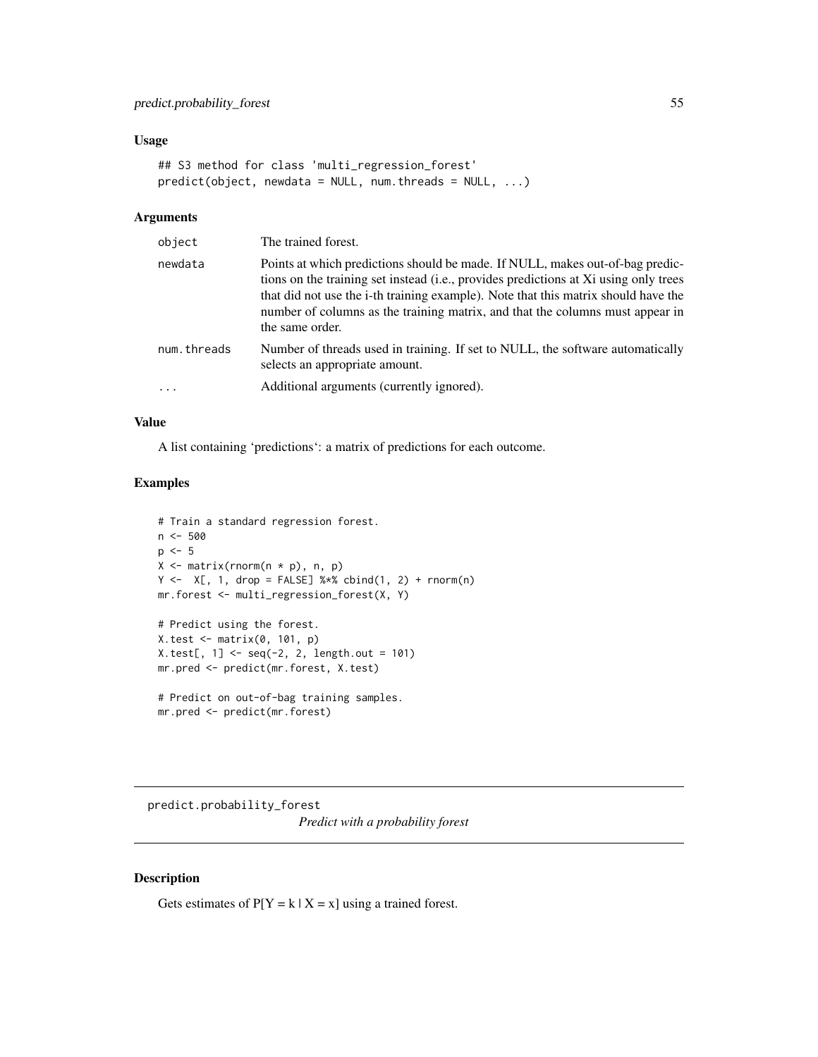## Usage

```
## S3 method for class 'multi_regression_forest'
predict(object, newdata = NULL, num.threads = NULL, ...)
```

## Arguments

| | |
|---|---|
| object | The trained forest. |
| newdata | Points at which predictions should be made. If NULL, makes out-of-bag predictions on the training set instead (i.e., provides predictions at Xi using only trees that did not use the i-th training example). Note that this matrix should have the number of columns as the training matrix, and that the columns must appear in the same order. |
| num.threads | Number of threads used in training. If set to NULL, the software automatically selects an appropriate amount. |
| ... | Additional arguments (currently ignored). |

## Value

A list containing 'predictions': a matrix of predictions for each outcome.

## Examples

```
# Train a standard regression forest.
n <- 500
p <- 5
X <- matrix(rnorm(n * p), n, p)
Y <-  X[, 1, drop = FALSE] %*% cbind(1, 2) + rnorm(n)
mr.forest <- multi_regression_forest(X, Y)

# Predict using the forest.
X.test <- matrix(0, 101, p)
X.test[, 1] <- seq(-2, 2, length.out = 101)
mr.pred <- predict(mr.forest, X.test)

# Predict on out-of-bag training samples.
mr.pred <- predict(mr.forest)
```

---

# predict.probability_forest

*Predict with a probability forest*

## Description

Gets estimates of P[Y = k | X = x] using a trained forest.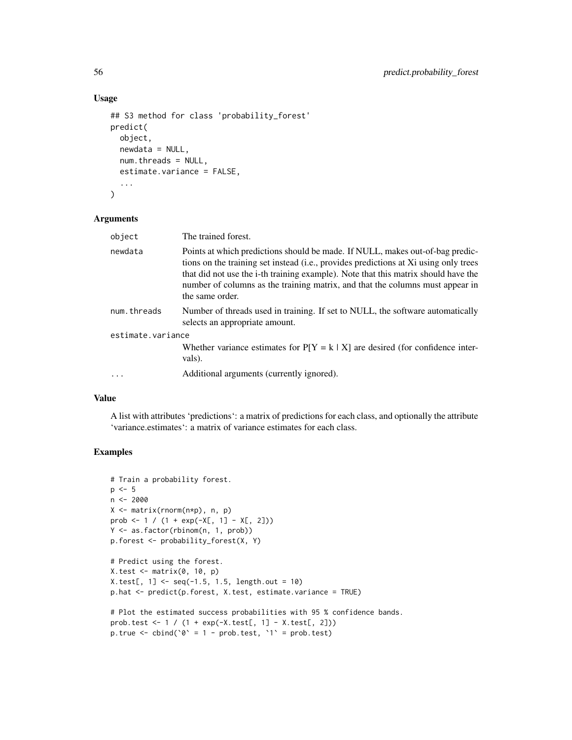### Usage

```
## S3 method for class 'probability_forest'
predict(
  object,
  newdata = NULL,
  num.threads = NULL,
  estimate.variance = FALSE,
  ...
)
```

### Arguments

| | |
|---|---|
| object | The trained forest. |
| newdata | Points at which predictions should be made. If NULL, makes out-of-bag predictions on the training set instead (i.e., provides predictions at Xi using only trees that did not use the i-th training example). Note that this matrix should have the number of columns as the training matrix, and that the columns must appear in the same order. |
| num.threads | Number of threads used in training. If set to NULL, the software automatically selects an appropriate amount. |
| estimate.variance | Whether variance estimates for P[Y = k \| X] are desired (for confidence intervals). |
| ... | Additional arguments (currently ignored). |

### Value

A list with attributes ‘predictions‘: a matrix of predictions for each class, and optionally the attribute ‘variance.estimates‘: a matrix of variance estimates for each class.

### Examples

```
# Train a probability forest.
p <- 5
n <- 2000
X <- matrix(rnorm(n*p), n, p)
prob <- 1 / (1 + exp(-X[, 1] - X[, 2]))
Y <- as.factor(rbinom(n, 1, prob))
p.forest <- probability_forest(X, Y)

# Predict using the forest.
X.test <- matrix(0, 10, p)
X.test[, 1] <- seq(-1.5, 1.5, length.out = 10)
p.hat <- predict(p.forest, X.test, estimate.variance = TRUE)

# Plot the estimated success probabilities with 95 % confidence bands.
prob.test <- 1 / (1 + exp(-X.test[, 1] - X.test[, 2]))
p.true <- cbind(`0` = 1 - prob.test, `1` = prob.test)
```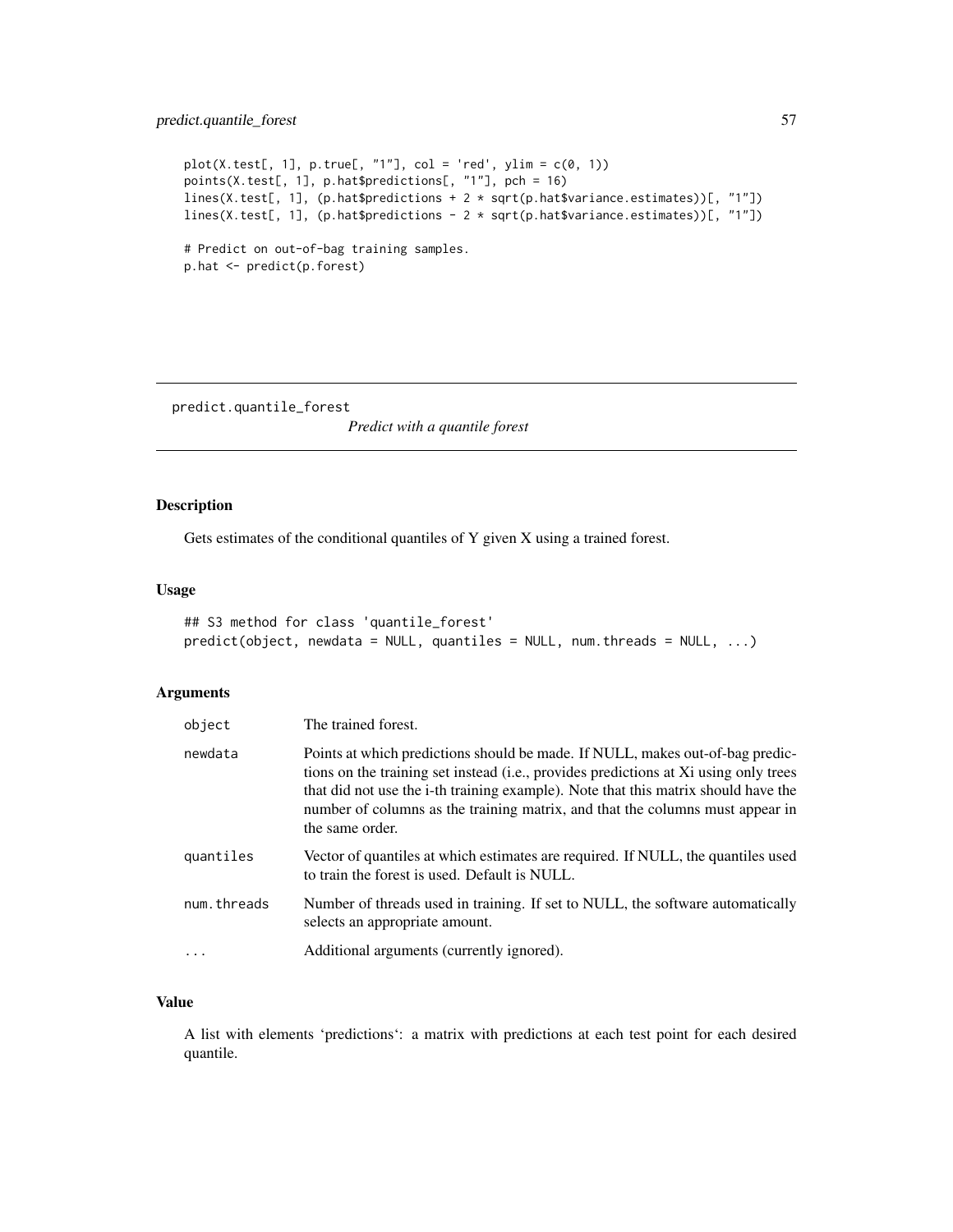```
plot(X.test[, 1], p.true[, "1"], col = 'red', ylim = c(0, 1))
points(X.test[, 1], p.hat$predictions[, "1"], pch = 16)
lines(X.test[, 1], (p.hat$predictions + 2 * sqrt(p.hat$variance.estimates))[, "1"])
lines(X.test[, 1], (p.hat$predictions - 2 * sqrt(p.hat$variance.estimates))[, "1"])

# Predict on out-of-bag training samples.
p.hat <- predict(p.forest)
```

---

## predict.quantile_forest    *Predict with a quantile forest*

---

### Description

Gets estimates of the conditional quantiles of Y given X using a trained forest.

### Usage

```
## S3 method for class 'quantile_forest'
predict(object, newdata = NULL, quantiles = NULL, num.threads = NULL, ...)
```

### Arguments

| | |
|---|---|
| `object` | The trained forest. |
| `newdata` | Points at which predictions should be made. If NULL, makes out-of-bag predictions on the training set instead (i.e., provides predictions at Xi using only trees that did not use the i-th training example). Note that this matrix should have the number of columns as the training matrix, and that the columns must appear in the same order. |
| `quantiles` | Vector of quantiles at which estimates are required. If NULL, the quantiles used to train the forest is used. Default is NULL. |
| `num.threads` | Number of threads used in training. If set to NULL, the software automatically selects an appropriate amount. |
| `...` | Additional arguments (currently ignored). |

### Value

A list with elements 'predictions': a matrix with predictions at each test point for each desired quantile.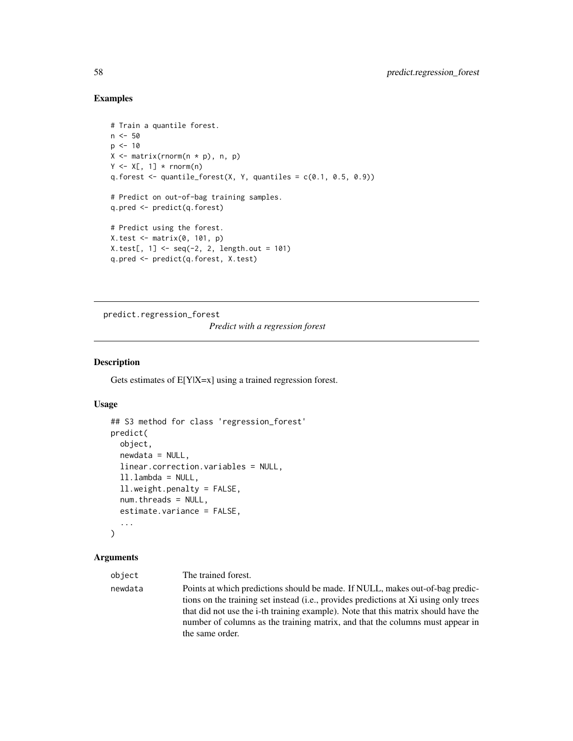## Examples

```
# Train a quantile forest.
n <- 50
p <- 10
X <- matrix(rnorm(n * p), n, p)
Y <- X[, 1] * rnorm(n)
q.forest <- quantile_forest(X, Y, quantiles = c(0.1, 0.5, 0.9))

# Predict on out-of-bag training samples.
q.pred <- predict(q.forest)

# Predict using the forest.
X.test <- matrix(0, 101, p)
X.test[, 1] <- seq(-2, 2, length.out = 101)
q.pred <- predict(q.forest, X.test)
```

---

# predict.regression_forest

*Predict with a regression forest*

## Description

Gets estimates of E[Y|X=x] using a trained regression forest.

## Usage

```
## S3 method for class 'regression_forest'
predict(
  object,
  newdata = NULL,
  linear.correction.variables = NULL,
  ll.lambda = NULL,
  ll.weight.penalty = FALSE,
  num.threads = NULL,
  estimate.variance = FALSE,
  ...
)
```

## Arguments

| | |
|---|---|
| object | The trained forest. |
| newdata | Points at which predictions should be made. If NULL, makes out-of-bag predictions on the training set instead (i.e., provides predictions at Xi using only trees that did not use the i-th training example). Note that this matrix should have the number of columns as the training matrix, and that the columns must appear in the same order. |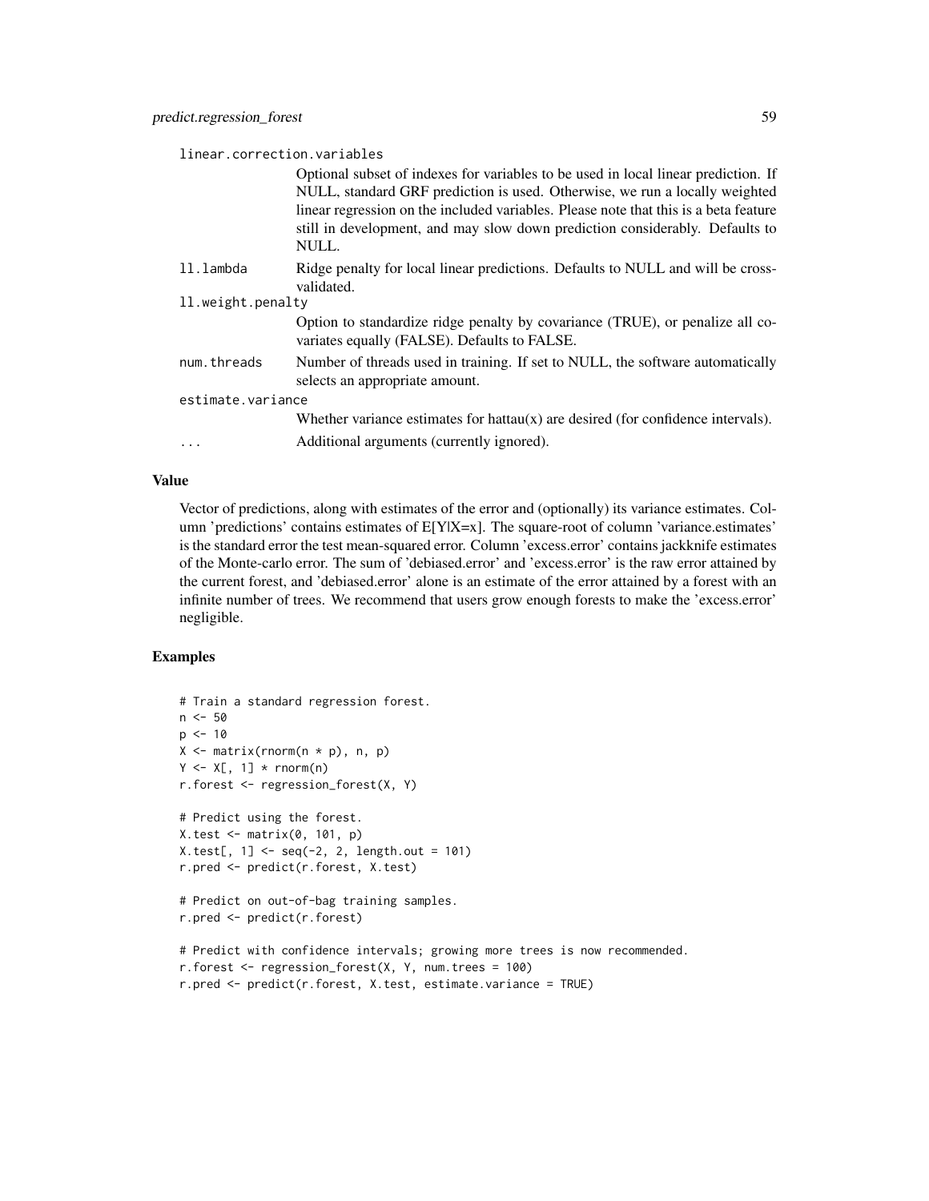linear.correction.variables
: Optional subset of indexes for variables to be used in local linear prediction. If NULL, standard GRF prediction is used. Otherwise, we run a locally weighted linear regression on the included variables. Please note that this is a beta feature still in development, and may slow down prediction considerably. Defaults to NULL.

ll.lambda
: Ridge penalty for local linear predictions. Defaults to NULL and will be cross-validated.

ll.weight.penalty
: Option to standardize ridge penalty by covariance (TRUE), or penalize all covariates equally (FALSE). Defaults to FALSE.

num.threads
: Number of threads used in training. If set to NULL, the software automatically selects an appropriate amount.

estimate.variance
: Whether variance estimates for hattau(x) are desired (for confidence intervals).

...
: Additional arguments (currently ignored).

### Value

Vector of predictions, along with estimates of the error and (optionally) its variance estimates. Column 'predictions' contains estimates of E[Y|X=x]. The square-root of column 'variance.estimates' is the standard error the test mean-squared error. Column 'excess.error' contains jackknife estimates of the Monte-carlo error. The sum of 'debiased.error' and 'excess.error' is the raw error attained by the current forest, and 'debiased.error' alone is an estimate of the error attained by a forest with an infinite number of trees. We recommend that users grow enough forests to make the 'excess.error' negligible.

### Examples

```
# Train a standard regression forest.
n <- 50
p <- 10
X <- matrix(rnorm(n * p), n, p)
Y <- X[, 1] * rnorm(n)
r.forest <- regression_forest(X, Y)

# Predict using the forest.
X.test <- matrix(0, 101, p)
X.test[, 1] <- seq(-2, 2, length.out = 101)
r.pred <- predict(r.forest, X.test)

# Predict on out-of-bag training samples.
r.pred <- predict(r.forest)

# Predict with confidence intervals; growing more trees is now recommended.
r.forest <- regression_forest(X, Y, num.trees = 100)
r.pred <- predict(r.forest, X.test, estimate.variance = TRUE)
```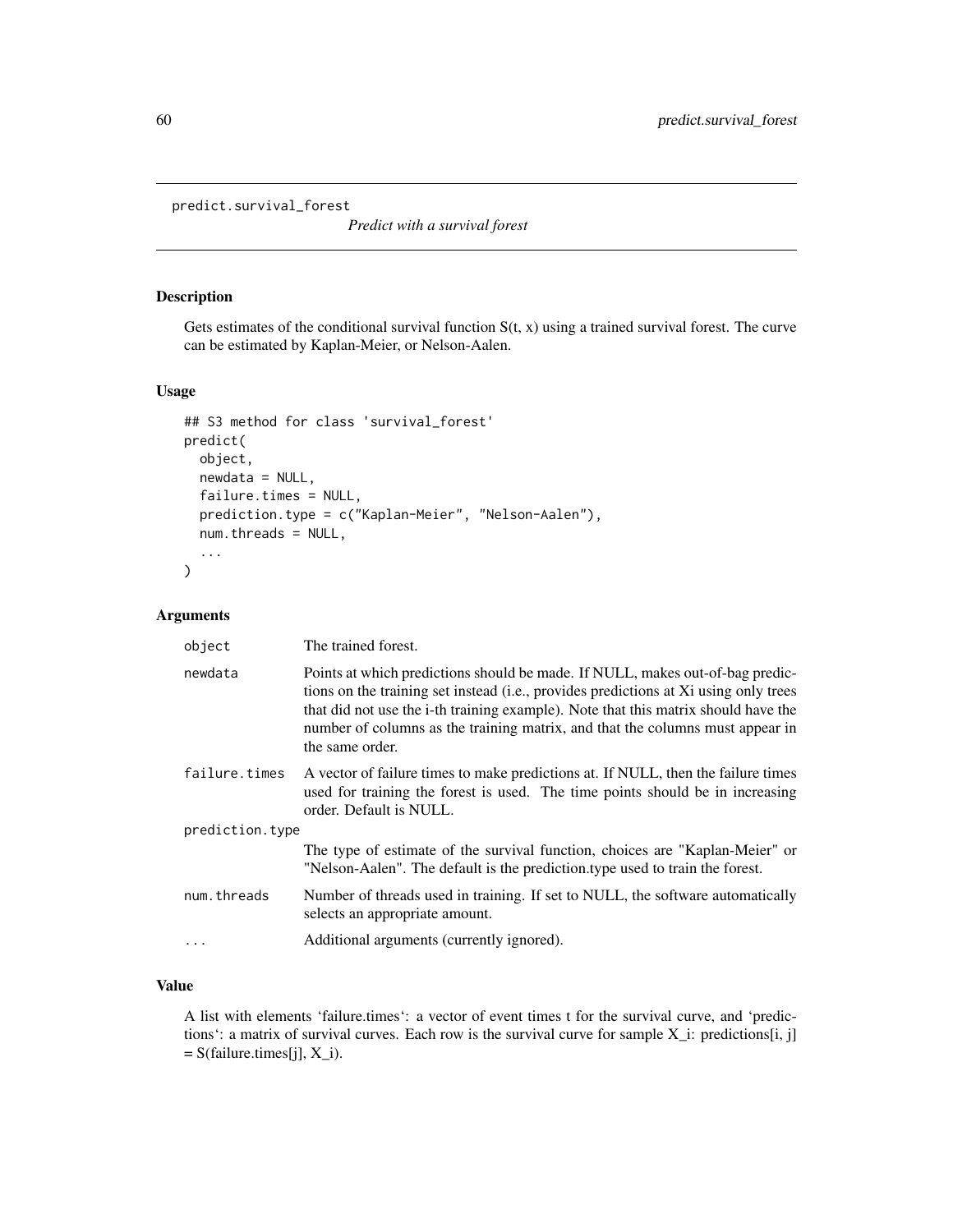predict.survival_forest

*Predict with a survival forest*

## Description

Gets estimates of the conditional survival function S(t, x) using a trained survival forest. The curve can be estimated by Kaplan-Meier, or Nelson-Aalen.

## Usage

```
## S3 method for class 'survival_forest'
predict(
  object,
  newdata = NULL,
  failure.times = NULL,
  prediction.type = c("Kaplan-Meier", "Nelson-Aalen"),
  num.threads = NULL,
  ...
)
```

## Arguments

| | |
|---|---|
| `object` | The trained forest. |
| `newdata` | Points at which predictions should be made. If NULL, makes out-of-bag predictions on the training set instead (i.e., provides predictions at Xi using only trees that did not use the i-th training example). Note that this matrix should have the number of columns as the training matrix, and that the columns must appear in the same order. |
| `failure.times` | A vector of failure times to make predictions at. If NULL, then the failure times used for training the forest is used. The time points should be in increasing order. Default is NULL. |
| `prediction.type` | The type of estimate of the survival function, choices are "Kaplan-Meier" or "Nelson-Aalen". The default is the prediction.type used to train the forest. |
| `num.threads` | Number of threads used in training. If set to NULL, the software automatically selects an appropriate amount. |
| `...` | Additional arguments (currently ignored). |

## Value

A list with elements 'failure.times': a vector of event times t for the survival curve, and 'predictions': a matrix of survival curves. Each row is the survival curve for sample X_i: predictions[i, j] = S(failure.times[j], X_i).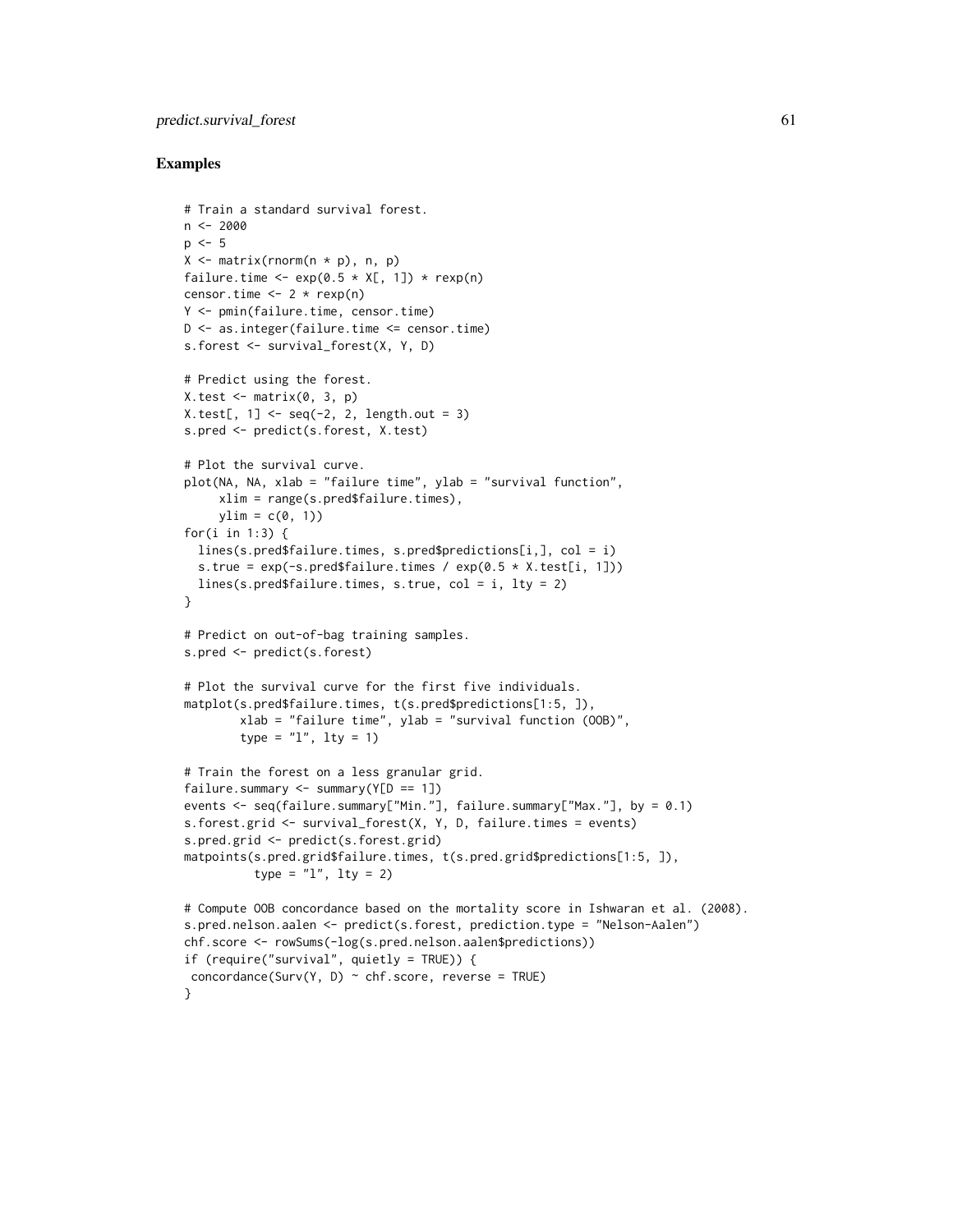## Examples

```
# Train a standard survival forest.
n <- 2000
p <- 5
X <- matrix(rnorm(n * p), n, p)
failure.time <- exp(0.5 * X[, 1]) * rexp(n)
censor.time <- 2 * rexp(n)
Y <- pmin(failure.time, censor.time)
D <- as.integer(failure.time <= censor.time)
s.forest <- survival_forest(X, Y, D)

# Predict using the forest.
X.test <- matrix(0, 3, p)
X.test[, 1] <- seq(-2, 2, length.out = 3)
s.pred <- predict(s.forest, X.test)

# Plot the survival curve.
plot(NA, NA, xlab = "failure time", ylab = "survival function",
     xlim = range(s.pred$failure.times),
     ylim = c(0, 1))
for(i in 1:3) {
  lines(s.pred$failure.times, s.pred$predictions[i,], col = i)
  s.true = exp(-s.pred$failure.times / exp(0.5 * X.test[i, 1]))
  lines(s.pred$failure.times, s.true, col = i, lty = 2)
}

# Predict on out-of-bag training samples.
s.pred <- predict(s.forest)

# Plot the survival curve for the first five individuals.
matplot(s.pred$failure.times, t(s.pred$predictions[1:5, ]),
        xlab = "failure time", ylab = "survival function (OOB)",
        type = "l", lty = 1)

# Train the forest on a less granular grid.
failure.summary <- summary(Y[D == 1])
events <- seq(failure.summary["Min."], failure.summary["Max."], by = 0.1)
s.forest.grid <- survival_forest(X, Y, D, failure.times = events)
s.pred.grid <- predict(s.forest.grid)
matpoints(s.pred.grid$failure.times, t(s.pred.grid$predictions[1:5, ]),
          type = "l", lty = 2)

# Compute OOB concordance based on the mortality score in Ishwaran et al. (2008).
s.pred.nelson.aalen <- predict(s.forest, prediction.type = "Nelson-Aalen")
chf.score <- rowSums(-log(s.pred.nelson.aalen$predictions))
if (require("survival", quietly = TRUE)) {
 concordance(Surv(Y, D) ~ chf.score, reverse = TRUE)
}
```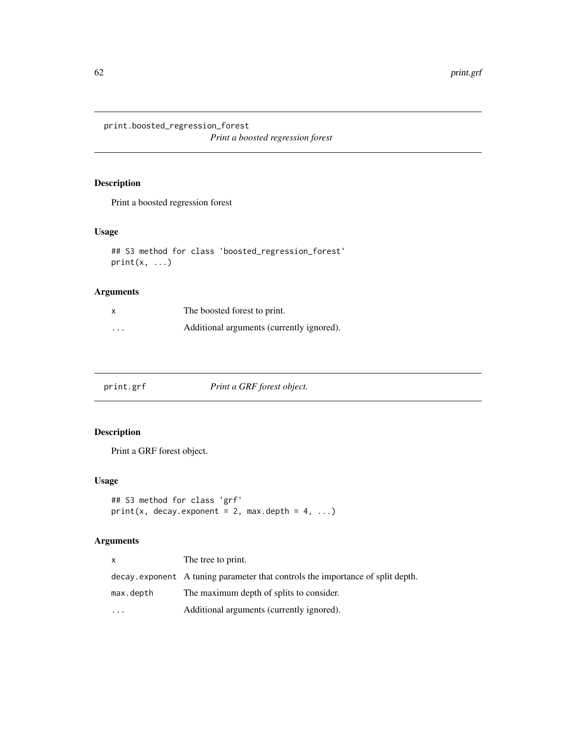## print.boosted_regression_forest

*Print a boosted regression forest*

### Description

Print a boosted regression forest

### Usage

```
## S3 method for class 'boosted_regression_forest'
print(x, ...)
```

### Arguments

| | |
|---|---|
| x | The boosted forest to print. |
| ... | Additional arguments (currently ignored). |

## print.grf

*Print a GRF forest object.*

### Description

Print a GRF forest object.

### Usage

```
## S3 method for class 'grf'
print(x, decay.exponent = 2, max.depth = 4, ...)
```

### Arguments

| | |
|---|---|
| x | The tree to print. |
| decay.exponent | A tuning parameter that controls the importance of split depth. |
| max.depth | The maximum depth of splits to consider. |
| ... | Additional arguments (currently ignored). |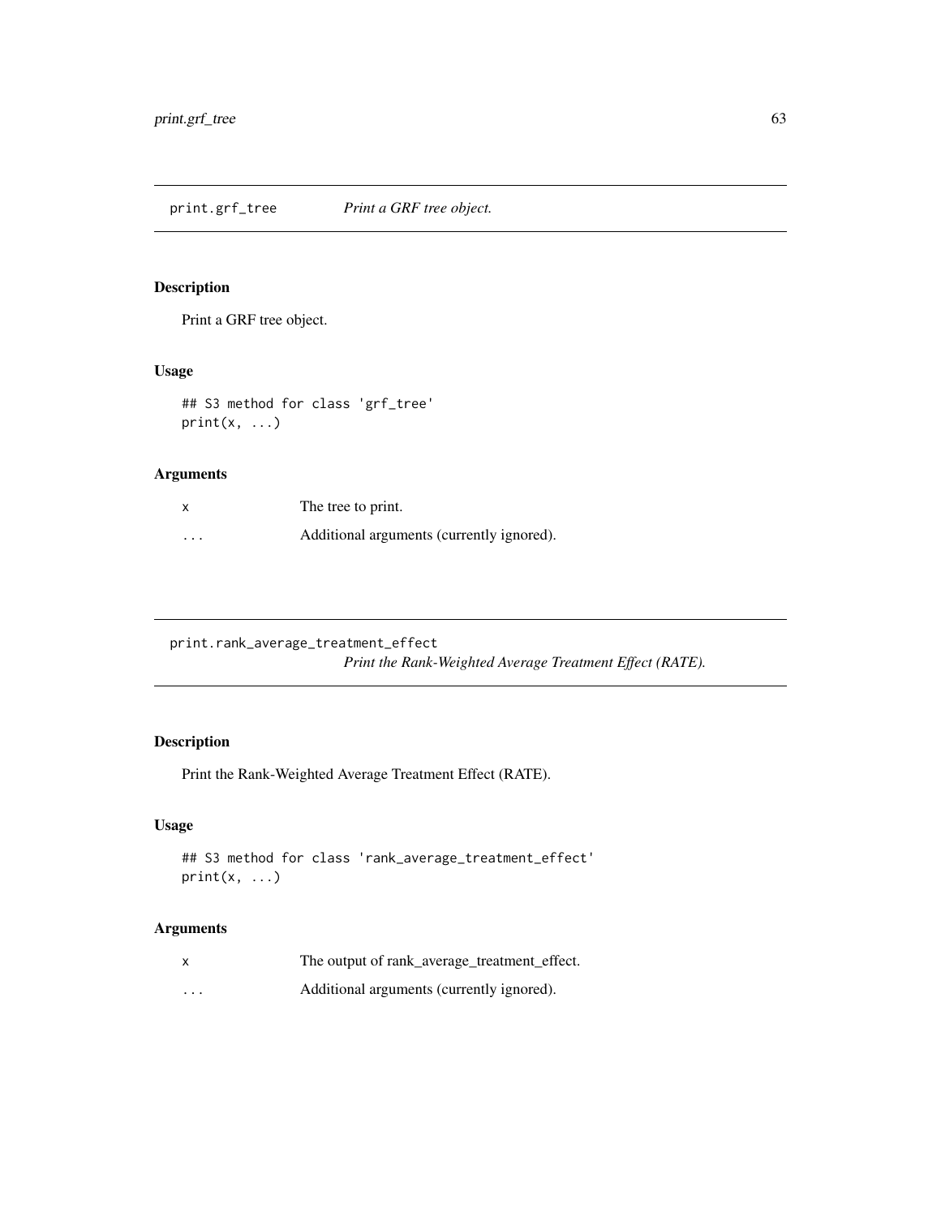## print.grf_tree *Print a GRF tree object.*

### Description

Print a GRF tree object.

### Usage

```
## S3 method for class 'grf_tree'
print(x, ...)
```

### Arguments

| | |
|---|---|
| x | The tree to print. |
| ... | Additional arguments (currently ignored). |

## print.rank_average_treatment_effect *Print the Rank-Weighted Average Treatment Effect (RATE).*

### Description

Print the Rank-Weighted Average Treatment Effect (RATE).

### Usage

```
## S3 method for class 'rank_average_treatment_effect'
print(x, ...)
```

### Arguments

| | |
|---|---|
| x | The output of rank_average_treatment_effect. |
| ... | Additional arguments (currently ignored). |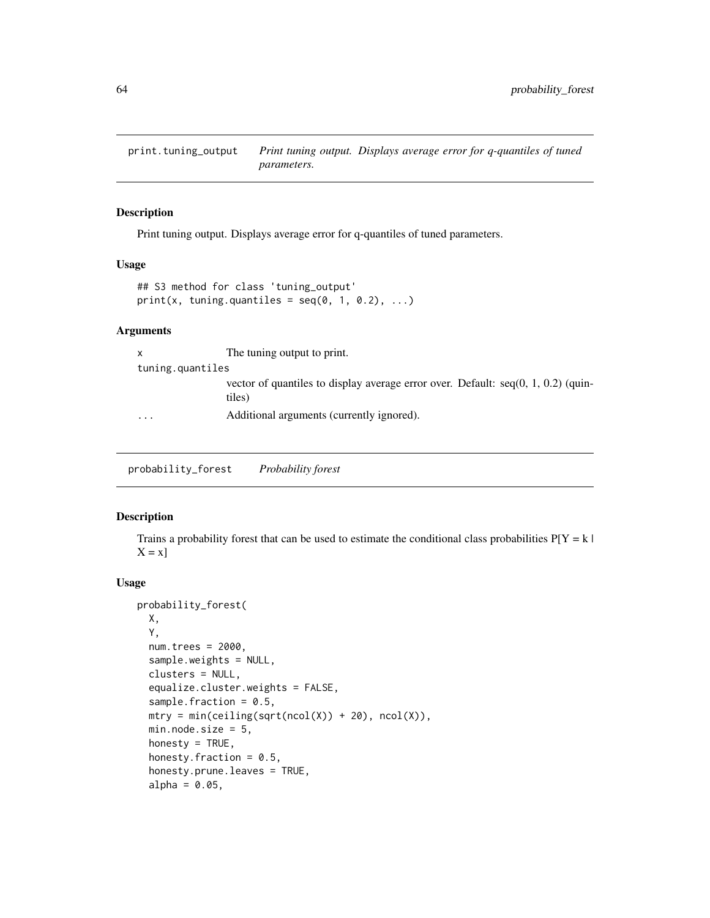## print.tuning_output *Print tuning output. Displays average error for q-quantiles of tuned parameters.*

### Description

Print tuning output. Displays average error for q-quantiles of tuned parameters.

### Usage

```
## S3 method for class 'tuning_output'
print(x, tuning.quantiles = seq(0, 1, 0.2), ...)
```

### Arguments

| | |
|---|---|
| x | The tuning output to print. |
| tuning.quantiles | vector of quantiles to display average error over. Default: seq(0, 1, 0.2) (quintiles) |
| ... | Additional arguments (currently ignored). |

## probability_forest *Probability forest*

### Description

Trains a probability forest that can be used to estimate the conditional class probabilities P[Y = k | X = x]

### Usage

```
probability_forest(
  X,
  Y,
  num.trees = 2000,
  sample.weights = NULL,
  clusters = NULL,
  equalize.cluster.weights = FALSE,
  sample.fraction = 0.5,
  mtry = min(ceiling(sqrt(ncol(X)) + 20), ncol(X)),
  min.node.size = 5,
  honesty = TRUE,
  honesty.fraction = 0.5,
  honesty.prune.leaves = TRUE,
  alpha = 0.05,
```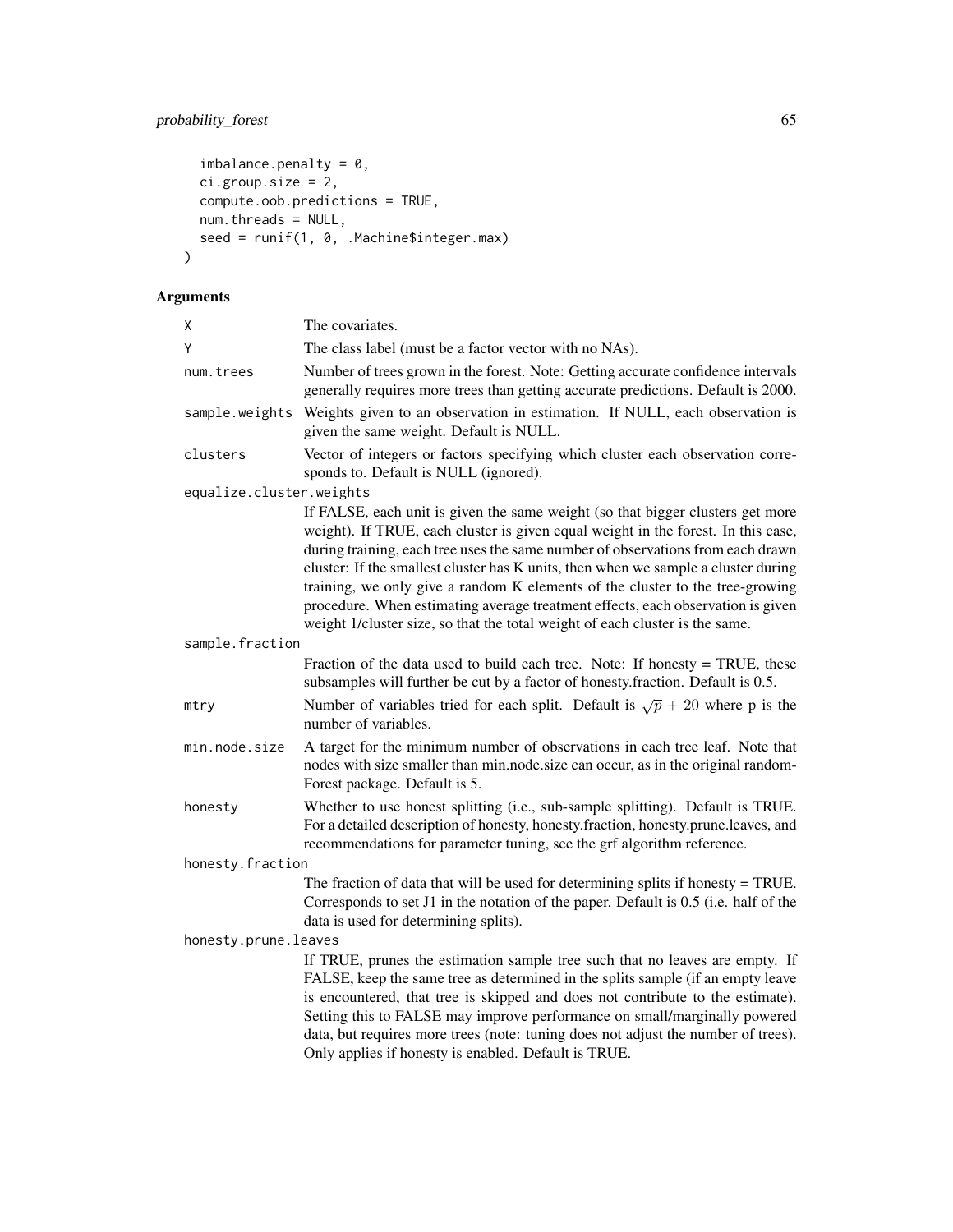```
  imbalance.penalty = 0,
  ci.group.size = 2,
  compute.oob.predictions = TRUE,
  num.threads = NULL,
  seed = runif(1, 0, .Machine$integer.max)
)
```

## Arguments

| | |
|---|---|
| X | The covariates. |
| Y | The class label (must be a factor vector with no NAs). |
| num.trees | Number of trees grown in the forest. Note: Getting accurate confidence intervals generally requires more trees than getting accurate predictions. Default is 2000. |
| sample.weights | Weights given to an observation in estimation. If NULL, each observation is given the same weight. Default is NULL. |
| clusters | Vector of integers or factors specifying which cluster each observation corresponds to. Default is NULL (ignored). |
| equalize.cluster.weights | If FALSE, each unit is given the same weight (so that bigger clusters get more weight). If TRUE, each cluster is given equal weight in the forest. In this case, during training, each tree uses the same number of observations from each drawn cluster: If the smallest cluster has K units, then when we sample a cluster during training, we only give a random K elements of the cluster to the tree-growing procedure. When estimating average treatment effects, each observation is given weight 1/cluster size, so that the total weight of each cluster is the same. |
| sample.fraction | Fraction of the data used to build each tree. Note: If honesty = TRUE, these subsamples will further be cut by a factor of honesty.fraction. Default is 0.5. |
| mtry | Number of variables tried for each split. Default is $\sqrt{p} + 20$ where p is the number of variables. |
| min.node.size | A target for the minimum number of observations in each tree leaf. Note that nodes with size smaller than min.node.size can occur, as in the original randomForest package. Default is 5. |
| honesty | Whether to use honest splitting (i.e., sub-sample splitting). Default is TRUE. For a detailed description of honesty, honesty.fraction, honesty.prune.leaves, and recommendations for parameter tuning, see the grf algorithm reference. |
| honesty.fraction | The fraction of data that will be used for determining splits if honesty = TRUE. Corresponds to set J1 in the notation of the paper. Default is 0.5 (i.e. half of the data is used for determining splits). |
| honesty.prune.leaves | If TRUE, prunes the estimation sample tree such that no leaves are empty. If FALSE, keep the same tree as determined in the splits sample (if an empty leave is encountered, that tree is skipped and does not contribute to the estimate). Setting this to FALSE may improve performance on small/marginally powered data, but requires more trees (note: tuning does not adjust the number of trees). Only applies if honesty is enabled. Default is TRUE. |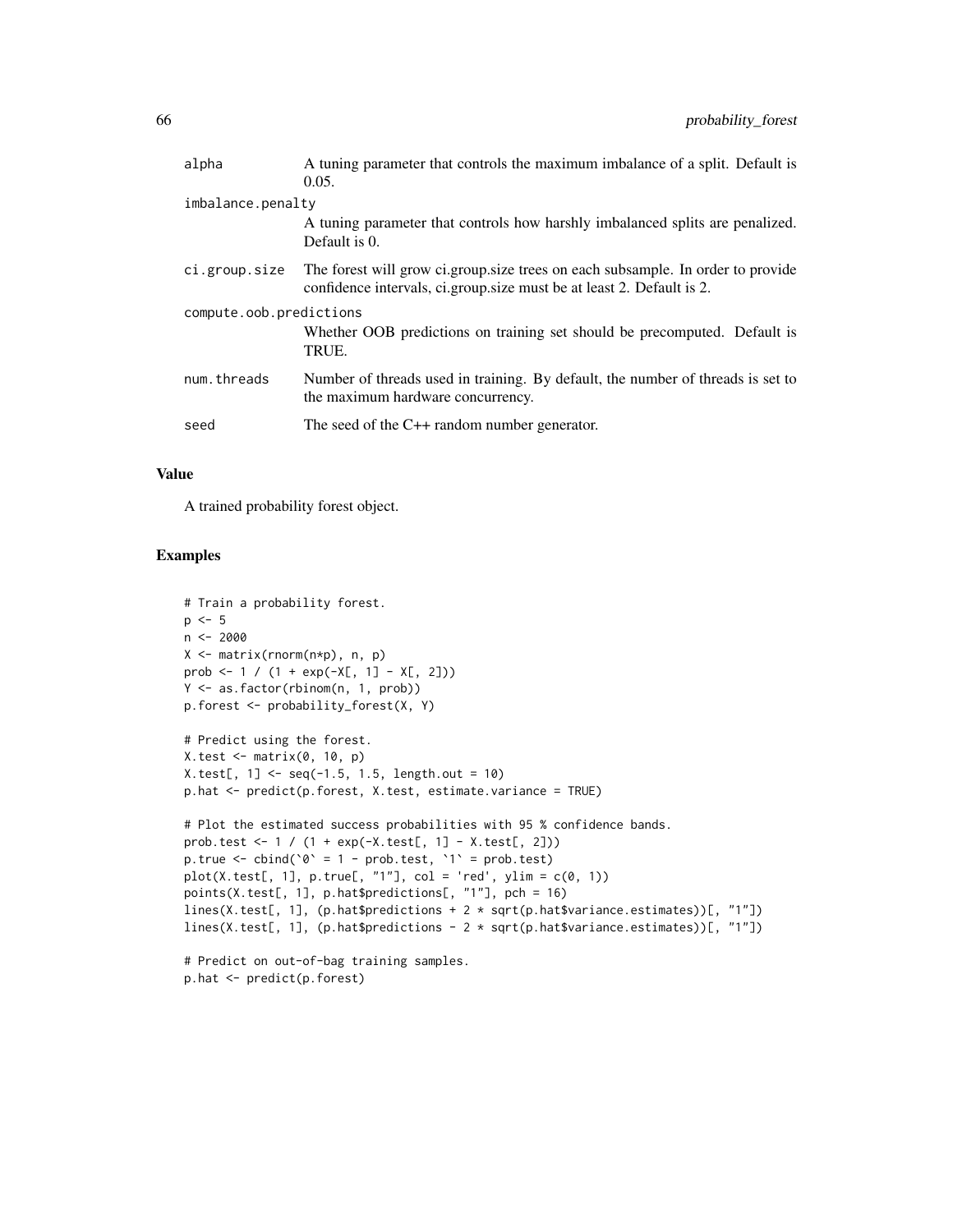| | |
|---|---|
| alpha | A tuning parameter that controls the maximum imbalance of a split. Default is 0.05. |
| imbalance.penalty | A tuning parameter that controls how harshly imbalanced splits are penalized. Default is 0. |
| ci.group.size | The forest will grow ci.group.size trees on each subsample. In order to provide confidence intervals, ci.group.size must be at least 2. Default is 2. |
| compute.oob.predictions | Whether OOB predictions on training set should be precomputed. Default is TRUE. |
| num.threads | Number of threads used in training. By default, the number of threads is set to the maximum hardware concurrency. |
| seed | The seed of the C++ random number generator. |

## Value

A trained probability forest object.

## Examples

```
# Train a probability forest.
p <- 5
n <- 2000
X <- matrix(rnorm(n*p), n, p)
prob <- 1 / (1 + exp(-X[, 1] - X[, 2]))
Y <- as.factor(rbinom(n, 1, prob))
p.forest <- probability_forest(X, Y)

# Predict using the forest.
X.test <- matrix(0, 10, p)
X.test[, 1] <- seq(-1.5, 1.5, length.out = 10)
p.hat <- predict(p.forest, X.test, estimate.variance = TRUE)

# Plot the estimated success probabilities with 95 % confidence bands.
prob.test <- 1 / (1 + exp(-X.test[, 1] - X.test[, 2]))
p.true <- cbind(`0` = 1 - prob.test, `1` = prob.test)
plot(X.test[, 1], p.true[, "1"], col = 'red', ylim = c(0, 1))
points(X.test[, 1], p.hat$predictions[, "1"], pch = 16)
lines(X.test[, 1], (p.hat$predictions + 2 * sqrt(p.hat$variance.estimates))[, "1"])
lines(X.test[, 1], (p.hat$predictions - 2 * sqrt(p.hat$variance.estimates))[, "1"])

# Predict on out-of-bag training samples.
p.hat <- predict(p.forest)
```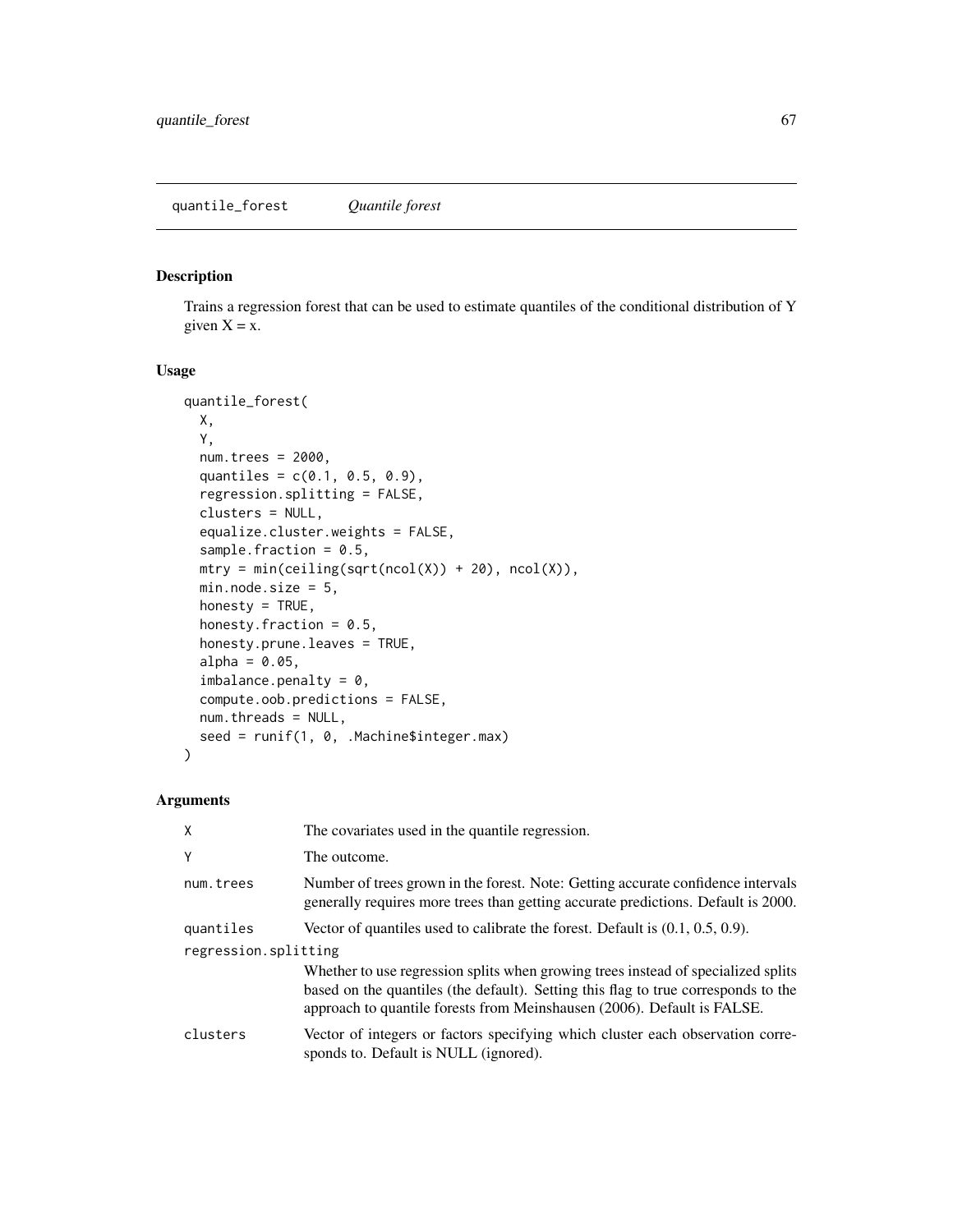## quantile_forest *Quantile forest*

### Description

Trains a regression forest that can be used to estimate quantiles of the conditional distribution of Y given X = x.

### Usage

```
quantile_forest(
  X,
  Y,
  num.trees = 2000,
  quantiles = c(0.1, 0.5, 0.9),
  regression.splitting = FALSE,
  clusters = NULL,
  equalize.cluster.weights = FALSE,
  sample.fraction = 0.5,
  mtry = min(ceiling(sqrt(ncol(X)) + 20), ncol(X)),
  min.node.size = 5,
  honesty = TRUE,
  honesty.fraction = 0.5,
  honesty.prune.leaves = TRUE,
  alpha = 0.05,
  imbalance.penalty = 0,
  compute.oob.predictions = FALSE,
  num.threads = NULL,
  seed = runif(1, 0, .Machine$integer.max)
)
```

### Arguments

| Argument | Description |
| --- | --- |
| X | The covariates used in the quantile regression. |
| Y | The outcome. |
| num.trees | Number of trees grown in the forest. Note: Getting accurate confidence intervals generally requires more trees than getting accurate predictions. Default is 2000. |
| quantiles | Vector of quantiles used to calibrate the forest. Default is (0.1, 0.5, 0.9). |
| regression.splitting | Whether to use regression splits when growing trees instead of specialized splits based on the quantiles (the default). Setting this flag to true corresponds to the approach to quantile forests from Meinshausen (2006). Default is FALSE. |
| clusters | Vector of integers or factors specifying which cluster each observation corresponds to. Default is NULL (ignored). |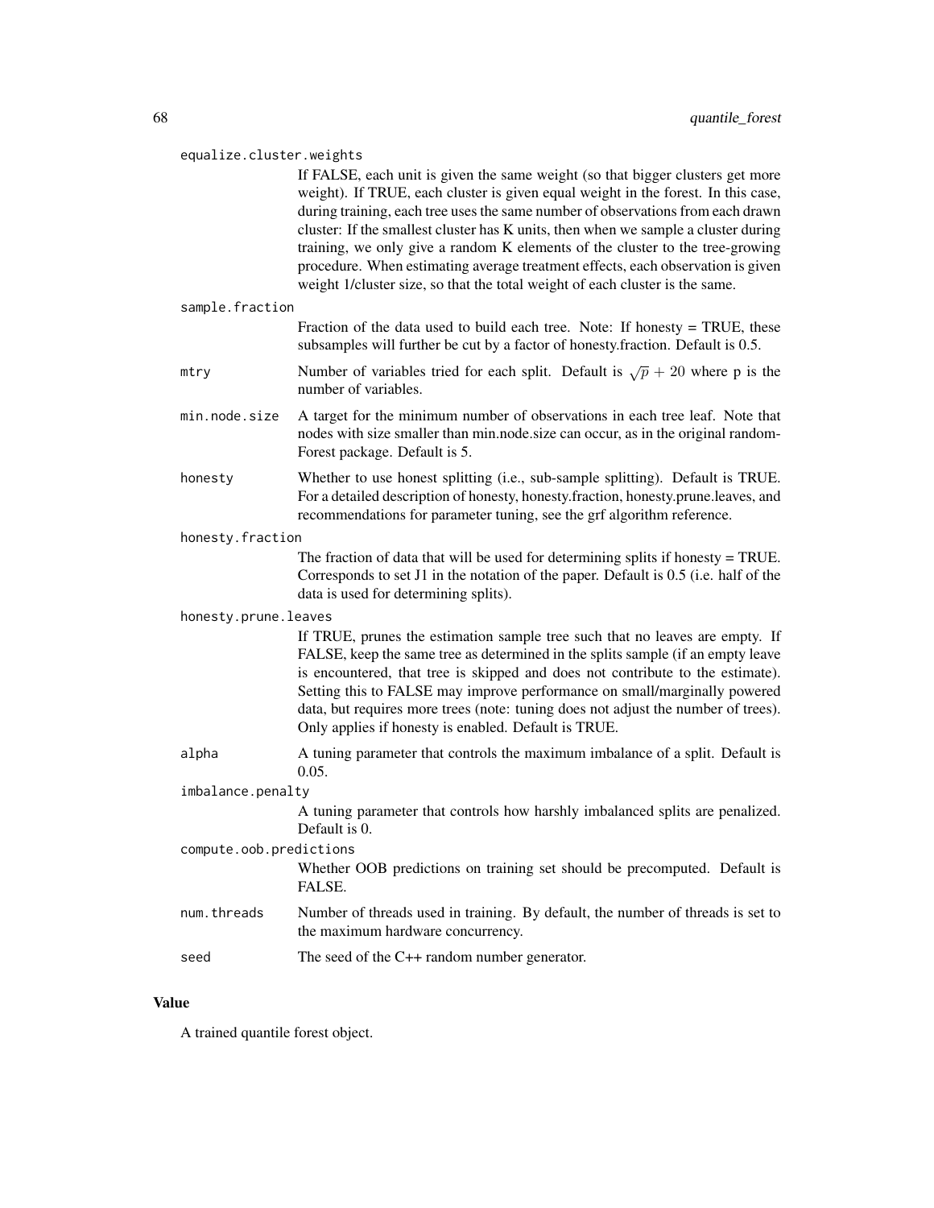equalize.cluster.weights
: If FALSE, each unit is given the same weight (so that bigger clusters get more weight). If TRUE, each cluster is given equal weight in the forest. In this case, during training, each tree uses the same number of observations from each drawn cluster: If the smallest cluster has K units, then when we sample a cluster during training, we only give a random K elements of the cluster to the tree-growing procedure. When estimating average treatment effects, each observation is given weight 1/cluster size, so that the total weight of each cluster is the same.

sample.fraction
: Fraction of the data used to build each tree. Note: If honesty = TRUE, these subsamples will further be cut by a factor of honesty.fraction. Default is 0.5.

mtry
: Number of variables tried for each split. Default is $\sqrt{p} + 20$ where p is the number of variables.

min.node.size
: A target for the minimum number of observations in each tree leaf. Note that nodes with size smaller than min.node.size can occur, as in the original randomForest package. Default is 5.

honesty
: Whether to use honest splitting (i.e., sub-sample splitting). Default is TRUE. For a detailed description of honesty, honesty.fraction, honesty.prune.leaves, and recommendations for parameter tuning, see the grf algorithm reference.

honesty.fraction
: The fraction of data that will be used for determining splits if honesty = TRUE. Corresponds to set J1 in the notation of the paper. Default is 0.5 (i.e. half of the data is used for determining splits).

honesty.prune.leaves
: If TRUE, prunes the estimation sample tree such that no leaves are empty. If FALSE, keep the same tree as determined in the splits sample (if an empty leave is encountered, that tree is skipped and does not contribute to the estimate). Setting this to FALSE may improve performance on small/marginally powered data, but requires more trees (note: tuning does not adjust the number of trees). Only applies if honesty is enabled. Default is TRUE.

alpha
: A tuning parameter that controls the maximum imbalance of a split. Default is 0.05.

imbalance.penalty
: A tuning parameter that controls how harshly imbalanced splits are penalized. Default is 0.

compute.oob.predictions
: Whether OOB predictions on training set should be precomputed. Default is FALSE.

num.threads
: Number of threads used in training. By default, the number of threads is set to the maximum hardware concurrency.

seed
: The seed of the C++ random number generator.

## Value

A trained quantile forest object.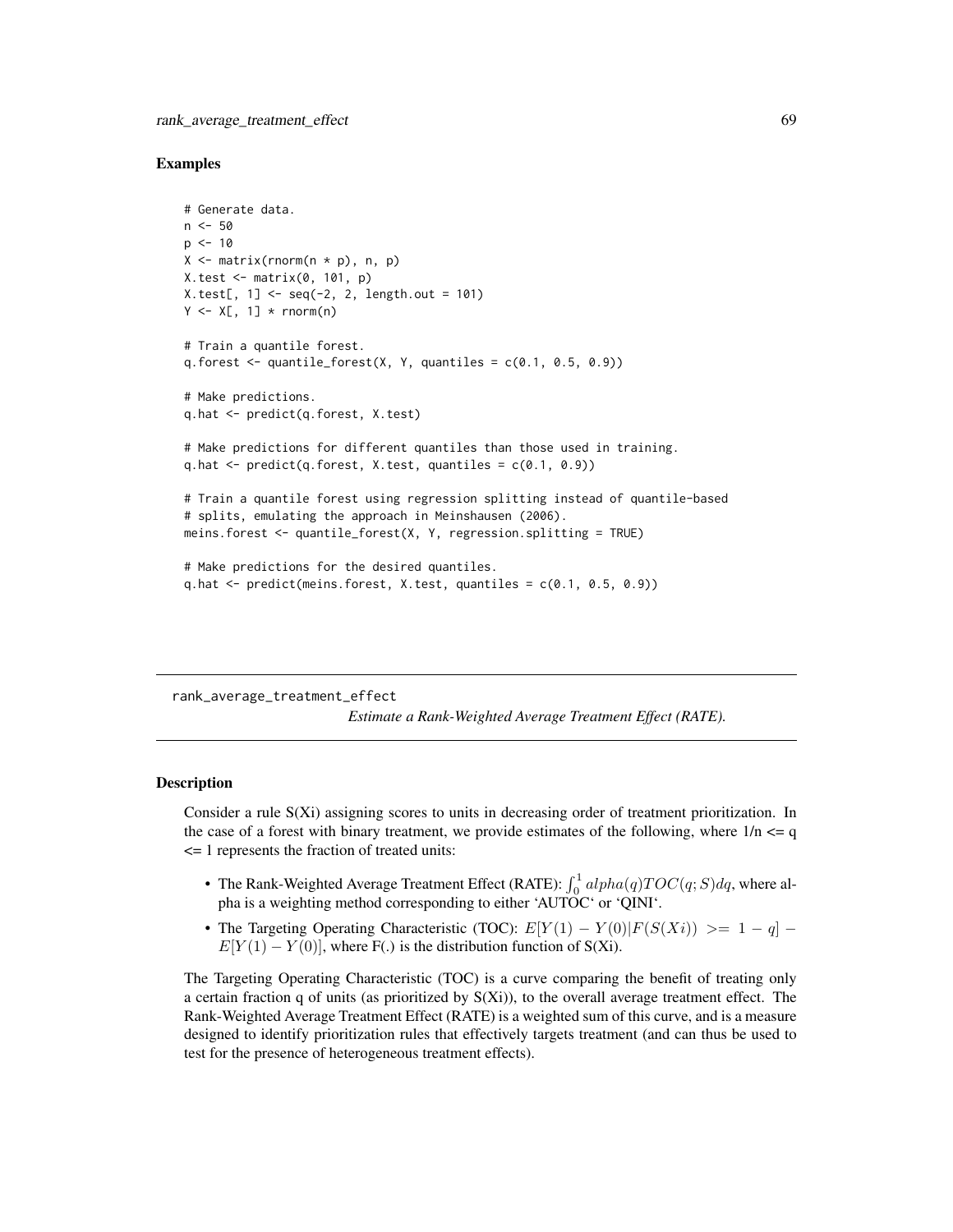### Examples

```
# Generate data.
n <- 50
p <- 10
X <- matrix(rnorm(n * p), n, p)
X.test <- matrix(0, 101, p)
X.test[, 1] <- seq(-2, 2, length.out = 101)
Y <- X[, 1] * rnorm(n)

# Train a quantile forest.
q.forest <- quantile_forest(X, Y, quantiles = c(0.1, 0.5, 0.9))

# Make predictions.
q.hat <- predict(q.forest, X.test)

# Make predictions for different quantiles than those used in training.
q.hat <- predict(q.forest, X.test, quantiles = c(0.1, 0.9))

# Train a quantile forest using regression splitting instead of quantile-based
# splits, emulating the approach in Meinshausen (2006).
meins.forest <- quantile_forest(X, Y, regression.splitting = TRUE)

# Make predictions for the desired quantiles.
q.hat <- predict(meins.forest, X.test, quantiles = c(0.1, 0.5, 0.9))
```

---

## rank_average_treatment_effect

*Estimate a Rank-Weighted Average Treatment Effect (RATE).*

---

### Description

Consider a rule S(Xi) assigning scores to units in decreasing order of treatment prioritization. In the case of a forest with binary treatment, we provide estimates of the following, where 1/n <= q <= 1 represents the fraction of treated units:

- The Rank-Weighted Average Treatment Effect (RATE): $\int_0^1 alpha(q) TOC(q; S) dq$, where alpha is a weighting method corresponding to either 'AUTOC' or 'QINI'.
- The Targeting Operating Characteristic (TOC): $E[Y(1) - Y(0) | F(S(Xi)) >= 1 - q] - E[Y(1) - Y(0)]$, where F(.) is the distribution function of S(Xi).

The Targeting Operating Characteristic (TOC) is a curve comparing the benefit of treating only a certain fraction q of units (as prioritized by S(Xi)), to the overall average treatment effect. The Rank-Weighted Average Treatment Effect (RATE) is a weighted sum of this curve, and is a measure designed to identify prioritization rules that effectively targets treatment (and can thus be used to test for the presence of heterogeneous treatment effects).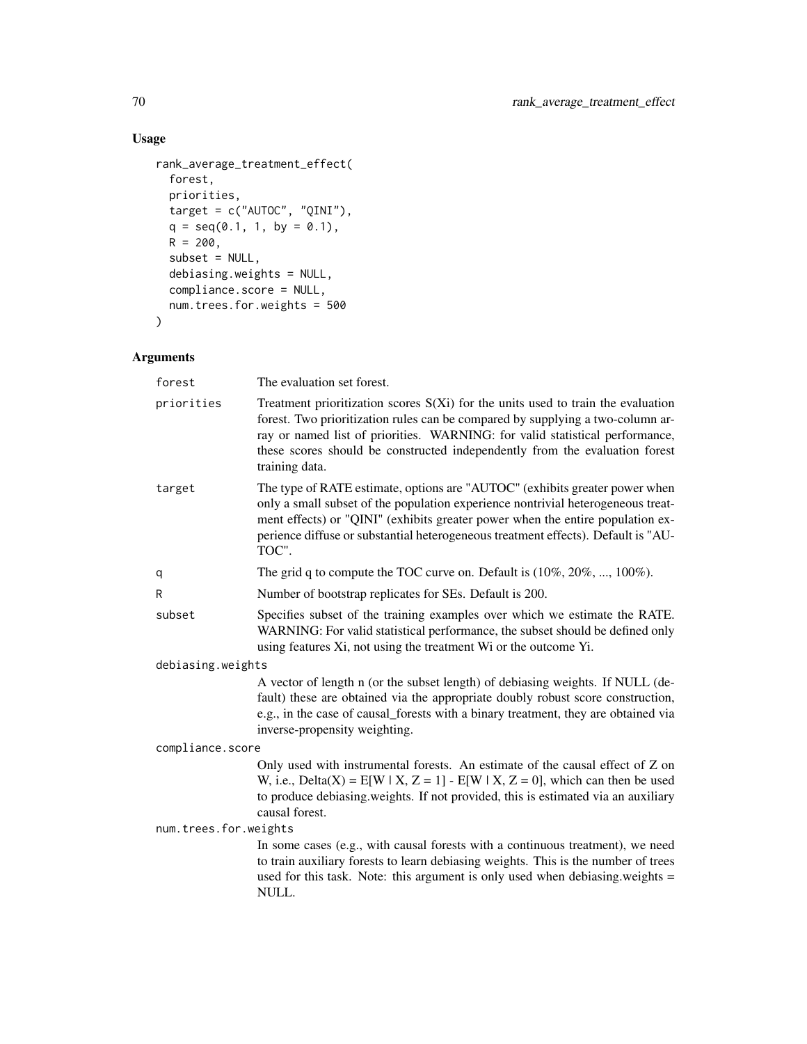## Usage

```
rank_average_treatment_effect(
  forest,
  priorities,
  target = c("AUTOC", "QINI"),
  q = seq(0.1, 1, by = 0.1),
  R = 200,
  subset = NULL,
  debiasing.weights = NULL,
  compliance.score = NULL,
  num.trees.for.weights = 500
)
```

## Arguments

| Argument | Description |
|---|---|
| forest | The evaluation set forest. |
| priorities | Treatment prioritization scores S(Xi) for the units used to train the evaluation forest. Two prioritization rules can be compared by supplying a two-column array or named list of priorities. WARNING: for valid statistical performance, these scores should be constructed independently from the evaluation forest training data. |
| target | The type of RATE estimate, options are "AUTOC" (exhibits greater power when only a small subset of the population experience nontrivial heterogeneous treatment effects) or "QINI" (exhibits greater power when the entire population experience diffuse or substantial heterogeneous treatment effects). Default is "AUTOC". |
| q | The grid q to compute the TOC curve on. Default is (10%, 20%, ..., 100%). |
| R | Number of bootstrap replicates for SEs. Default is 200. |
| subset | Specifies subset of the training examples over which we estimate the RATE. WARNING: For valid statistical performance, the subset should be defined only using features Xi, not using the treatment Wi or the outcome Yi. |
| debiasing.weights | A vector of length n (or the subset length) of debiasing weights. If NULL (default) these are obtained via the appropriate doubly robust score construction, e.g., in the case of causal_forests with a binary treatment, they are obtained via inverse-propensity weighting. |
| compliance.score | Only used with instrumental forests. An estimate of the causal effect of Z on W, i.e., Delta(X) = E[W \| X, Z = 1] - E[W \| X, Z = 0], which can then be used to produce debiasing.weights. If not provided, this is estimated via an auxiliary causal forest. |
| num.trees.for.weights | In some cases (e.g., with causal forests with a continuous treatment), we need to train auxiliary forests to learn debiasing weights. This is the number of trees used for this task. Note: this argument is only used when debiasing.weights = NULL. |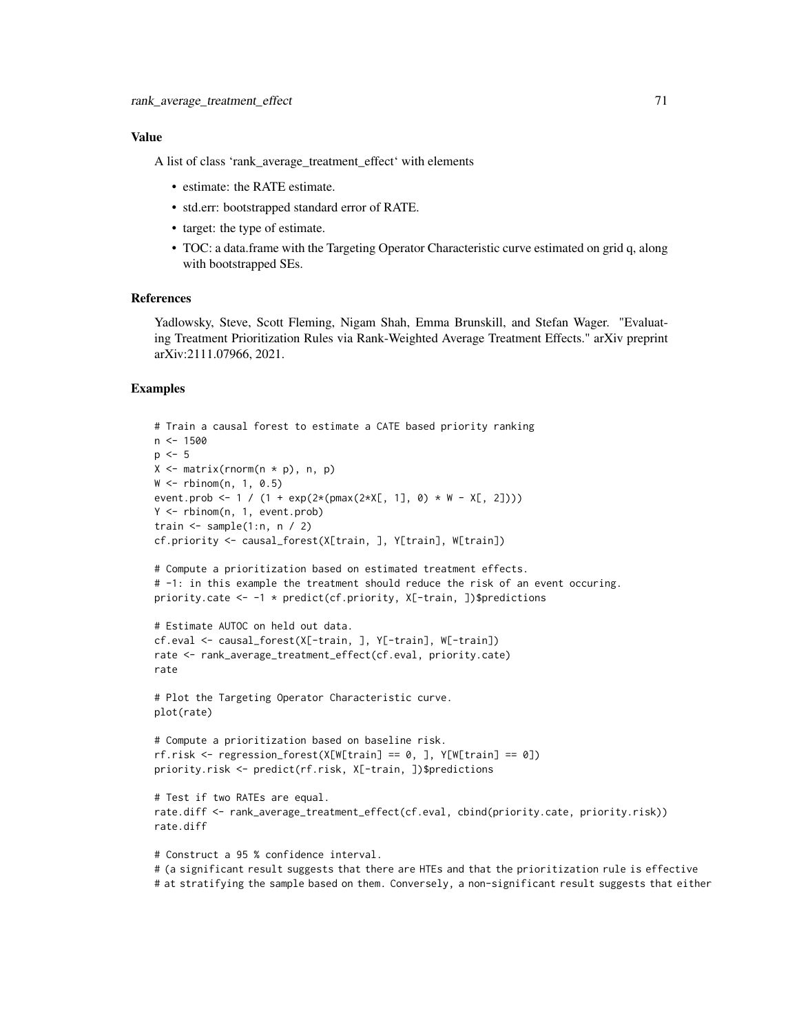### Value

A list of class 'rank_average_treatment_effect' with elements

- estimate: the RATE estimate.
- std.err: bootstrapped standard error of RATE.
- target: the type of estimate.
- TOC: a data.frame with the Targeting Operator Characteristic curve estimated on grid q, along with bootstrapped SEs.

### References

Yadlowsky, Steve, Scott Fleming, Nigam Shah, Emma Brunskill, and Stefan Wager. "Evaluating Treatment Prioritization Rules via Rank-Weighted Average Treatment Effects." arXiv preprint arXiv:2111.07966, 2021.

### Examples

```
# Train a causal forest to estimate a CATE based priority ranking
n <- 1500
p <- 5
X <- matrix(rnorm(n * p), n, p)
W <- rbinom(n, 1, 0.5)
event.prob <- 1 / (1 + exp(2*(pmax(2*X[, 1], 0) * W - X[, 2])))
Y <- rbinom(n, 1, event.prob)
train <- sample(1:n, n / 2)
cf.priority <- causal_forest(X[train, ], Y[train], W[train])

# Compute a prioritization based on estimated treatment effects.
# -1: in this example the treatment should reduce the risk of an event occuring.
priority.cate <- -1 * predict(cf.priority, X[-train, ])$predictions

# Estimate AUTOC on held out data.
cf.eval <- causal_forest(X[-train, ], Y[-train], W[-train])
rate <- rank_average_treatment_effect(cf.eval, priority.cate)
rate

# Plot the Targeting Operator Characteristic curve.
plot(rate)

# Compute a prioritization based on baseline risk.
rf.risk <- regression_forest(X[W[train] == 0, ], Y[W[train] == 0])
priority.risk <- predict(rf.risk, X[-train, ])$predictions

# Test if two RATEs are equal.
rate.diff <- rank_average_treatment_effect(cf.eval, cbind(priority.cate, priority.risk))
rate.diff

# Construct a 95 % confidence interval.
# (a significant result suggests that there are HTEs and that the prioritization rule is effective
# at stratifying the sample based on them. Conversely, a non-significant result suggests that either
```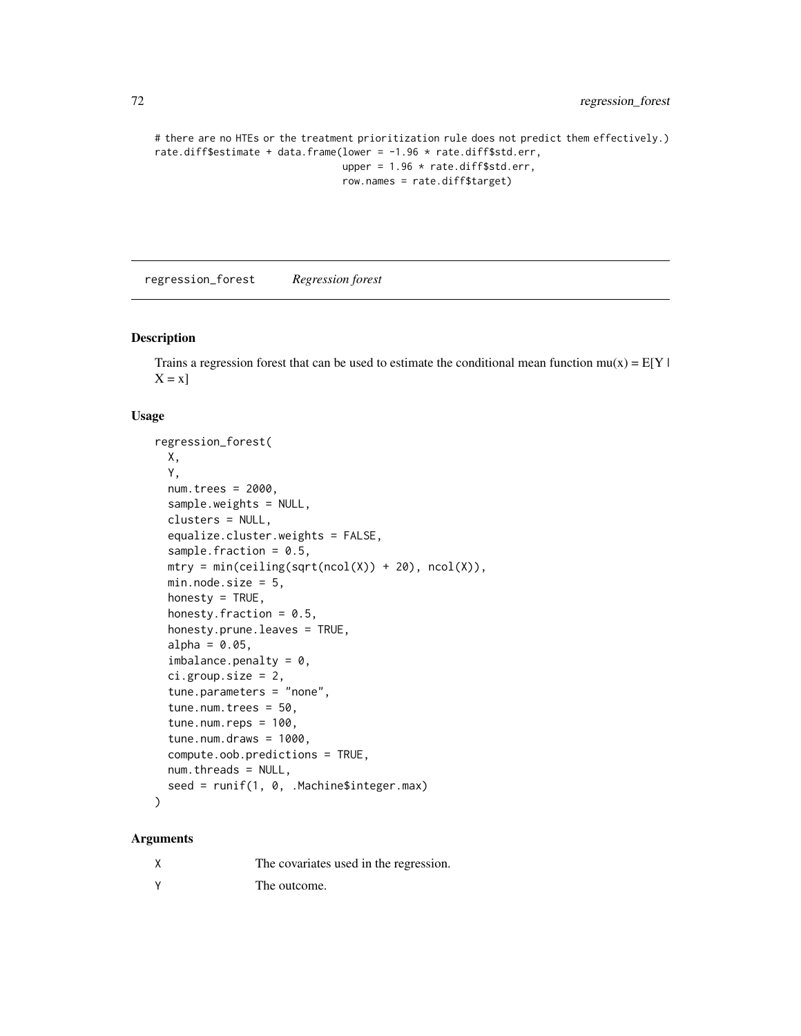```
# there are no HTEs or the treatment prioritization rule does not predict them effectively.)
rate.diff$estimate + data.frame(lower = -1.96 * rate.diff$std.err,
                                upper = 1.96 * rate.diff$std.err,
                                row.names = rate.diff$target)
```

---

regression_forest    *Regression forest*

---

## Description

Trains a regression forest that can be used to estimate the conditional mean function mu(x) = E[Y | X = x]

## Usage

```
regression_forest(
  X,
  Y,
  num.trees = 2000,
  sample.weights = NULL,
  clusters = NULL,
  equalize.cluster.weights = FALSE,
  sample.fraction = 0.5,
  mtry = min(ceiling(sqrt(ncol(X)) + 20), ncol(X)),
  min.node.size = 5,
  honesty = TRUE,
  honesty.fraction = 0.5,
  honesty.prune.leaves = TRUE,
  alpha = 0.05,
  imbalance.penalty = 0,
  ci.group.size = 2,
  tune.parameters = "none",
  tune.num.trees = 50,
  tune.num.reps = 100,
  tune.num.draws = 1000,
  compute.oob.predictions = TRUE,
  num.threads = NULL,
  seed = runif(1, 0, .Machine$integer.max)
)
```

## Arguments

| | |
|---|---|
| X | The covariates used in the regression. |
| Y | The outcome. |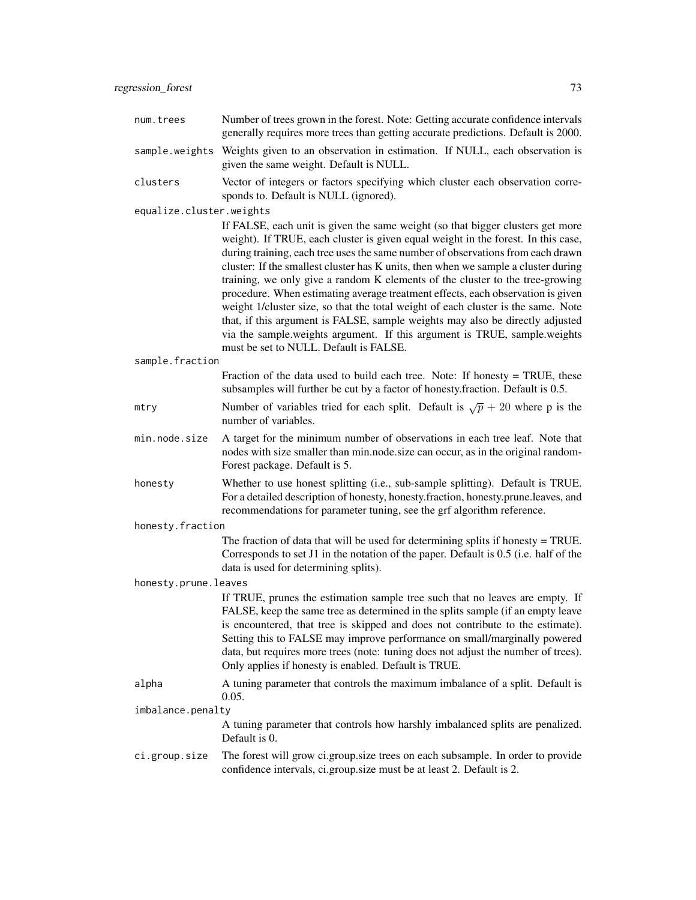**num.trees** Number of trees grown in the forest. Note: Getting accurate confidence intervals generally requires more trees than getting accurate predictions. Default is 2000.

**sample.weights** Weights given to an observation in estimation. If NULL, each observation is given the same weight. Default is NULL.

**clusters** Vector of integers or factors specifying which cluster each observation corresponds to. Default is NULL (ignored).

**equalize.cluster.weights**
If FALSE, each unit is given the same weight (so that bigger clusters get more weight). If TRUE, each cluster is given equal weight in the forest. In this case, during training, each tree uses the same number of observations from each drawn cluster: If the smallest cluster has K units, then when we sample a cluster during training, we only give a random K elements of the cluster to the tree-growing procedure. When estimating average treatment effects, each observation is given weight 1/cluster size, so that the total weight of each cluster is the same. Note that, if this argument is FALSE, sample weights may also be directly adjusted via the sample.weights argument. If this argument is TRUE, sample.weights must be set to NULL. Default is FALSE.

**sample.fraction**
Fraction of the data used to build each tree. Note: If honesty = TRUE, these subsamples will further be cut by a factor of honesty.fraction. Default is 0.5.

**mtry** Number of variables tried for each split. Default is $\sqrt{p} + 20$ where p is the number of variables.

**min.node.size** A target for the minimum number of observations in each tree leaf. Note that nodes with size smaller than min.node.size can occur, as in the original randomForest package. Default is 5.

**honesty** Whether to use honest splitting (i.e., sub-sample splitting). Default is TRUE. For a detailed description of honesty, honesty.fraction, honesty.prune.leaves, and recommendations for parameter tuning, see the grf algorithm reference.

**honesty.fraction**
The fraction of data that will be used for determining splits if honesty = TRUE. Corresponds to set J1 in the notation of the paper. Default is 0.5 (i.e. half of the data is used for determining splits).

**honesty.prune.leaves**
If TRUE, prunes the estimation sample tree such that no leaves are empty. If FALSE, keep the same tree as determined in the splits sample (if an empty leave is encountered, that tree is skipped and does not contribute to the estimate). Setting this to FALSE may improve performance on small/marginally powered data, but requires more trees (note: tuning does not adjust the number of trees). Only applies if honesty is enabled. Default is TRUE.

**alpha** A tuning parameter that controls the maximum imbalance of a split. Default is 0.05.

**imbalance.penalty**
A tuning parameter that controls how harshly imbalanced splits are penalized. Default is 0.

**ci.group.size** The forest will grow ci.group.size trees on each subsample. In order to provide confidence intervals, ci.group.size must be at least 2. Default is 2.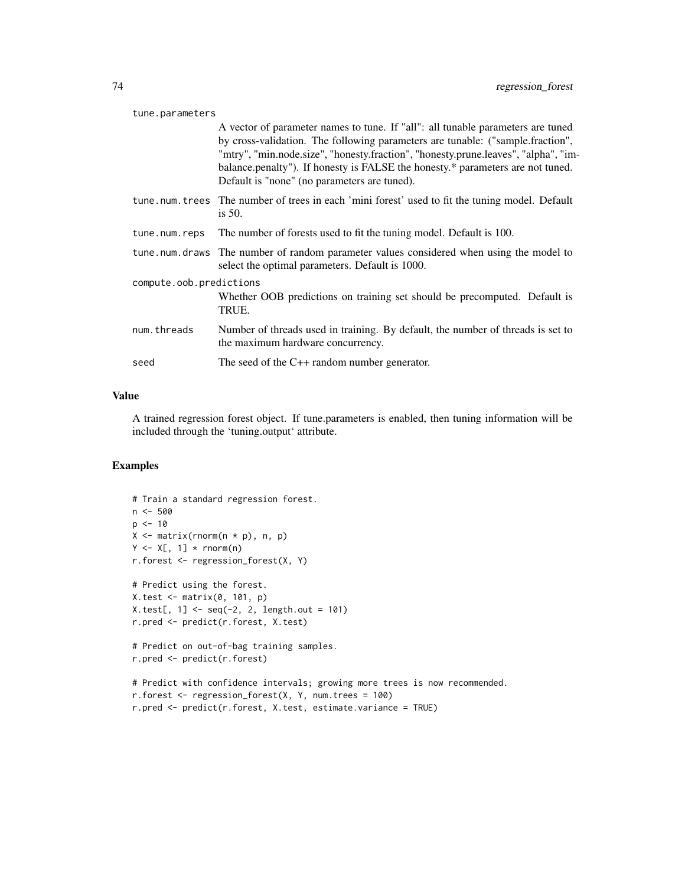tune.parameters
: A vector of parameter names to tune. If "all": all tunable parameters are tuned by cross-validation. The following parameters are tunable: ("sample.fraction", "mtry", "min.node.size", "honesty.fraction", "honesty.prune.leaves", "alpha", "imbalance.penalty"). If honesty is FALSE the honesty.* parameters are not tuned. Default is "none" (no parameters are tuned).

tune.num.trees
: The number of trees in each 'mini forest' used to fit the tuning model. Default is 50.

tune.num.reps
: The number of forests used to fit the tuning model. Default is 100.

tune.num.draws
: The number of random parameter values considered when using the model to select the optimal parameters. Default is 1000.

compute.oob.predictions
: Whether OOB predictions on training set should be precomputed. Default is TRUE.

num.threads
: Number of threads used in training. By default, the number of threads is set to the maximum hardware concurrency.

seed
: The seed of the C++ random number generator.

## Value

A trained regression forest object. If tune.parameters is enabled, then tuning information will be included through the 'tuning.output' attribute.

## Examples

```
# Train a standard regression forest.
n <- 500
p <- 10
X <- matrix(rnorm(n * p), n, p)
Y <- X[, 1] * rnorm(n)
r.forest <- regression_forest(X, Y)

# Predict using the forest.
X.test <- matrix(0, 101, p)
X.test[, 1] <- seq(-2, 2, length.out = 101)
r.pred <- predict(r.forest, X.test)

# Predict on out-of-bag training samples.
r.pred <- predict(r.forest)

# Predict with confidence intervals; growing more trees is now recommended.
r.forest <- regression_forest(X, Y, num.trees = 100)
r.pred <- predict(r.forest, X.test, estimate.variance = TRUE)
```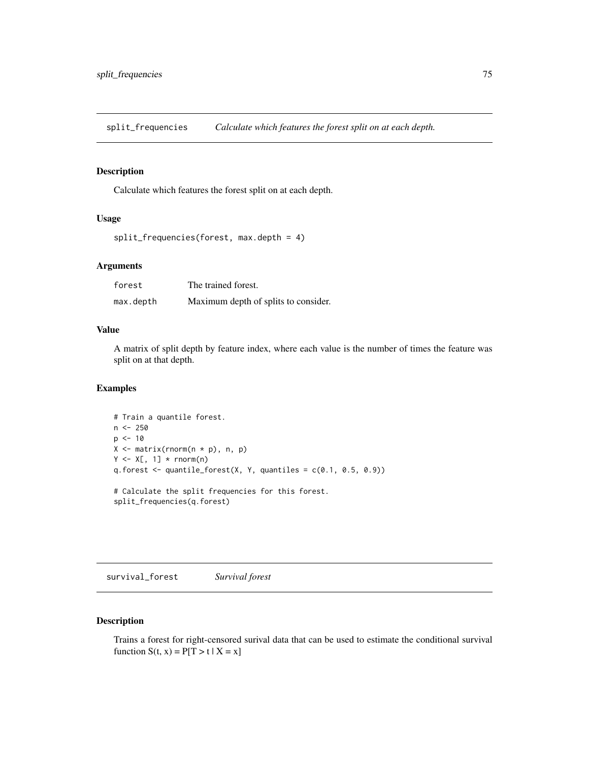## split_frequencies — *Calculate which features the forest split on at each depth.*

### Description

Calculate which features the forest split on at each depth.

### Usage

```
split_frequencies(forest, max.depth = 4)
```

### Arguments

| | |
|---|---|
| `forest` | The trained forest. |
| `max.depth` | Maximum depth of splits to consider. |

### Value

A matrix of split depth by feature index, where each value is the number of times the feature was split on at that depth.

### Examples

```
# Train a quantile forest.
n <- 250
p <- 10
X <- matrix(rnorm(n * p), n, p)
Y <- X[, 1] * rnorm(n)
q.forest <- quantile_forest(X, Y, quantiles = c(0.1, 0.5, 0.9))

# Calculate the split frequencies for this forest.
split_frequencies(q.forest)
```

## survival_forest — *Survival forest*

### Description

Trains a forest for right-censored surival data that can be used to estimate the conditional survival function S(t, x) = P[T > t | X = x]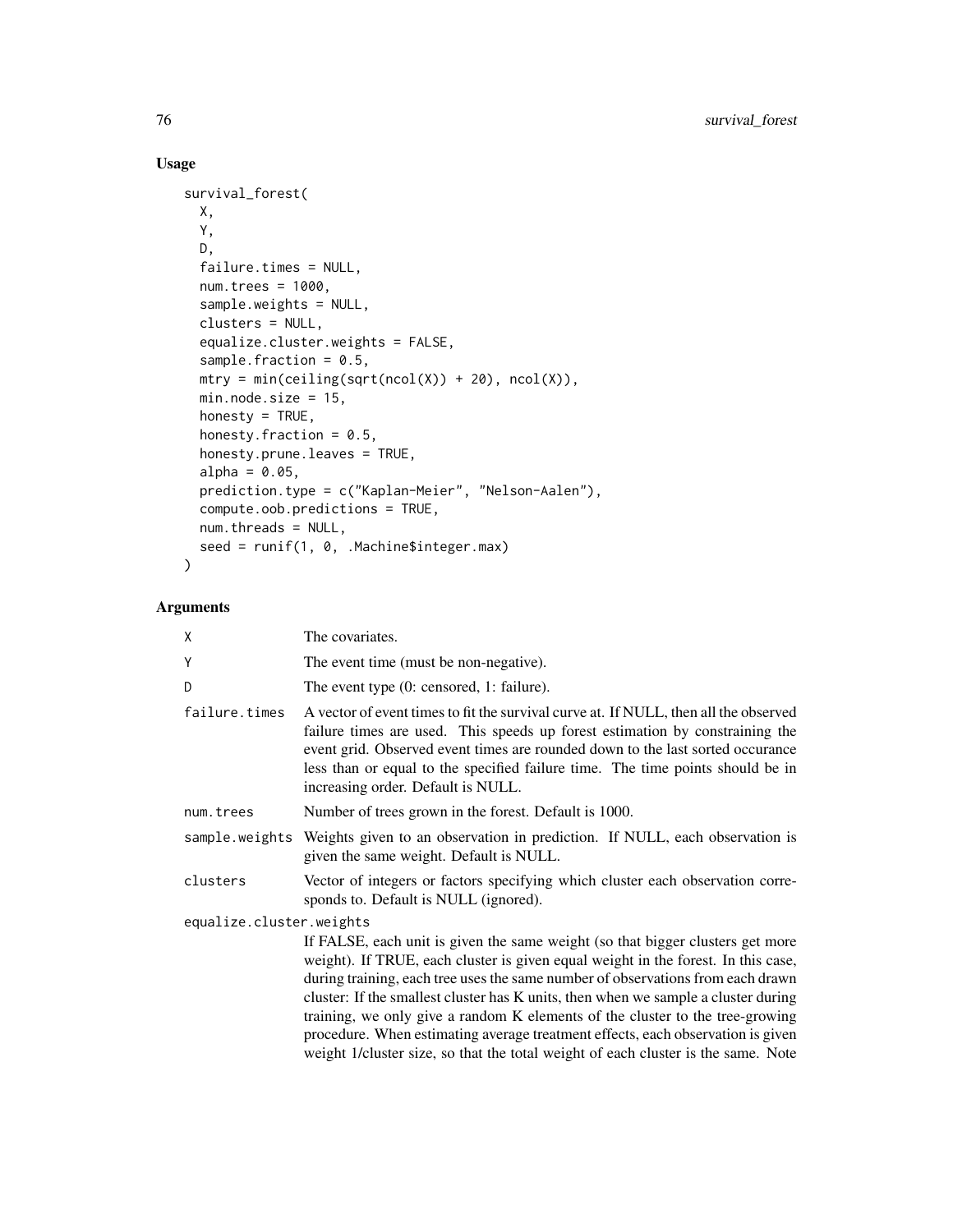## Usage

```
survival_forest(
  X,
  Y,
  D,
  failure.times = NULL,
  num.trees = 1000,
  sample.weights = NULL,
  clusters = NULL,
  equalize.cluster.weights = FALSE,
  sample.fraction = 0.5,
  mtry = min(ceiling(sqrt(ncol(X)) + 20), ncol(X)),
  min.node.size = 15,
  honesty = TRUE,
  honesty.fraction = 0.5,
  honesty.prune.leaves = TRUE,
  alpha = 0.05,
  prediction.type = c("Kaplan-Meier", "Nelson-Aalen"),
  compute.oob.predictions = TRUE,
  num.threads = NULL,
  seed = runif(1, 0, .Machine$integer.max)
)
```

## Arguments

| | |
|---|---|
| X | The covariates. |
| Y | The event time (must be non-negative). |
| D | The event type (0: censored, 1: failure). |
| failure.times | A vector of event times to fit the survival curve at. If NULL, then all the observed failure times are used. This speeds up forest estimation by constraining the event grid. Observed event times are rounded down to the last sorted occurance less than or equal to the specified failure time. The time points should be in increasing order. Default is NULL. |
| num.trees | Number of trees grown in the forest. Default is 1000. |
| sample.weights | Weights given to an observation in prediction. If NULL, each observation is given the same weight. Default is NULL. |
| clusters | Vector of integers or factors specifying which cluster each observation corresponds to. Default is NULL (ignored). |
| equalize.cluster.weights | If FALSE, each unit is given the same weight (so that bigger clusters get more weight). If TRUE, each cluster is given equal weight in the forest. In this case, during training, each tree uses the same number of observations from each drawn cluster: If the smallest cluster has K units, then when we sample a cluster during training, we only give a random K elements of the cluster to the tree-growing procedure. When estimating average treatment effects, each observation is given weight 1/cluster size, so that the total weight of each cluster is the same. Note |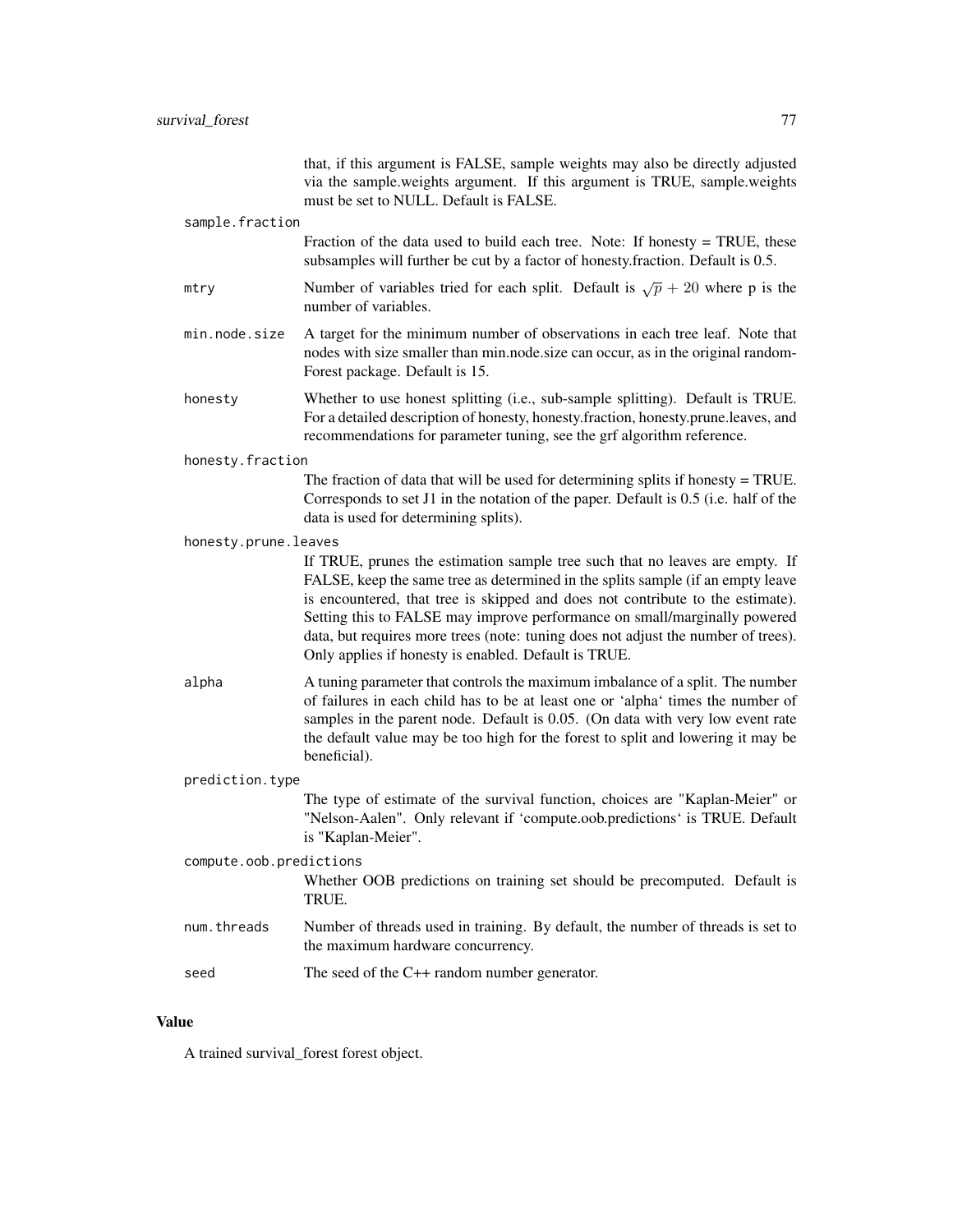that, if this argument is FALSE, sample weights may also be directly adjusted via the sample.weights argument. If this argument is TRUE, sample.weights must be set to NULL. Default is FALSE.

`sample.fraction`
: Fraction of the data used to build each tree. Note: If honesty = TRUE, these subsamples will further be cut by a factor of honesty.fraction. Default is 0.5.

`mtry`
: Number of variables tried for each split. Default is $\sqrt{p} + 20$ where p is the number of variables.

`min.node.size`
: A target for the minimum number of observations in each tree leaf. Note that nodes with size smaller than min.node.size can occur, as in the original randomForest package. Default is 15.

`honesty`
: Whether to use honest splitting (i.e., sub-sample splitting). Default is TRUE. For a detailed description of honesty, honesty.fraction, honesty.prune.leaves, and recommendations for parameter tuning, see the grf algorithm reference.

`honesty.fraction`
: The fraction of data that will be used for determining splits if honesty = TRUE. Corresponds to set J1 in the notation of the paper. Default is 0.5 (i.e. half of the data is used for determining splits).

`honesty.prune.leaves`
: If TRUE, prunes the estimation sample tree such that no leaves are empty. If FALSE, keep the same tree as determined in the splits sample (if an empty leave is encountered, that tree is skipped and does not contribute to the estimate). Setting this to FALSE may improve performance on small/marginally powered data, but requires more trees (note: tuning does not adjust the number of trees). Only applies if honesty is enabled. Default is TRUE.

`alpha`
: A tuning parameter that controls the maximum imbalance of a split. The number of failures in each child has to be at least one or 'alpha' times the number of samples in the parent node. Default is 0.05. (On data with very low event rate the default value may be too high for the forest to split and lowering it may be beneficial).

`prediction.type`
: The type of estimate of the survival function, choices are "Kaplan-Meier" or "Nelson-Aalen". Only relevant if 'compute.oob.predictions' is TRUE. Default is "Kaplan-Meier".

`compute.oob.predictions`
: Whether OOB predictions on training set should be precomputed. Default is TRUE.

`num.threads`
: Number of threads used in training. By default, the number of threads is set to the maximum hardware concurrency.

`seed`
: The seed of the C++ random number generator.

## Value

A trained survival_forest forest object.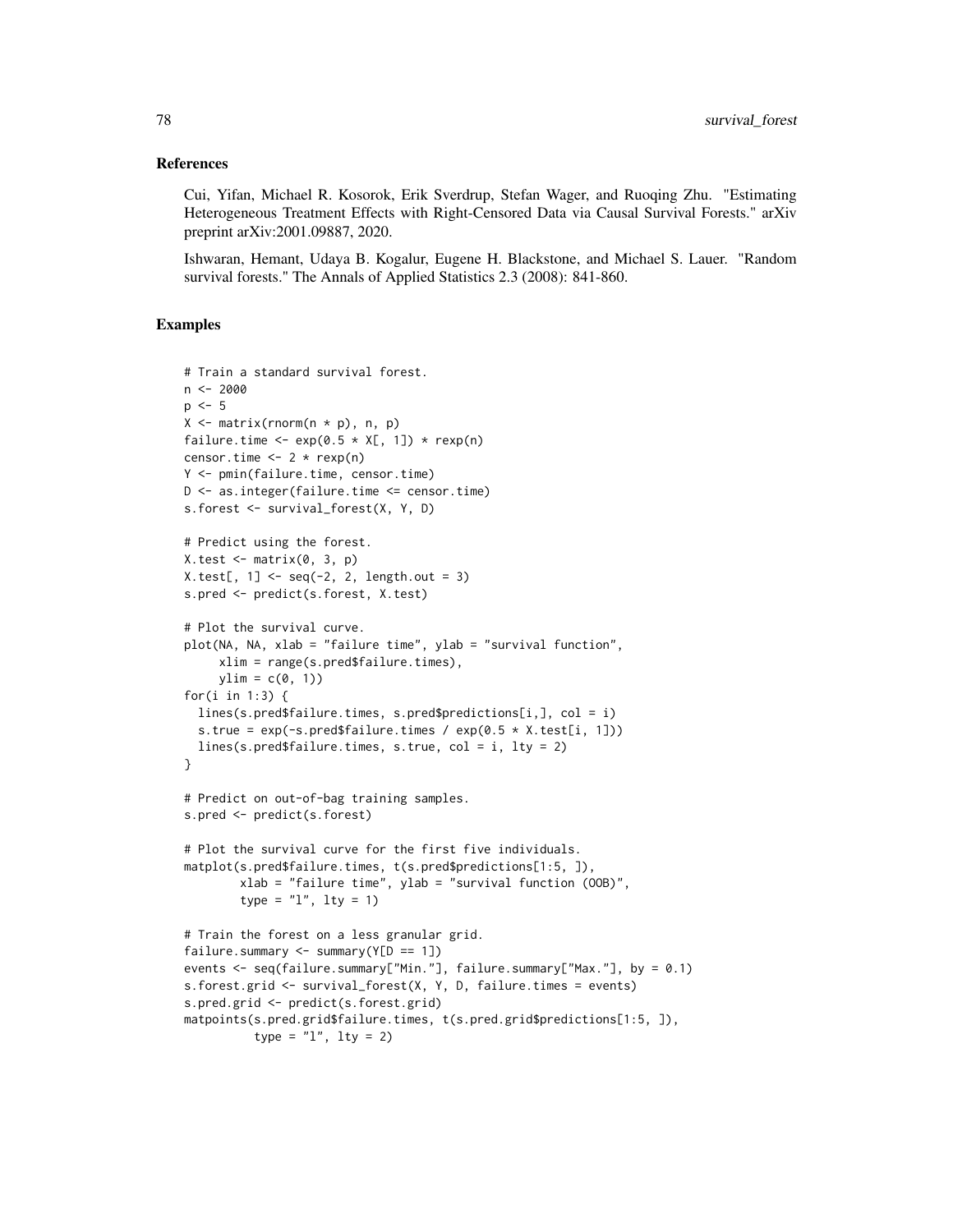## References

Cui, Yifan, Michael R. Kosorok, Erik Sverdrup, Stefan Wager, and Ruoqing Zhu. "Estimating Heterogeneous Treatment Effects with Right-Censored Data via Causal Survival Forests." arXiv preprint arXiv:2001.09887, 2020.

Ishwaran, Hemant, Udaya B. Kogalur, Eugene H. Blackstone, and Michael S. Lauer. "Random survival forests." The Annals of Applied Statistics 2.3 (2008): 841-860.

## Examples

```
# Train a standard survival forest.
n <- 2000
p <- 5
X <- matrix(rnorm(n * p), n, p)
failure.time <- exp(0.5 * X[, 1]) * rexp(n)
censor.time <- 2 * rexp(n)
Y <- pmin(failure.time, censor.time)
D <- as.integer(failure.time <= censor.time)
s.forest <- survival_forest(X, Y, D)

# Predict using the forest.
X.test <- matrix(0, 3, p)
X.test[, 1] <- seq(-2, 2, length.out = 3)
s.pred <- predict(s.forest, X.test)

# Plot the survival curve.
plot(NA, NA, xlab = "failure time", ylab = "survival function",
     xlim = range(s.pred$failure.times),
     ylim = c(0, 1))
for(i in 1:3) {
  lines(s.pred$failure.times, s.pred$predictions[i,], col = i)
  s.true = exp(-s.pred$failure.times / exp(0.5 * X.test[i, 1]))
  lines(s.pred$failure.times, s.true, col = i, lty = 2)
}

# Predict on out-of-bag training samples.
s.pred <- predict(s.forest)

# Plot the survival curve for the first five individuals.
matplot(s.pred$failure.times, t(s.pred$predictions[1:5, ]),
        xlab = "failure time", ylab = "survival function (OOB)",
        type = "l", lty = 1)

# Train the forest on a less granular grid.
failure.summary <- summary(Y[D == 1])
events <- seq(failure.summary["Min."], failure.summary["Max."], by = 0.1)
s.forest.grid <- survival_forest(X, Y, D, failure.times = events)
s.pred.grid <- predict(s.forest.grid)
matpoints(s.pred.grid$failure.times, t(s.pred.grid$predictions[1:5, ]),
          type = "l", lty = 2)
```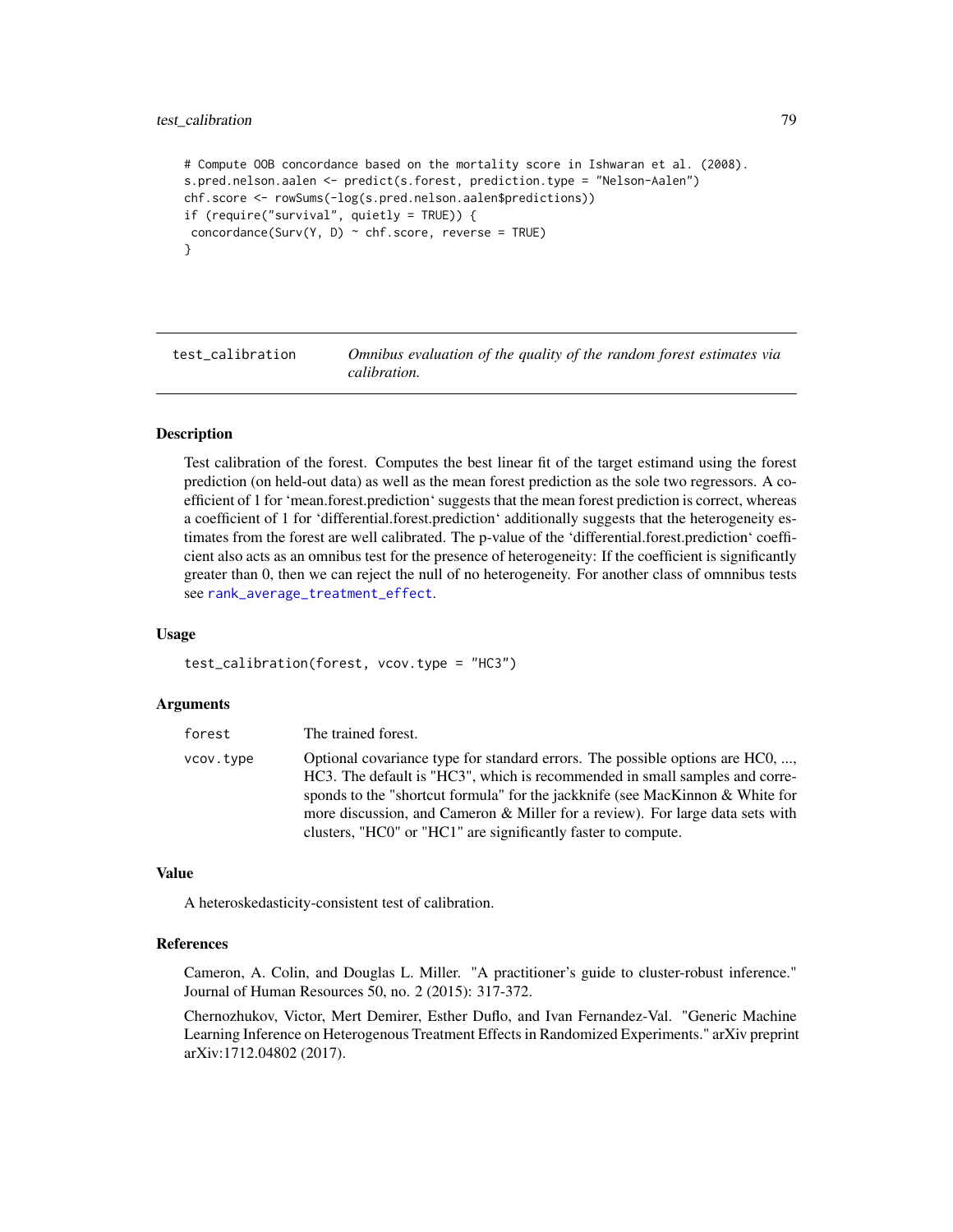```
# Compute OOB concordance based on the mortality score in Ishwaran et al. (2008).
s.pred.nelson.aalen <- predict(s.forest, prediction.type = "Nelson-Aalen")
chf.score <- rowSums(-log(s.pred.nelson.aalen$predictions))
if (require("survival", quietly = TRUE)) {
 concordance(Surv(Y, D) ~ chf.score, reverse = TRUE)
}
```

## test_calibration — *Omnibus evaluation of the quality of the random forest estimates via calibration.*

### Description

Test calibration of the forest. Computes the best linear fit of the target estimand using the forest prediction (on held-out data) as well as the mean forest prediction as the sole two regressors. A coefficient of 1 for 'mean.forest.prediction' suggests that the mean forest prediction is correct, whereas a coefficient of 1 for 'differential.forest.prediction' additionally suggests that the heterogeneity estimates from the forest are well calibrated. The p-value of the 'differential.forest.prediction' coefficient also acts as an omnibus test for the presence of heterogeneity: If the coefficient is significantly greater than 0, then we can reject the null of no heterogeneity. For another class of omnnibus tests see rank_average_treatment_effect.

### Usage

```
test_calibration(forest, vcov.type = "HC3")
```

### Arguments

| | |
|---|---|
| forest | The trained forest. |
| vcov.type | Optional covariance type for standard errors. The possible options are HC0, ..., HC3. The default is "HC3", which is recommended in small samples and corresponds to the "shortcut formula" for the jackknife (see MacKinnon & White for more discussion, and Cameron & Miller for a review). For large data sets with clusters, "HC0" or "HC1" are significantly faster to compute. |

### Value

A heteroskedasticity-consistent test of calibration.

### References

Cameron, A. Colin, and Douglas L. Miller. "A practitioner's guide to cluster-robust inference." Journal of Human Resources 50, no. 2 (2015): 317-372.

Chernozhukov, Victor, Mert Demirer, Esther Duflo, and Ivan Fernandez-Val. "Generic Machine Learning Inference on Heterogenous Treatment Effects in Randomized Experiments." arXiv preprint arXiv:1712.04802 (2017).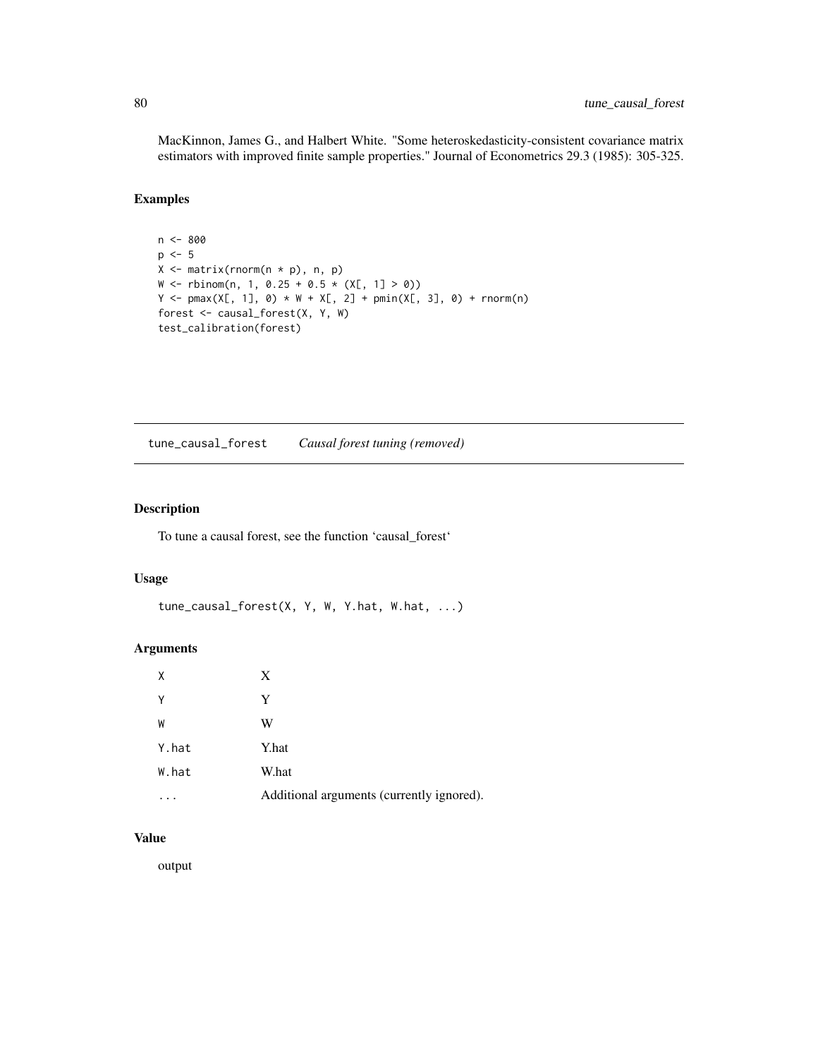MacKinnon, James G., and Halbert White. "Some heteroskedasticity-consistent covariance matrix estimators with improved finite sample properties." Journal of Econometrics 29.3 (1985): 305-325.

### Examples

```
n <- 800
p <- 5
X <- matrix(rnorm(n * p), n, p)
W <- rbinom(n, 1, 0.25 + 0.5 * (X[, 1] > 0))
Y <- pmax(X[, 1], 0) * W + X[, 2] + pmin(X[, 3], 0) + rnorm(n)
forest <- causal_forest(X, Y, W)
test_calibration(forest)
```

---

## tune_causal_forest *Causal forest tuning (removed)*

---

### Description

To tune a causal forest, see the function 'causal_forest'

### Usage

```
tune_causal_forest(X, Y, W, Y.hat, W.hat, ...)
```

### Arguments

| | |
|---|---|
| X | X |
| Y | Y |
| W | W |
| Y.hat | Y.hat |
| W.hat | W.hat |
| ... | Additional arguments (currently ignored). |

### Value

output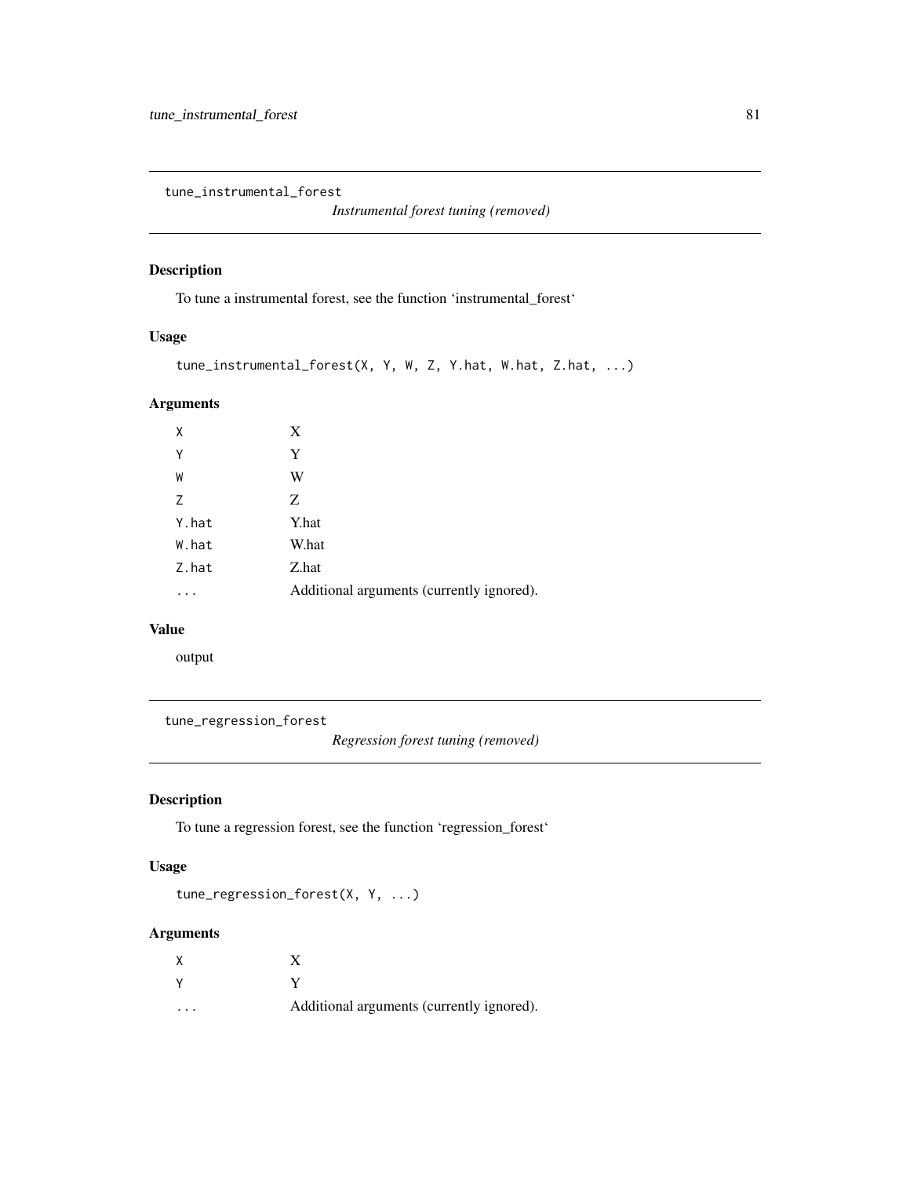## tune_instrumental_forest

*Instrumental forest tuning (removed)*

### Description

To tune a instrumental forest, see the function ‘instrumental_forest‘

### Usage

```
tune_instrumental_forest(X, Y, W, Z, Y.hat, W.hat, Z.hat, ...)
```

### Arguments

| | |
|---|---|
| X | X |
| Y | Y |
| W | W |
| Z | Z |
| Y.hat | Y.hat |
| W.hat | W.hat |
| Z.hat | Z.hat |
| ... | Additional arguments (currently ignored). |

### Value

output

## tune_regression_forest

*Regression forest tuning (removed)*

### Description

To tune a regression forest, see the function ‘regression_forest‘

### Usage

```
tune_regression_forest(X, Y, ...)
```

### Arguments

| | |
|---|---|
| X | X |
| Y | Y |
| ... | Additional arguments (currently ignored). |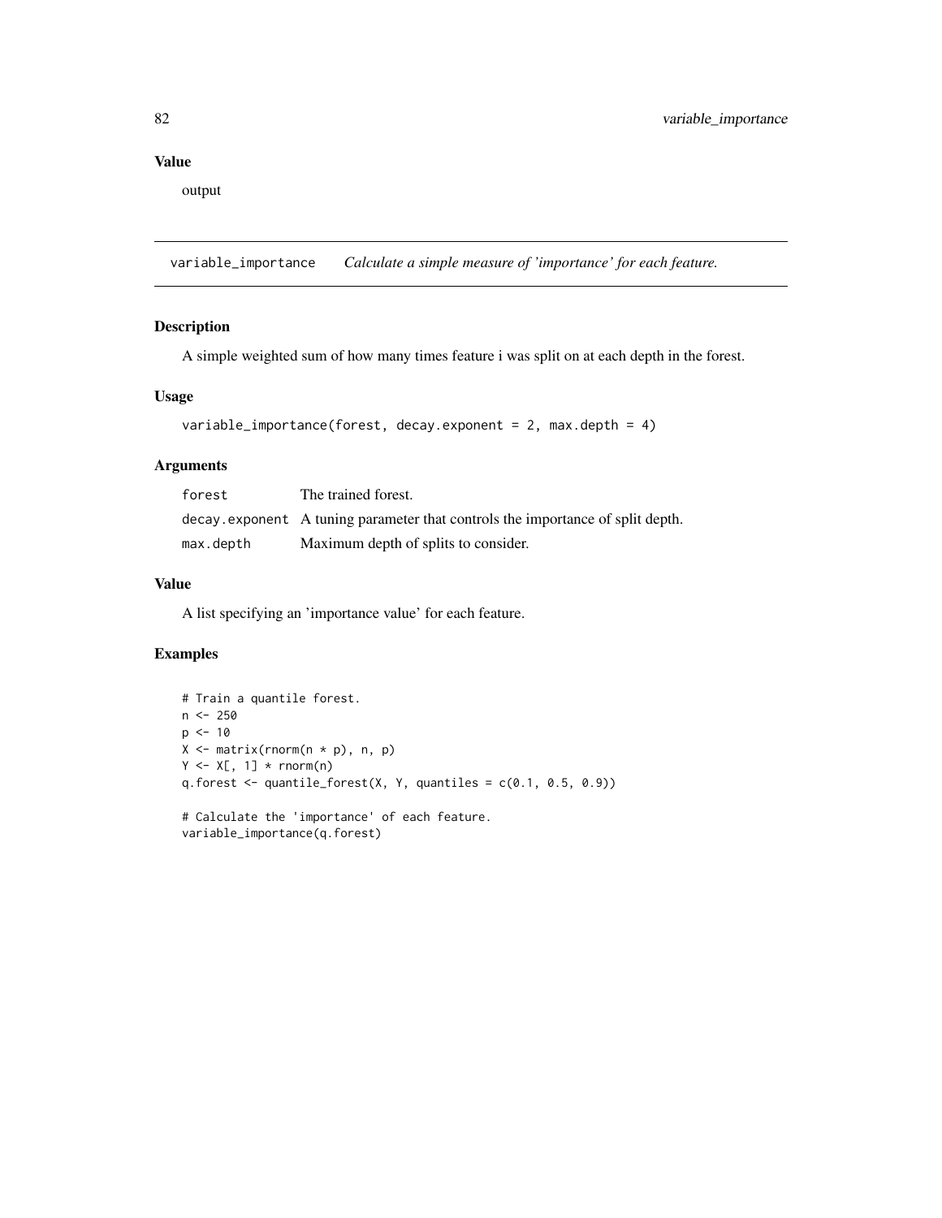## Value

output

---

**variable_importance** *Calculate a simple measure of 'importance' for each feature.*

---

## Description

A simple weighted sum of how many times feature i was split on at each depth in the forest.

## Usage

```
variable_importance(forest, decay.exponent = 2, max.depth = 4)
```

## Arguments

| | |
|---|---|
| `forest` | The trained forest. |
| `decay.exponent` | A tuning parameter that controls the importance of split depth. |
| `max.depth` | Maximum depth of splits to consider. |

## Value

A list specifying an 'importance value' for each feature.

## Examples

```
# Train a quantile forest.
n <- 250
p <- 10
X <- matrix(rnorm(n * p), n, p)
Y <- X[, 1] * rnorm(n)
q.forest <- quantile_forest(X, Y, quantiles = c(0.1, 0.5, 0.9))

# Calculate the 'importance' of each feature.
variable_importance(q.forest)
```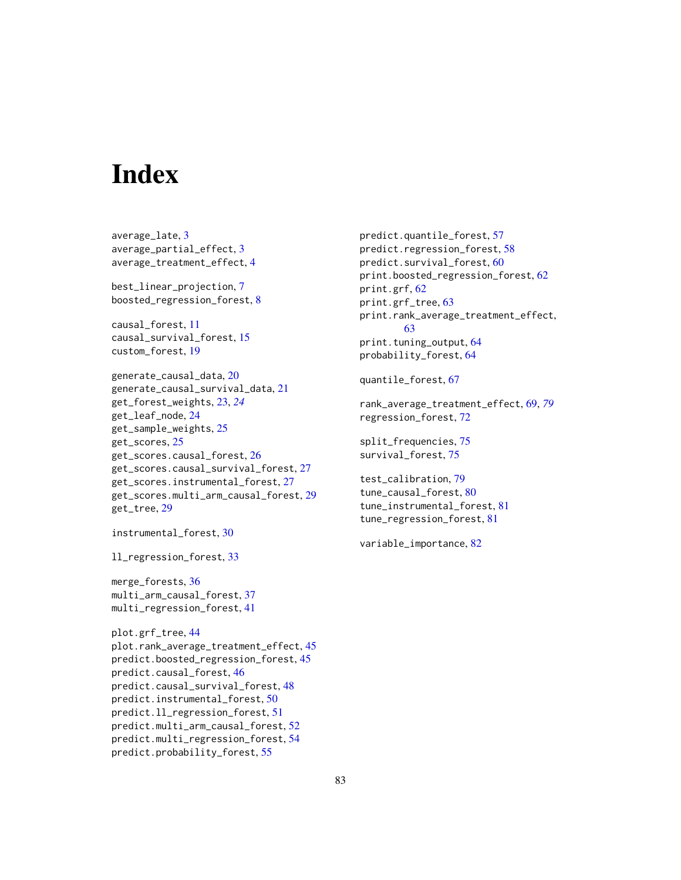# Index

average_late, 3
average_partial_effect, 3
average_treatment_effect, 4

best_linear_projection, 7
boosted_regression_forest, 8

causal_forest, 11
causal_survival_forest, 15
custom_forest, 19

generate_causal_data, 20
generate_causal_survival_data, 21
get_forest_weights, 23, *24*
get_leaf_node, 24
get_sample_weights, 25
get_scores, 25
get_scores.causal_forest, 26
get_scores.causal_survival_forest, 27
get_scores.instrumental_forest, 27
get_scores.multi_arm_causal_forest, 29
get_tree, 29

instrumental_forest, 30

ll_regression_forest, 33

merge_forests, 36
multi_arm_causal_forest, 37
multi_regression_forest, 41

plot.grf_tree, 44
plot.rank_average_treatment_effect, 45
predict.boosted_regression_forest, 45
predict.causal_forest, 46
predict.causal_survival_forest, 48
predict.instrumental_forest, 50
predict.ll_regression_forest, 51
predict.multi_arm_causal_forest, 52
predict.multi_regression_forest, 54
predict.probability_forest, 55
predict.quantile_forest, 57
predict.regression_forest, 58
predict.survival_forest, 60
print.boosted_regression_forest, 62
print.grf, 62
print.grf_tree, 63
print.rank_average_treatment_effect, 63
print.tuning_output, 64
probability_forest, 64

quantile_forest, 67

rank_average_treatment_effect, 69, *79*
regression_forest, 72

split_frequencies, 75
survival_forest, 75

test_calibration, 79
tune_causal_forest, 80
tune_instrumental_forest, 81
tune_regression_forest, 81

variable_importance, 82